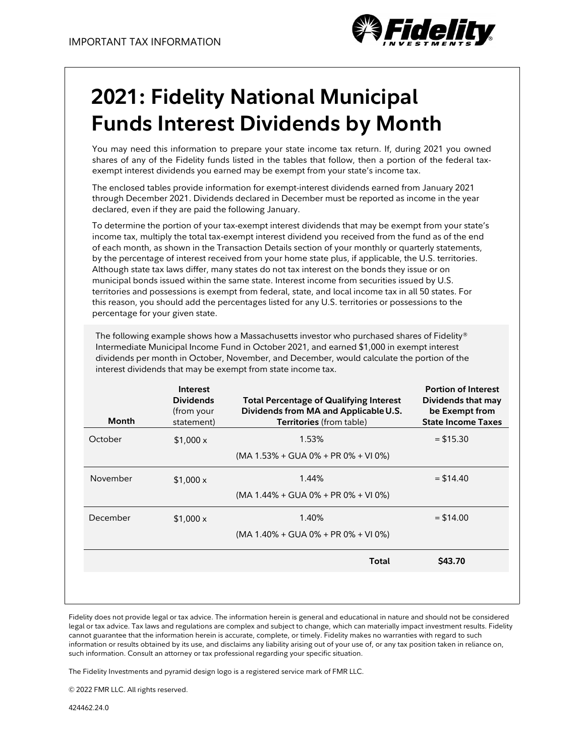IMPORTANT TAX INFORMATION

# 2021: Fidelity National Municipal Funds Interest Dividends by Month

You may need this information to prepare your state income tax return. If, during 2021 you owned shares of any of the Fidelity funds listed in the tables that follow, then a portion of the federal tax-exempt interest dividends you earned may be exempt from your state's income tax.

The enclosed tables provide information for exempt-interest dividends earned from January 2021 through December 2021. Dividends declared in December must be reported as income in the year declared, even if they are paid the following January.

To determine the portion of your tax-exempt interest dividends that may be exempt from your state's income tax, multiply the total tax-exempt interest dividend you received from the fund as of the end of each month, as shown in the Transaction Details section of your monthly or quarterly statements, by the percentage of interest received from your home state plus, if applicable, the U.S. territories. Although state tax laws differ, many states do not tax interest on the bonds they issue or on municipal bonds issued within the same state. Interest income from securities issued by U.S. territories and possessions is exempt from federal, state, and local income tax in all 50 states. For this reason, you should add the percentages listed for any U.S. territories or possessions to the percentage for your given state.

The following example shows how a Massachusetts investor who purchased shares of Fidelity® Intermediate Municipal Income Fund in October 2021, and earned $1,000 in exempt interest dividends per month in October, November, and December, would calculate the portion of the interest dividends that may be exempt from state income tax.

| **Month** | **Interest Dividends** (from your statement) | **Total Percentage of Qualifying Interest Dividends from MA and Applicable U.S. Territories** (from table) | **Portion of Interest Dividends that may be Exempt from State Income Taxes** |
|---|---|---|---|
| October | $1,000 x | 1.53% (MA 1.53% + GUA 0% + PR 0% + VI 0%) | = $15.30 |
| November | $1,000 x | 1.44% (MA 1.44% + GUA 0% + PR 0% + VI 0%) | = $14.40 |
| December | $1,000 x | 1.40% (MA 1.40% + GUA 0% + PR 0% + VI 0%) | = $14.00 |
| | | **Total** | **$43.70** |

Fidelity does not provide legal or tax advice. The information herein is general and educational in nature and should not be considered legal or tax advice. Tax laws and regulations are complex and subject to change, which can materially impact investment results. Fidelity cannot guarantee that the information herein is accurate, complete, or timely. Fidelity makes no warranties with regard to such information or results obtained by its use, and disclaims any liability arising out of your use of, or any tax position taken in reliance on, such information. Consult an attorney or tax professional regarding your specific situation.

The Fidelity Investments and pyramid design logo is a registered service mark of FMR LLC.

© 2022 FMR LLC. All rights reserved.

424462.24.0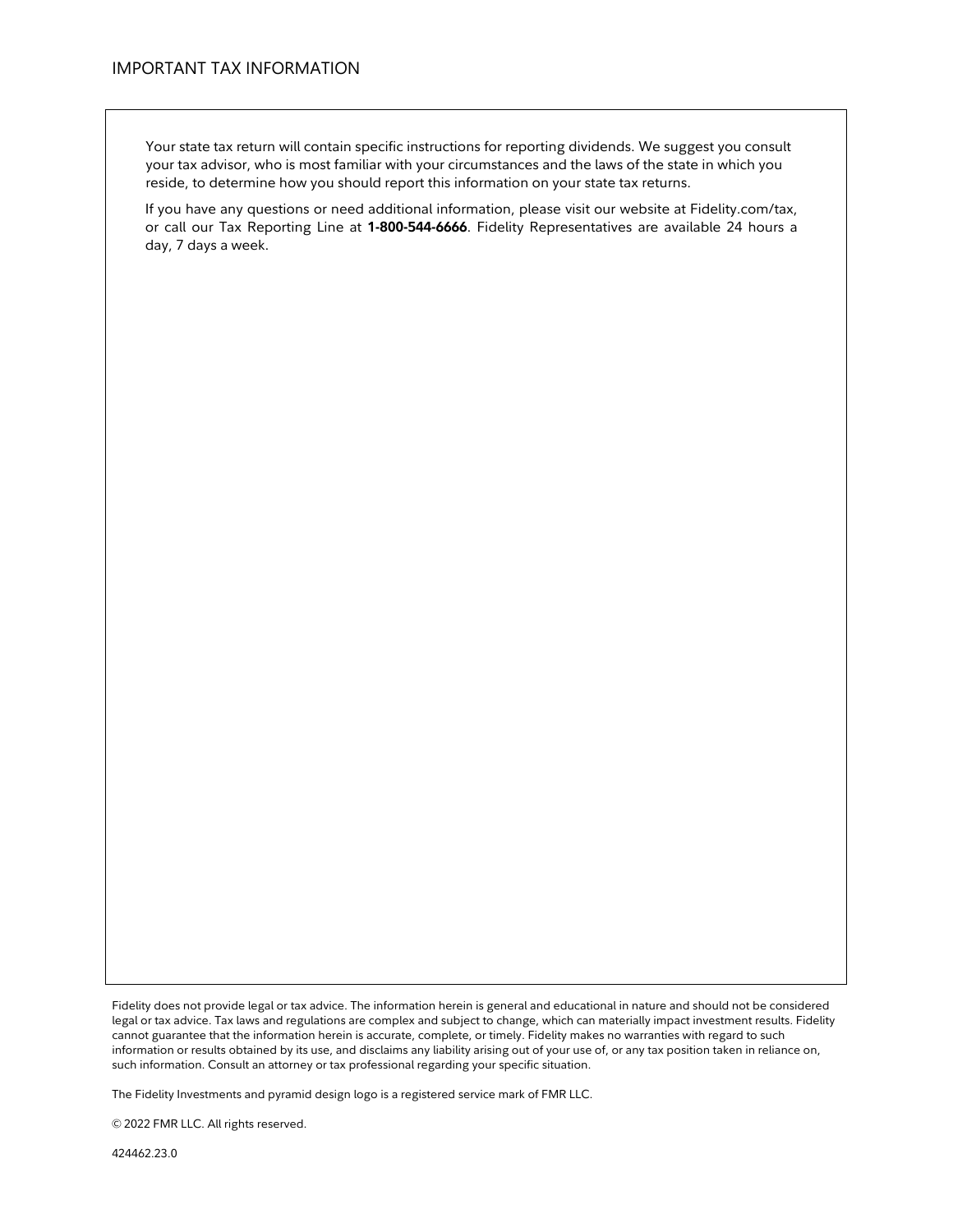IMPORTANT TAX INFORMATION

Your state tax return will contain specific instructions for reporting dividends. We suggest you consult your tax advisor, who is most familiar with your circumstances and the laws of the state in which you reside, to determine how you should report this information on your state tax returns.

If you have any questions or need additional information, please visit our website at Fidelity.com/tax, or call our Tax Reporting Line at **1-800-544-6666**. Fidelity Representatives are available 24 hours a day, 7 days a week.

Fidelity does not provide legal or tax advice. The information herein is general and educational in nature and should not be considered legal or tax advice. Tax laws and regulations are complex and subject to change, which can materially impact investment results. Fidelity cannot guarantee that the information herein is accurate, complete, or timely. Fidelity makes no warranties with regard to such information or results obtained by its use, and disclaims any liability arising out of your use of, or any tax position taken in reliance on, such information. Consult an attorney or tax professional regarding your specific situation.

The Fidelity Investments and pyramid design logo is a registered service mark of FMR LLC.

© 2022 FMR LLC. All rights reserved.

424462.23.0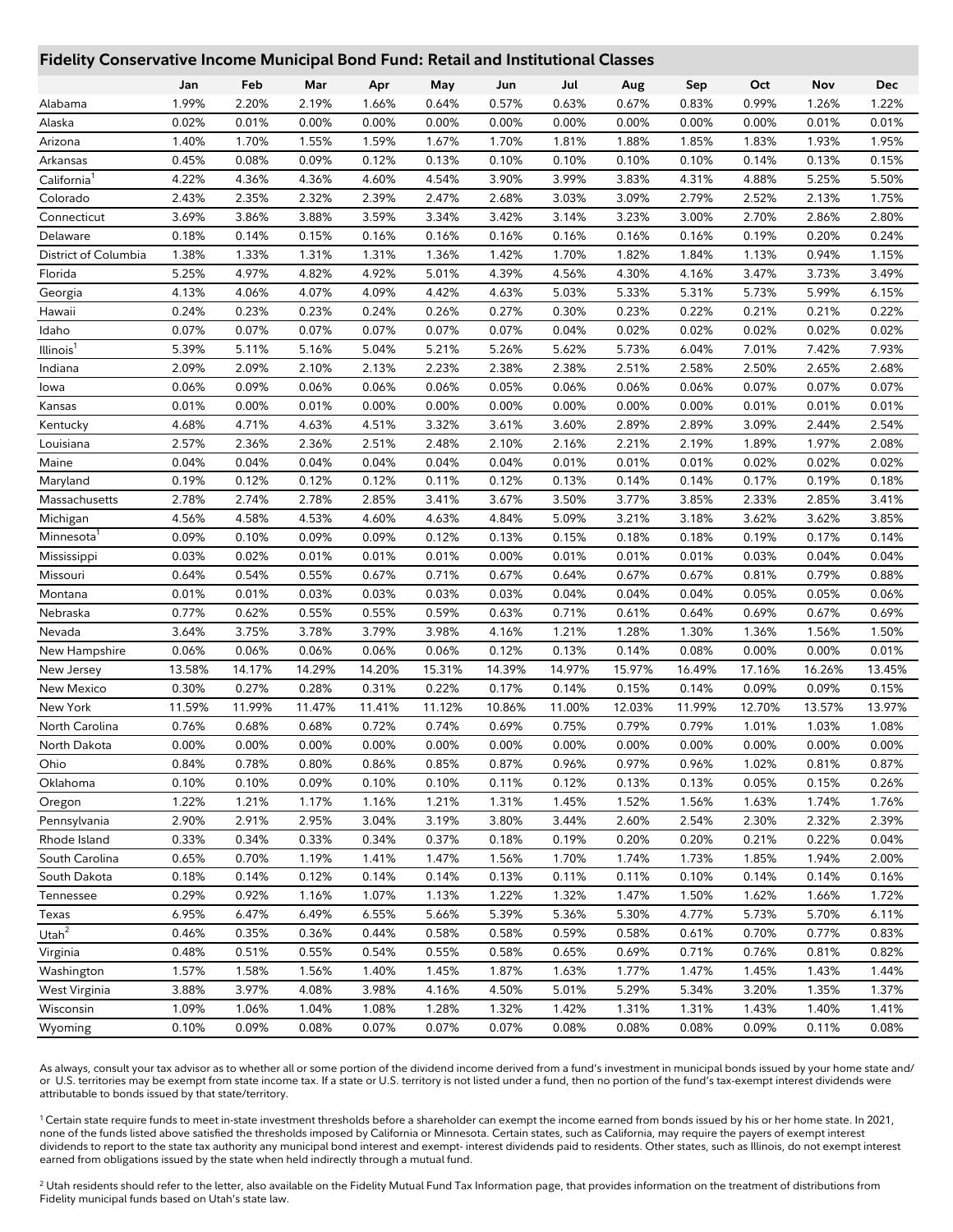## Fidelity Conservative Income Municipal Bond Fund: Retail and Institutional Classes

| | Jan | Feb | Mar | Apr | May | Jun | Jul | Aug | Sep | Oct | Nov | Dec |
|---|---|---|---|---|---|---|---|---|---|---|---|---|
| Alabama | 1.99% | 2.20% | 2.19% | 1.66% | 0.64% | 0.57% | 0.63% | 0.67% | 0.83% | 0.99% | 1.26% | 1.22% |
| Alaska | 0.02% | 0.01% | 0.00% | 0.00% | 0.00% | 0.00% | 0.00% | 0.00% | 0.00% | 0.00% | 0.01% | 0.01% |
| Arizona | 1.40% | 1.70% | 1.55% | 1.59% | 1.67% | 1.70% | 1.81% | 1.88% | 1.85% | 1.83% | 1.93% | 1.95% |
| Arkansas | 0.45% | 0.08% | 0.09% | 0.12% | 0.13% | 0.10% | 0.10% | 0.10% | 0.10% | 0.14% | 0.13% | 0.15% |
| California[1] | 4.22% | 4.36% | 4.36% | 4.60% | 4.54% | 3.90% | 3.99% | 3.83% | 4.31% | 4.88% | 5.25% | 5.50% |
| Colorado | 2.43% | 2.35% | 2.32% | 2.39% | 2.47% | 2.68% | 3.03% | 3.09% | 2.79% | 2.52% | 2.13% | 1.75% |
| Connecticut | 3.69% | 3.86% | 3.88% | 3.59% | 3.34% | 3.42% | 3.14% | 3.23% | 3.00% | 2.70% | 2.86% | 2.80% |
| Delaware | 0.18% | 0.14% | 0.15% | 0.16% | 0.16% | 0.16% | 0.16% | 0.16% | 0.16% | 0.19% | 0.20% | 0.24% |
| District of Columbia | 1.38% | 1.33% | 1.31% | 1.31% | 1.36% | 1.42% | 1.70% | 1.82% | 1.84% | 1.13% | 0.94% | 1.15% |
| Florida | 5.25% | 4.97% | 4.82% | 4.92% | 5.01% | 4.39% | 4.56% | 4.30% | 4.16% | 3.47% | 3.73% | 3.49% |
| Georgia | 4.13% | 4.06% | 4.07% | 4.09% | 4.42% | 4.63% | 5.03% | 5.33% | 5.31% | 5.73% | 5.99% | 6.15% |
| Hawaii | 0.24% | 0.23% | 0.23% | 0.24% | 0.26% | 0.27% | 0.30% | 0.23% | 0.22% | 0.21% | 0.21% | 0.22% |
| Idaho | 0.07% | 0.07% | 0.07% | 0.07% | 0.07% | 0.07% | 0.04% | 0.02% | 0.02% | 0.02% | 0.02% | 0.02% |
| Illinois[1] | 5.39% | 5.11% | 5.16% | 5.04% | 5.21% | 5.26% | 5.62% | 5.73% | 6.04% | 7.01% | 7.42% | 7.93% |
| Indiana | 2.09% | 2.09% | 2.10% | 2.13% | 2.23% | 2.38% | 2.38% | 2.51% | 2.58% | 2.50% | 2.65% | 2.68% |
| Iowa | 0.06% | 0.09% | 0.06% | 0.06% | 0.06% | 0.05% | 0.06% | 0.06% | 0.06% | 0.07% | 0.07% | 0.07% |
| Kansas | 0.01% | 0.00% | 0.01% | 0.00% | 0.00% | 0.00% | 0.00% | 0.00% | 0.00% | 0.01% | 0.01% | 0.01% |
| Kentucky | 4.68% | 4.71% | 4.63% | 4.51% | 3.32% | 3.61% | 3.60% | 2.89% | 2.89% | 3.09% | 2.44% | 2.54% |
| Louisiana | 2.57% | 2.36% | 2.36% | 2.51% | 2.48% | 2.10% | 2.16% | 2.21% | 2.19% | 1.89% | 1.97% | 2.08% |
| Maine | 0.04% | 0.04% | 0.04% | 0.04% | 0.04% | 0.04% | 0.01% | 0.01% | 0.01% | 0.02% | 0.02% | 0.02% |
| Maryland | 0.19% | 0.12% | 0.12% | 0.12% | 0.11% | 0.12% | 0.13% | 0.14% | 0.14% | 0.17% | 0.19% | 0.18% |
| Massachusetts | 2.78% | 2.74% | 2.78% | 2.85% | 3.41% | 3.67% | 3.50% | 3.77% | 3.85% | 2.33% | 2.85% | 3.41% |
| Michigan | 4.56% | 4.58% | 4.53% | 4.60% | 4.63% | 4.84% | 5.09% | 3.21% | 3.18% | 3.62% | 3.62% | 3.85% |
| Minnesota[1] | 0.09% | 0.10% | 0.09% | 0.09% | 0.12% | 0.13% | 0.15% | 0.18% | 0.18% | 0.19% | 0.17% | 0.14% |
| Mississippi | 0.03% | 0.02% | 0.01% | 0.01% | 0.01% | 0.00% | 0.01% | 0.01% | 0.01% | 0.03% | 0.04% | 0.04% |
| Missouri | 0.64% | 0.54% | 0.55% | 0.67% | 0.71% | 0.67% | 0.64% | 0.67% | 0.67% | 0.81% | 0.79% | 0.88% |
| Montana | 0.01% | 0.01% | 0.03% | 0.03% | 0.03% | 0.03% | 0.04% | 0.04% | 0.04% | 0.05% | 0.05% | 0.06% |
| Nebraska | 0.77% | 0.62% | 0.55% | 0.55% | 0.59% | 0.63% | 0.71% | 0.61% | 0.64% | 0.69% | 0.67% | 0.69% |
| Nevada | 3.64% | 3.75% | 3.78% | 3.79% | 3.98% | 4.16% | 1.21% | 1.28% | 1.30% | 1.36% | 1.56% | 1.50% |
| New Hampshire | 0.06% | 0.06% | 0.06% | 0.06% | 0.06% | 0.12% | 0.13% | 0.14% | 0.08% | 0.00% | 0.00% | 0.01% |
| New Jersey | 13.58% | 14.17% | 14.29% | 14.20% | 15.31% | 14.39% | 14.97% | 15.97% | 16.49% | 17.16% | 16.26% | 13.45% |
| New Mexico | 0.30% | 0.27% | 0.28% | 0.31% | 0.22% | 0.17% | 0.14% | 0.15% | 0.14% | 0.09% | 0.09% | 0.15% |
| New York | 11.59% | 11.99% | 11.47% | 11.41% | 11.12% | 10.86% | 11.00% | 12.03% | 11.99% | 12.70% | 13.57% | 13.97% |
| North Carolina | 0.76% | 0.68% | 0.68% | 0.72% | 0.74% | 0.69% | 0.75% | 0.79% | 0.79% | 1.01% | 1.03% | 1.08% |
| North Dakota | 0.00% | 0.00% | 0.00% | 0.00% | 0.00% | 0.00% | 0.00% | 0.00% | 0.00% | 0.00% | 0.00% | 0.00% |
| Ohio | 0.84% | 0.78% | 0.80% | 0.86% | 0.85% | 0.87% | 0.96% | 0.97% | 0.96% | 1.02% | 0.81% | 0.87% |
| Oklahoma | 0.10% | 0.10% | 0.09% | 0.10% | 0.10% | 0.11% | 0.12% | 0.13% | 0.13% | 0.05% | 0.15% | 0.26% |
| Oregon | 1.22% | 1.21% | 1.17% | 1.16% | 1.21% | 1.31% | 1.45% | 1.52% | 1.56% | 1.63% | 1.74% | 1.76% |
| Pennsylvania | 2.90% | 2.91% | 2.95% | 3.04% | 3.19% | 3.80% | 3.44% | 2.60% | 2.54% | 2.30% | 2.32% | 2.39% |
| Rhode Island | 0.33% | 0.34% | 0.33% | 0.34% | 0.37% | 0.18% | 0.19% | 0.20% | 0.20% | 0.21% | 0.22% | 0.04% |
| South Carolina | 0.65% | 0.70% | 1.19% | 1.41% | 1.47% | 1.56% | 1.70% | 1.74% | 1.73% | 1.85% | 1.94% | 2.00% |
| South Dakota | 0.18% | 0.14% | 0.12% | 0.14% | 0.14% | 0.13% | 0.11% | 0.11% | 0.10% | 0.14% | 0.14% | 0.16% |
| Tennessee | 0.29% | 0.92% | 1.16% | 1.07% | 1.13% | 1.22% | 1.32% | 1.47% | 1.50% | 1.62% | 1.66% | 1.72% |
| Texas | 6.95% | 6.47% | 6.49% | 6.55% | 5.66% | 5.39% | 5.36% | 5.30% | 4.77% | 5.73% | 5.70% | 6.11% |
| Utah[2] | 0.46% | 0.35% | 0.36% | 0.44% | 0.58% | 0.58% | 0.59% | 0.58% | 0.61% | 0.70% | 0.77% | 0.83% |
| Virginia | 0.48% | 0.51% | 0.55% | 0.54% | 0.55% | 0.58% | 0.65% | 0.69% | 0.71% | 0.76% | 0.81% | 0.82% |
| Washington | 1.57% | 1.58% | 1.56% | 1.40% | 1.45% | 1.87% | 1.63% | 1.77% | 1.47% | 1.45% | 1.43% | 1.44% |
| West Virginia | 3.88% | 3.97% | 4.08% | 3.98% | 4.16% | 4.50% | 5.01% | 5.29% | 5.34% | 3.20% | 1.35% | 1.37% |
| Wisconsin | 1.09% | 1.06% | 1.04% | 1.08% | 1.28% | 1.32% | 1.42% | 1.31% | 1.31% | 1.43% | 1.40% | 1.41% |
| Wyoming | 0.10% | 0.09% | 0.08% | 0.07% | 0.07% | 0.07% | 0.08% | 0.08% | 0.08% | 0.09% | 0.11% | 0.08% |

As always, consult your tax advisor as to whether all or some portion of the dividend income derived from a fund's investment in municipal bonds issued by your home state and/ or U.S. territories may be exempt from state income tax. If a state or U.S. territory is not listed under a fund, then no portion of the fund's tax-exempt interest dividends were attributable to bonds issued by that state/territory.

[1] Certain state require funds to meet in-state investment thresholds before a shareholder can exempt the income earned from bonds issued by his or her home state. In 2021, none of the funds listed above satisfied the thresholds imposed by California or Minnesota. Certain states, such as California, may require the payers of exempt interest dividends to report to the state tax authority any municipal bond interest and exempt- interest dividends paid to residents. Other states, such as Illinois, do not exempt interest earned from obligations issued by the state when held indirectly through a mutual fund.

[2] Utah residents should refer to the letter, also available on the Fidelity Mutual Fund Tax Information page, that provides information on the treatment of distributions from Fidelity municipal funds based on Utah's state law.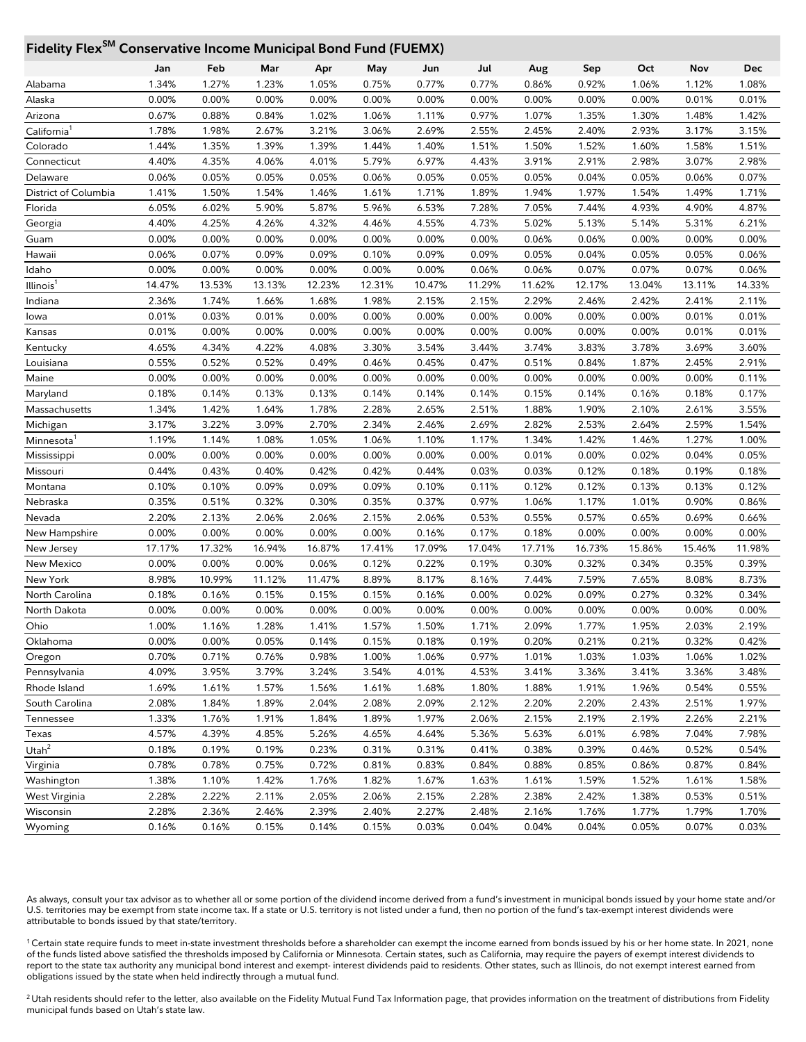## Fidelity Flex℠ Conservative Income Municipal Bond Fund (FUEMX)

| | Jan | Feb | Mar | Apr | May | Jun | Jul | Aug | Sep | Oct | Nov | Dec |
|---|---|---|---|---|---|---|---|---|---|---|---|---|
| Alabama | 1.34% | 1.27% | 1.23% | 1.05% | 0.75% | 0.77% | 0.77% | 0.86% | 0.92% | 1.06% | 1.12% | 1.08% |
| Alaska | 0.00% | 0.00% | 0.00% | 0.00% | 0.00% | 0.00% | 0.00% | 0.00% | 0.00% | 0.00% | 0.01% | 0.01% |
| Arizona | 0.67% | 0.88% | 0.84% | 1.02% | 1.06% | 1.11% | 0.97% | 1.07% | 1.35% | 1.30% | 1.48% | 1.42% |
| California[1] | 1.78% | 1.98% | 2.67% | 3.21% | 3.06% | 2.69% | 2.55% | 2.45% | 2.40% | 2.93% | 3.17% | 3.15% |
| Colorado | 1.44% | 1.35% | 1.39% | 1.39% | 1.44% | 1.40% | 1.51% | 1.50% | 1.52% | 1.60% | 1.58% | 1.51% |
| Connecticut | 4.40% | 4.35% | 4.06% | 4.01% | 5.79% | 6.97% | 4.43% | 3.91% | 2.91% | 2.98% | 3.07% | 2.98% |
| Delaware | 0.06% | 0.05% | 0.05% | 0.05% | 0.06% | 0.05% | 0.05% | 0.05% | 0.04% | 0.05% | 0.06% | 0.07% |
| District of Columbia | 1.41% | 1.50% | 1.54% | 1.46% | 1.61% | 1.71% | 1.89% | 1.94% | 1.97% | 1.54% | 1.49% | 1.71% |
| Florida | 6.05% | 6.02% | 5.90% | 5.87% | 5.96% | 6.53% | 7.28% | 7.05% | 7.44% | 4.93% | 4.90% | 4.87% |
| Georgia | 4.40% | 4.25% | 4.26% | 4.32% | 4.46% | 4.55% | 4.73% | 5.02% | 5.13% | 5.14% | 5.31% | 6.21% |
| Guam | 0.00% | 0.00% | 0.00% | 0.00% | 0.00% | 0.00% | 0.00% | 0.06% | 0.06% | 0.00% | 0.00% | 0.00% |
| Hawaii | 0.06% | 0.07% | 0.09% | 0.09% | 0.10% | 0.09% | 0.09% | 0.05% | 0.04% | 0.05% | 0.05% | 0.06% |
| Idaho | 0.00% | 0.00% | 0.00% | 0.00% | 0.00% | 0.00% | 0.06% | 0.06% | 0.07% | 0.07% | 0.07% | 0.06% |
| Illinois[1] | 14.47% | 13.53% | 13.13% | 12.23% | 12.31% | 10.47% | 11.29% | 11.62% | 12.17% | 13.04% | 13.11% | 14.33% |
| Indiana | 2.36% | 1.74% | 1.66% | 1.68% | 1.98% | 2.15% | 2.15% | 2.29% | 2.46% | 2.42% | 2.41% | 2.11% |
| Iowa | 0.01% | 0.03% | 0.01% | 0.00% | 0.00% | 0.00% | 0.00% | 0.00% | 0.00% | 0.00% | 0.01% | 0.01% |
| Kansas | 0.01% | 0.00% | 0.00% | 0.00% | 0.00% | 0.00% | 0.00% | 0.00% | 0.00% | 0.00% | 0.01% | 0.01% |
| Kentucky | 4.65% | 4.34% | 4.22% | 4.08% | 3.30% | 3.54% | 3.44% | 3.74% | 3.83% | 3.78% | 3.69% | 3.60% |
| Louisiana | 0.55% | 0.52% | 0.52% | 0.49% | 0.46% | 0.45% | 0.47% | 0.51% | 0.84% | 1.87% | 2.45% | 2.91% |
| Maine | 0.00% | 0.00% | 0.00% | 0.00% | 0.00% | 0.00% | 0.00% | 0.00% | 0.00% | 0.00% | 0.00% | 0.11% |
| Maryland | 0.18% | 0.14% | 0.13% | 0.13% | 0.14% | 0.14% | 0.14% | 0.15% | 0.14% | 0.16% | 0.18% | 0.17% |
| Massachusetts | 1.34% | 1.42% | 1.64% | 1.78% | 2.28% | 2.65% | 2.51% | 1.88% | 1.90% | 2.10% | 2.61% | 3.55% |
| Michigan | 3.17% | 3.22% | 3.09% | 2.70% | 2.34% | 2.46% | 2.69% | 2.82% | 2.53% | 2.64% | 2.59% | 1.54% |
| Minnesota[1] | 1.19% | 1.14% | 1.08% | 1.05% | 1.06% | 1.10% | 1.17% | 1.34% | 1.42% | 1.46% | 1.27% | 1.00% |
| Mississippi | 0.00% | 0.00% | 0.00% | 0.00% | 0.00% | 0.00% | 0.00% | 0.01% | 0.00% | 0.02% | 0.04% | 0.05% |
| Missouri | 0.44% | 0.43% | 0.40% | 0.42% | 0.42% | 0.44% | 0.03% | 0.03% | 0.12% | 0.18% | 0.19% | 0.18% |
| Montana | 0.10% | 0.10% | 0.09% | 0.09% | 0.09% | 0.10% | 0.11% | 0.12% | 0.12% | 0.13% | 0.13% | 0.12% |
| Nebraska | 0.35% | 0.51% | 0.32% | 0.30% | 0.35% | 0.37% | 0.97% | 1.06% | 1.17% | 1.01% | 0.90% | 0.86% |
| Nevada | 2.20% | 2.13% | 2.06% | 2.06% | 2.15% | 2.06% | 0.53% | 0.55% | 0.57% | 0.65% | 0.69% | 0.66% |
| New Hampshire | 0.00% | 0.00% | 0.00% | 0.00% | 0.00% | 0.16% | 0.17% | 0.18% | 0.00% | 0.00% | 0.00% | 0.00% |
| New Jersey | 17.17% | 17.32% | 16.94% | 16.87% | 17.41% | 17.09% | 17.04% | 17.71% | 16.73% | 15.86% | 15.46% | 11.98% |
| New Mexico | 0.00% | 0.00% | 0.00% | 0.06% | 0.12% | 0.22% | 0.19% | 0.30% | 0.32% | 0.34% | 0.35% | 0.39% |
| New York | 8.98% | 10.99% | 11.12% | 11.47% | 8.89% | 8.17% | 8.16% | 7.44% | 7.59% | 7.65% | 8.08% | 8.73% |
| North Carolina | 0.18% | 0.16% | 0.15% | 0.15% | 0.15% | 0.16% | 0.00% | 0.02% | 0.09% | 0.27% | 0.32% | 0.34% |
| North Dakota | 0.00% | 0.00% | 0.00% | 0.00% | 0.00% | 0.00% | 0.00% | 0.00% | 0.00% | 0.00% | 0.00% | 0.00% |
| Ohio | 1.00% | 1.16% | 1.28% | 1.41% | 1.57% | 1.50% | 1.71% | 2.09% | 1.77% | 1.95% | 2.03% | 2.19% |
| Oklahoma | 0.00% | 0.00% | 0.05% | 0.14% | 0.15% | 0.18% | 0.19% | 0.20% | 0.21% | 0.21% | 0.32% | 0.42% |
| Oregon | 0.70% | 0.71% | 0.76% | 0.98% | 1.00% | 1.06% | 0.97% | 1.01% | 1.03% | 1.03% | 1.06% | 1.02% |
| Pennsylvania | 4.09% | 3.95% | 3.79% | 3.24% | 3.54% | 4.01% | 4.53% | 3.41% | 3.36% | 3.41% | 3.36% | 3.48% |
| Rhode Island | 1.69% | 1.61% | 1.57% | 1.56% | 1.61% | 1.68% | 1.80% | 1.88% | 1.91% | 1.96% | 0.54% | 0.55% |
| South Carolina | 2.08% | 1.84% | 1.89% | 2.04% | 2.08% | 2.09% | 2.12% | 2.20% | 2.20% | 2.43% | 2.51% | 1.97% |
| Tennessee | 1.33% | 1.76% | 1.91% | 1.84% | 1.89% | 1.97% | 2.06% | 2.15% | 2.19% | 2.19% | 2.26% | 2.21% |
| Texas | 4.57% | 4.39% | 4.85% | 5.26% | 4.65% | 4.64% | 5.36% | 5.63% | 6.01% | 6.98% | 7.04% | 7.98% |
| Utah[2] | 0.18% | 0.19% | 0.19% | 0.23% | 0.31% | 0.31% | 0.41% | 0.38% | 0.39% | 0.46% | 0.52% | 0.54% |
| Virginia | 0.78% | 0.78% | 0.75% | 0.72% | 0.81% | 0.83% | 0.84% | 0.88% | 0.85% | 0.86% | 0.87% | 0.84% |
| Washington | 1.38% | 1.10% | 1.42% | 1.76% | 1.82% | 1.67% | 1.63% | 1.61% | 1.59% | 1.52% | 1.61% | 1.58% |
| West Virginia | 2.28% | 2.22% | 2.11% | 2.05% | 2.06% | 2.15% | 2.28% | 2.38% | 2.42% | 1.38% | 0.53% | 0.51% |
| Wisconsin | 2.28% | 2.36% | 2.46% | 2.39% | 2.40% | 2.27% | 2.48% | 2.16% | 1.76% | 1.77% | 1.79% | 1.70% |
| Wyoming | 0.16% | 0.16% | 0.15% | 0.14% | 0.15% | 0.03% | 0.04% | 0.04% | 0.04% | 0.05% | 0.07% | 0.03% |

As always, consult your tax advisor as to whether all or some portion of the dividend income derived from a fund's investment in municipal bonds issued by your home state and/or U.S. territories may be exempt from state income tax. If a state or U.S. territory is not listed under a fund, then no portion of the fund's tax-exempt interest dividends were attributable to bonds issued by that state/territory.

[1] Certain state require funds to meet in-state investment thresholds before a shareholder can exempt the income earned from bonds issued by his or her home state. In 2021, none of the funds listed above satisfied the thresholds imposed by California or Minnesota. Certain states, such as California, may require the payers of exempt interest dividends to report to the state tax authority any municipal bond interest and exempt- interest dividends paid to residents. Other states, such as Illinois, do not exempt interest earned from obligations issued by the state when held indirectly through a mutual fund.

[2] Utah residents should refer to the letter, also available on the Fidelity Mutual Fund Tax Information page, that provides information on the treatment of distributions from Fidelity municipal funds based on Utah's state law.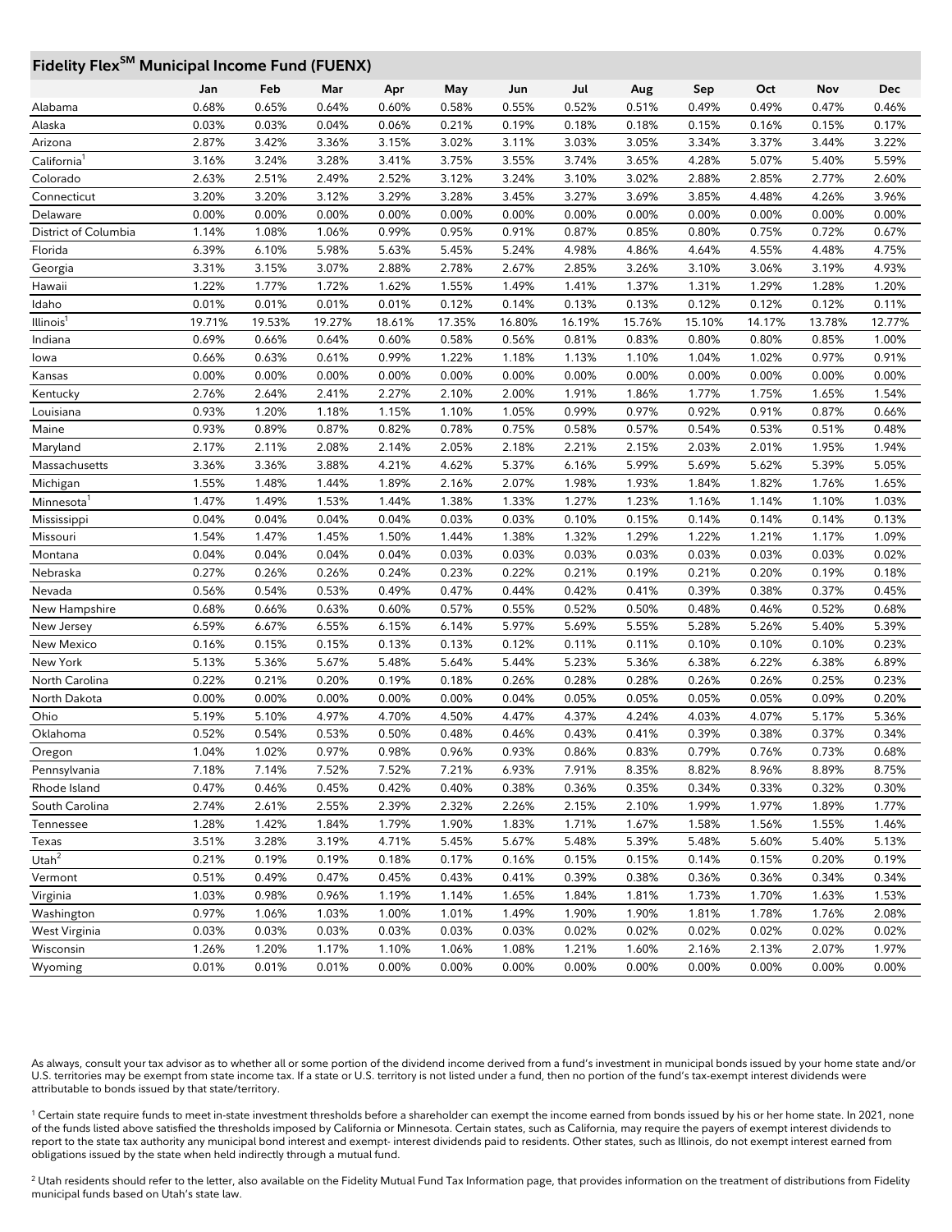## Fidelity Flex[SM] Municipal Income Fund (FUENX)

| | Jan | Feb | Mar | Apr | May | Jun | Jul | Aug | Sep | Oct | Nov | Dec |
|---|---|---|---|---|---|---|---|---|---|---|---|---|
| Alabama | 0.68% | 0.65% | 0.64% | 0.60% | 0.58% | 0.55% | 0.52% | 0.51% | 0.49% | 0.49% | 0.47% | 0.46% |
| Alaska | 0.03% | 0.03% | 0.04% | 0.06% | 0.21% | 0.19% | 0.18% | 0.18% | 0.15% | 0.16% | 0.15% | 0.17% |
| Arizona | 2.87% | 3.42% | 3.36% | 3.15% | 3.02% | 3.11% | 3.03% | 3.05% | 3.34% | 3.37% | 3.44% | 3.22% |
| California[1] | 3.16% | 3.24% | 3.28% | 3.41% | 3.75% | 3.55% | 3.74% | 3.65% | 4.28% | 5.07% | 5.40% | 5.59% |
| Colorado | 2.63% | 2.51% | 2.49% | 2.52% | 3.12% | 3.24% | 3.10% | 3.02% | 2.88% | 2.85% | 2.77% | 2.60% |
| Connecticut | 3.20% | 3.20% | 3.12% | 3.29% | 3.28% | 3.45% | 3.27% | 3.69% | 3.85% | 4.48% | 4.26% | 3.96% |
| Delaware | 0.00% | 0.00% | 0.00% | 0.00% | 0.00% | 0.00% | 0.00% | 0.00% | 0.00% | 0.00% | 0.00% | 0.00% |
| District of Columbia | 1.14% | 1.08% | 1.06% | 0.99% | 0.95% | 0.91% | 0.87% | 0.85% | 0.80% | 0.75% | 0.72% | 0.67% |
| Florida | 6.39% | 6.10% | 5.98% | 5.63% | 5.45% | 5.24% | 4.98% | 4.86% | 4.64% | 4.55% | 4.48% | 4.75% |
| Georgia | 3.31% | 3.15% | 3.07% | 2.88% | 2.78% | 2.67% | 2.85% | 3.26% | 3.10% | 3.06% | 3.19% | 4.93% |
| Hawaii | 1.22% | 1.77% | 1.72% | 1.62% | 1.55% | 1.49% | 1.41% | 1.37% | 1.31% | 1.29% | 1.28% | 1.20% |
| Idaho | 0.01% | 0.01% | 0.01% | 0.01% | 0.12% | 0.14% | 0.13% | 0.13% | 0.12% | 0.12% | 0.12% | 0.11% |
| Illinois[1] | 19.71% | 19.53% | 19.27% | 18.61% | 17.35% | 16.80% | 16.19% | 15.76% | 15.10% | 14.17% | 13.78% | 12.77% |
| Indiana | 0.69% | 0.66% | 0.64% | 0.60% | 0.58% | 0.56% | 0.81% | 0.83% | 0.80% | 0.80% | 0.85% | 1.00% |
| Iowa | 0.66% | 0.63% | 0.61% | 0.99% | 1.22% | 1.18% | 1.13% | 1.10% | 1.04% | 1.02% | 0.97% | 0.91% |
| Kansas | 0.00% | 0.00% | 0.00% | 0.00% | 0.00% | 0.00% | 0.00% | 0.00% | 0.00% | 0.00% | 0.00% | 0.00% |
| Kentucky | 2.76% | 2.64% | 2.41% | 2.27% | 2.10% | 2.00% | 1.91% | 1.86% | 1.77% | 1.75% | 1.65% | 1.54% |
| Louisiana | 0.93% | 1.20% | 1.18% | 1.15% | 1.10% | 1.05% | 0.99% | 0.97% | 0.92% | 0.91% | 0.87% | 0.66% |
| Maine | 0.93% | 0.89% | 0.87% | 0.82% | 0.78% | 0.75% | 0.58% | 0.57% | 0.54% | 0.53% | 0.51% | 0.48% |
| Maryland | 2.17% | 2.11% | 2.08% | 2.14% | 2.05% | 2.18% | 2.21% | 2.15% | 2.03% | 2.01% | 1.95% | 1.94% |
| Massachusetts | 3.36% | 3.36% | 3.88% | 4.21% | 4.62% | 5.37% | 6.16% | 5.99% | 5.69% | 5.62% | 5.39% | 5.05% |
| Michigan | 1.55% | 1.48% | 1.44% | 1.89% | 2.16% | 2.07% | 1.98% | 1.93% | 1.84% | 1.82% | 1.76% | 1.65% |
| Minnesota[1] | 1.47% | 1.49% | 1.53% | 1.44% | 1.38% | 1.33% | 1.27% | 1.23% | 1.16% | 1.14% | 1.10% | 1.03% |
| Mississippi | 0.04% | 0.04% | 0.04% | 0.04% | 0.03% | 0.03% | 0.10% | 0.15% | 0.14% | 0.14% | 0.14% | 0.13% |
| Missouri | 1.54% | 1.47% | 1.45% | 1.50% | 1.44% | 1.38% | 1.32% | 1.29% | 1.22% | 1.21% | 1.17% | 1.09% |
| Montana | 0.04% | 0.04% | 0.04% | 0.04% | 0.03% | 0.03% | 0.03% | 0.03% | 0.03% | 0.03% | 0.03% | 0.02% |
| Nebraska | 0.27% | 0.26% | 0.26% | 0.24% | 0.23% | 0.22% | 0.21% | 0.19% | 0.21% | 0.20% | 0.19% | 0.18% |
| Nevada | 0.56% | 0.54% | 0.53% | 0.49% | 0.47% | 0.44% | 0.42% | 0.41% | 0.39% | 0.38% | 0.37% | 0.45% |
| New Hampshire | 0.68% | 0.66% | 0.63% | 0.60% | 0.57% | 0.55% | 0.52% | 0.50% | 0.48% | 0.46% | 0.52% | 0.68% |
| New Jersey | 6.59% | 6.67% | 6.55% | 6.15% | 6.14% | 5.97% | 5.69% | 5.55% | 5.28% | 5.26% | 5.40% | 5.39% |
| New Mexico | 0.16% | 0.15% | 0.15% | 0.13% | 0.13% | 0.12% | 0.11% | 0.11% | 0.10% | 0.10% | 0.10% | 0.23% |
| New York | 5.13% | 5.36% | 5.67% | 5.48% | 5.64% | 5.44% | 5.23% | 5.36% | 6.38% | 6.22% | 6.38% | 6.89% |
| North Carolina | 0.22% | 0.21% | 0.20% | 0.19% | 0.18% | 0.26% | 0.28% | 0.28% | 0.26% | 0.26% | 0.25% | 0.23% |
| North Dakota | 0.00% | 0.00% | 0.00% | 0.00% | 0.00% | 0.04% | 0.05% | 0.05% | 0.05% | 0.05% | 0.09% | 0.20% |
| Ohio | 5.19% | 5.10% | 4.97% | 4.70% | 4.50% | 4.47% | 4.37% | 4.24% | 4.03% | 4.07% | 5.17% | 5.36% |
| Oklahoma | 0.52% | 0.54% | 0.53% | 0.50% | 0.48% | 0.46% | 0.43% | 0.41% | 0.39% | 0.38% | 0.37% | 0.34% |
| Oregon | 1.04% | 1.02% | 0.97% | 0.98% | 0.96% | 0.93% | 0.86% | 0.83% | 0.79% | 0.76% | 0.73% | 0.68% |
| Pennsylvania | 7.18% | 7.14% | 7.52% | 7.52% | 7.21% | 6.93% | 7.91% | 8.35% | 8.82% | 8.96% | 8.89% | 8.75% |
| Rhode Island | 0.47% | 0.46% | 0.45% | 0.42% | 0.40% | 0.38% | 0.36% | 0.35% | 0.34% | 0.33% | 0.32% | 0.30% |
| South Carolina | 2.74% | 2.61% | 2.55% | 2.39% | 2.32% | 2.26% | 2.15% | 2.10% | 1.99% | 1.97% | 1.89% | 1.77% |
| Tennessee | 1.28% | 1.42% | 1.84% | 1.79% | 1.90% | 1.83% | 1.71% | 1.67% | 1.58% | 1.56% | 1.55% | 1.46% |
| Texas | 3.51% | 3.28% | 3.19% | 4.71% | 5.45% | 5.67% | 5.48% | 5.39% | 5.48% | 5.60% | 5.40% | 5.13% |
| Utah[2] | 0.21% | 0.19% | 0.19% | 0.18% | 0.17% | 0.16% | 0.15% | 0.15% | 0.14% | 0.15% | 0.20% | 0.19% |
| Vermont | 0.51% | 0.49% | 0.47% | 0.45% | 0.43% | 0.41% | 0.39% | 0.38% | 0.36% | 0.36% | 0.34% | 0.34% |
| Virginia | 1.03% | 0.98% | 0.96% | 1.19% | 1.14% | 1.65% | 1.84% | 1.81% | 1.73% | 1.70% | 1.63% | 1.53% |
| Washington | 0.97% | 1.06% | 1.03% | 1.00% | 1.01% | 1.49% | 1.90% | 1.90% | 1.81% | 1.78% | 1.76% | 2.08% |
| West Virginia | 0.03% | 0.03% | 0.03% | 0.03% | 0.03% | 0.03% | 0.02% | 0.02% | 0.02% | 0.02% | 0.02% | 0.02% |
| Wisconsin | 1.26% | 1.20% | 1.17% | 1.10% | 1.06% | 1.08% | 1.21% | 1.60% | 2.16% | 2.13% | 2.07% | 1.97% |
| Wyoming | 0.01% | 0.01% | 0.01% | 0.00% | 0.00% | 0.00% | 0.00% | 0.00% | 0.00% | 0.00% | 0.00% | 0.00% |

As always, consult your tax advisor as to whether all or some portion of the dividend income derived from a fund's investment in municipal bonds issued by your home state and/or U.S. territories may be exempt from state income tax. If a state or U.S. territory is not listed under a fund, then no portion of the fund's tax-exempt interest dividends were attributable to bonds issued by that state/territory.

[1] Certain state require funds to meet in-state investment thresholds before a shareholder can exempt the income earned from bonds issued by his or her home state. In 2021, none of the funds listed above satisfied the thresholds imposed by California or Minnesota. Certain states, such as California, may require the payers of exempt interest dividends to report to the state tax authority any municipal bond interest and exempt- interest dividends paid to residents. Other states, such as Illinois, do not exempt interest earned from obligations issued by the state when held indirectly through a mutual fund.

[2] Utah residents should refer to the letter, also available on the Fidelity Mutual Fund Tax Information page, that provides information on the treatment of distributions from Fidelity municipal funds based on Utah's state law.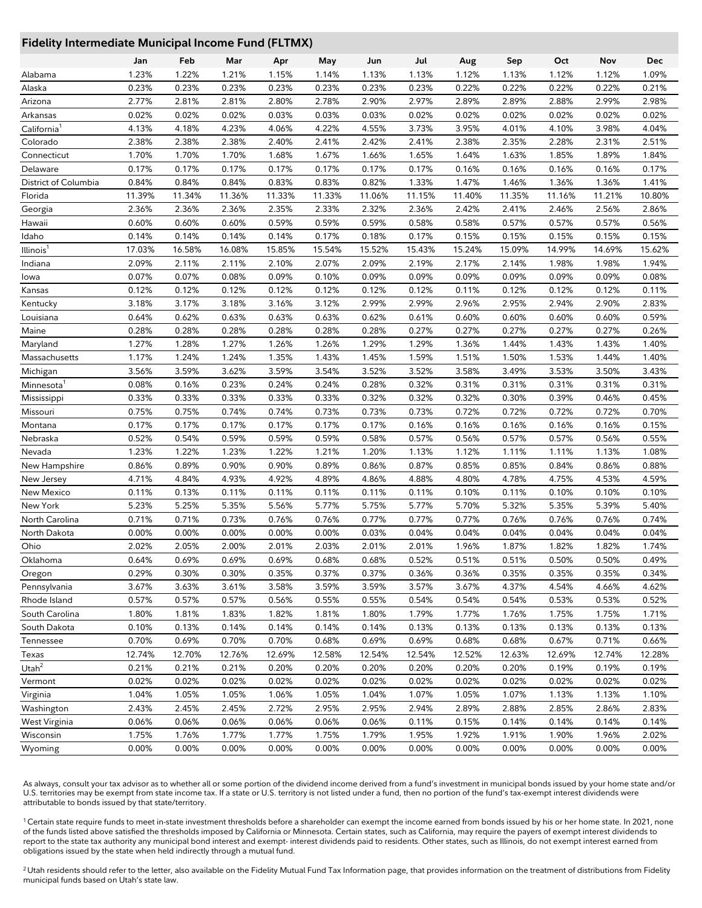## Fidelity Intermediate Municipal Income Fund (FLTMX)

| | Jan | Feb | Mar | Apr | May | Jun | Jul | Aug | Sep | Oct | Nov | Dec |
|---|---|---|---|---|---|---|---|---|---|---|---|---|
| Alabama | 1.23% | 1.22% | 1.21% | 1.15% | 1.14% | 1.13% | 1.13% | 1.12% | 1.13% | 1.12% | 1.12% | 1.09% |
| Alaska | 0.23% | 0.23% | 0.23% | 0.23% | 0.23% | 0.23% | 0.23% | 0.22% | 0.22% | 0.22% | 0.22% | 0.21% |
| Arizona | 2.77% | 2.81% | 2.81% | 2.80% | 2.78% | 2.90% | 2.97% | 2.89% | 2.89% | 2.88% | 2.99% | 2.98% |
| Arkansas | 0.02% | 0.02% | 0.02% | 0.03% | 0.03% | 0.03% | 0.02% | 0.02% | 0.02% | 0.02% | 0.02% | 0.02% |
| California[1] | 4.13% | 4.18% | 4.23% | 4.06% | 4.22% | 4.55% | 3.73% | 3.95% | 4.01% | 4.10% | 3.98% | 4.04% |
| Colorado | 2.38% | 2.38% | 2.38% | 2.40% | 2.41% | 2.42% | 2.41% | 2.38% | 2.35% | 2.28% | 2.31% | 2.51% |
| Connecticut | 1.70% | 1.70% | 1.70% | 1.68% | 1.67% | 1.66% | 1.65% | 1.64% | 1.63% | 1.85% | 1.89% | 1.84% |
| Delaware | 0.17% | 0.17% | 0.17% | 0.17% | 0.17% | 0.17% | 0.17% | 0.16% | 0.16% | 0.16% | 0.16% | 0.17% |
| District of Columbia | 0.84% | 0.84% | 0.84% | 0.83% | 0.83% | 0.82% | 1.33% | 1.47% | 1.46% | 1.36% | 1.36% | 1.41% |
| Florida | 11.39% | 11.34% | 11.36% | 11.33% | 11.33% | 11.06% | 11.15% | 11.40% | 11.35% | 11.16% | 11.21% | 10.80% |
| Georgia | 2.36% | 2.36% | 2.36% | 2.35% | 2.33% | 2.32% | 2.36% | 2.42% | 2.41% | 2.46% | 2.56% | 2.86% |
| Hawaii | 0.60% | 0.60% | 0.60% | 0.59% | 0.59% | 0.59% | 0.58% | 0.58% | 0.57% | 0.57% | 0.57% | 0.56% |
| Idaho | 0.14% | 0.14% | 0.14% | 0.14% | 0.17% | 0.18% | 0.17% | 0.15% | 0.15% | 0.15% | 0.15% | 0.15% |
| Illinois[1] | 17.03% | 16.58% | 16.08% | 15.85% | 15.54% | 15.52% | 15.43% | 15.24% | 15.09% | 14.99% | 14.69% | 15.62% |
| Indiana | 2.09% | 2.11% | 2.11% | 2.10% | 2.07% | 2.09% | 2.19% | 2.17% | 2.14% | 1.98% | 1.98% | 1.94% |
| Iowa | 0.07% | 0.07% | 0.08% | 0.09% | 0.10% | 0.09% | 0.09% | 0.09% | 0.09% | 0.09% | 0.09% | 0.08% |
| Kansas | 0.12% | 0.12% | 0.12% | 0.12% | 0.12% | 0.12% | 0.12% | 0.11% | 0.12% | 0.12% | 0.12% | 0.11% |
| Kentucky | 3.18% | 3.17% | 3.18% | 3.16% | 3.12% | 2.99% | 2.99% | 2.96% | 2.95% | 2.94% | 2.90% | 2.83% |
| Louisiana | 0.64% | 0.62% | 0.63% | 0.63% | 0.63% | 0.62% | 0.61% | 0.60% | 0.60% | 0.60% | 0.60% | 0.59% |
| Maine | 0.28% | 0.28% | 0.28% | 0.28% | 0.28% | 0.28% | 0.27% | 0.27% | 0.27% | 0.27% | 0.27% | 0.26% |
| Maryland | 1.27% | 1.28% | 1.27% | 1.26% | 1.26% | 1.29% | 1.29% | 1.36% | 1.44% | 1.43% | 1.43% | 1.40% |
| Massachusetts | 1.17% | 1.24% | 1.24% | 1.35% | 1.43% | 1.45% | 1.59% | 1.51% | 1.50% | 1.53% | 1.44% | 1.40% |
| Michigan | 3.56% | 3.59% | 3.62% | 3.59% | 3.54% | 3.52% | 3.52% | 3.58% | 3.49% | 3.53% | 3.50% | 3.43% |
| Minnesota[1] | 0.08% | 0.16% | 0.23% | 0.24% | 0.24% | 0.28% | 0.32% | 0.31% | 0.31% | 0.31% | 0.31% | 0.31% |
| Mississippi | 0.33% | 0.33% | 0.33% | 0.33% | 0.33% | 0.32% | 0.32% | 0.32% | 0.30% | 0.39% | 0.46% | 0.45% |
| Missouri | 0.75% | 0.75% | 0.74% | 0.74% | 0.73% | 0.73% | 0.73% | 0.72% | 0.72% | 0.72% | 0.72% | 0.70% |
| Montana | 0.17% | 0.17% | 0.17% | 0.17% | 0.17% | 0.17% | 0.16% | 0.16% | 0.16% | 0.16% | 0.16% | 0.15% |
| Nebraska | 0.52% | 0.54% | 0.59% | 0.59% | 0.59% | 0.58% | 0.57% | 0.56% | 0.57% | 0.57% | 0.56% | 0.55% |
| Nevada | 1.23% | 1.22% | 1.23% | 1.22% | 1.21% | 1.20% | 1.13% | 1.12% | 1.11% | 1.11% | 1.13% | 1.08% |
| New Hampshire | 0.86% | 0.89% | 0.90% | 0.90% | 0.89% | 0.86% | 0.87% | 0.85% | 0.85% | 0.84% | 0.86% | 0.88% |
| New Jersey | 4.71% | 4.84% | 4.93% | 4.92% | 4.89% | 4.86% | 4.88% | 4.80% | 4.78% | 4.75% | 4.53% | 4.59% |
| New Mexico | 0.11% | 0.13% | 0.11% | 0.11% | 0.11% | 0.11% | 0.11% | 0.10% | 0.11% | 0.10% | 0.10% | 0.10% |
| New York | 5.23% | 5.25% | 5.35% | 5.56% | 5.77% | 5.75% | 5.77% | 5.70% | 5.32% | 5.35% | 5.39% | 5.40% |
| North Carolina | 0.71% | 0.71% | 0.73% | 0.76% | 0.76% | 0.77% | 0.77% | 0.77% | 0.76% | 0.76% | 0.76% | 0.74% |
| North Dakota | 0.00% | 0.00% | 0.00% | 0.00% | 0.00% | 0.03% | 0.04% | 0.04% | 0.04% | 0.04% | 0.04% | 0.04% |
| Ohio | 2.02% | 2.05% | 2.00% | 2.01% | 2.03% | 2.01% | 2.01% | 1.96% | 1.87% | 1.82% | 1.82% | 1.74% |
| Oklahoma | 0.64% | 0.69% | 0.69% | 0.69% | 0.68% | 0.68% | 0.52% | 0.51% | 0.51% | 0.50% | 0.50% | 0.49% |
| Oregon | 0.29% | 0.30% | 0.30% | 0.35% | 0.37% | 0.37% | 0.36% | 0.36% | 0.35% | 0.35% | 0.35% | 0.34% |
| Pennsylvania | 3.67% | 3.63% | 3.61% | 3.58% | 3.59% | 3.59% | 3.57% | 3.67% | 4.37% | 4.54% | 4.66% | 4.62% |
| Rhode Island | 0.57% | 0.57% | 0.57% | 0.56% | 0.55% | 0.55% | 0.54% | 0.54% | 0.54% | 0.53% | 0.53% | 0.52% |
| South Carolina | 1.80% | 1.81% | 1.83% | 1.82% | 1.81% | 1.80% | 1.79% | 1.77% | 1.76% | 1.75% | 1.75% | 1.71% |
| South Dakota | 0.10% | 0.13% | 0.14% | 0.14% | 0.14% | 0.14% | 0.13% | 0.13% | 0.13% | 0.13% | 0.13% | 0.13% |
| Tennessee | 0.70% | 0.69% | 0.70% | 0.70% | 0.68% | 0.69% | 0.69% | 0.68% | 0.68% | 0.67% | 0.71% | 0.66% |
| Texas | 12.74% | 12.70% | 12.76% | 12.69% | 12.58% | 12.54% | 12.54% | 12.52% | 12.63% | 12.69% | 12.74% | 12.28% |
| Utah[2] | 0.21% | 0.21% | 0.21% | 0.20% | 0.20% | 0.20% | 0.20% | 0.20% | 0.20% | 0.19% | 0.19% | 0.19% |
| Vermont | 0.02% | 0.02% | 0.02% | 0.02% | 0.02% | 0.02% | 0.02% | 0.02% | 0.02% | 0.02% | 0.02% | 0.02% |
| Virginia | 1.04% | 1.05% | 1.05% | 1.06% | 1.05% | 1.04% | 1.07% | 1.05% | 1.07% | 1.13% | 1.13% | 1.10% |
| Washington | 2.43% | 2.45% | 2.45% | 2.72% | 2.95% | 2.95% | 2.94% | 2.89% | 2.88% | 2.85% | 2.86% | 2.83% |
| West Virginia | 0.06% | 0.06% | 0.06% | 0.06% | 0.06% | 0.06% | 0.11% | 0.15% | 0.14% | 0.14% | 0.14% | 0.14% |
| Wisconsin | 1.75% | 1.76% | 1.77% | 1.77% | 1.75% | 1.79% | 1.95% | 1.92% | 1.91% | 1.90% | 1.96% | 2.02% |
| Wyoming | 0.00% | 0.00% | 0.00% | 0.00% | 0.00% | 0.00% | 0.00% | 0.00% | 0.00% | 0.00% | 0.00% | 0.00% |

As always, consult your tax advisor as to whether all or some portion of the dividend income derived from a fund's investment in municipal bonds issued by your home state and/or U.S. territories may be exempt from state income tax. If a state or U.S. territory is not listed under a fund, then no portion of the fund's tax-exempt interest dividends were attributable to bonds issued by that state/territory.

[1] Certain state require funds to meet in-state investment thresholds before a shareholder can exempt the income earned from bonds issued by his or her home state. In 2021, none of the funds listed above satisfied the thresholds imposed by California or Minnesota. Certain states, such as California, may require the payers of exempt interest dividends to report to the state tax authority any municipal bond interest and exempt- interest dividends paid to residents. Other states, such as Illinois, do not exempt interest earned from obligations issued by the state when held indirectly through a mutual fund.

[2] Utah residents should refer to the letter, also available on the Fidelity Mutual Fund Tax Information page, that provides information on the treatment of distributions from Fidelity municipal funds based on Utah's state law.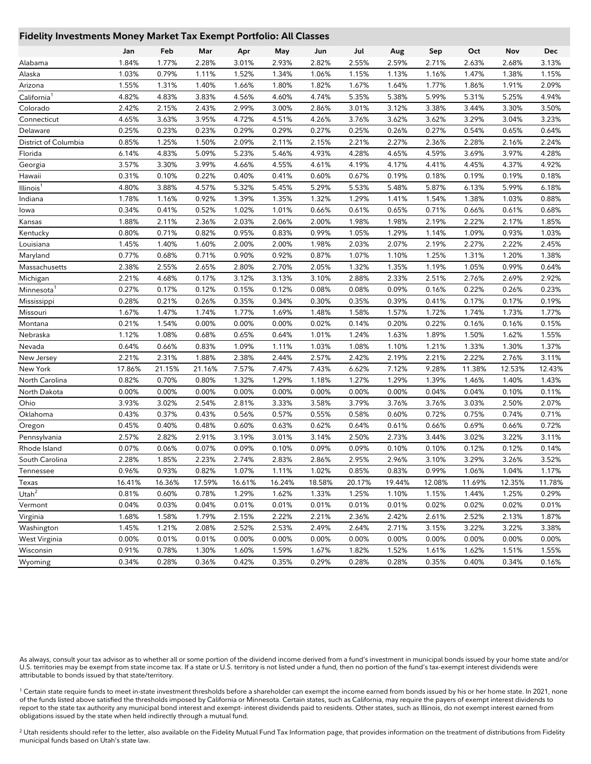## Fidelity Investments Money Market Tax Exempt Portfolio: All Classes

| | Jan | Feb | Mar | Apr | May | Jun | Jul | Aug | Sep | Oct | Nov | Dec |
|---|---|---|---|---|---|---|---|---|---|---|---|---|
| Alabama | 1.84% | 1.77% | 2.28% | 3.01% | 2.93% | 2.82% | 2.55% | 2.59% | 2.71% | 2.63% | 2.68% | 3.13% |
| Alaska | 1.03% | 0.79% | 1.11% | 1.52% | 1.34% | 1.06% | 1.15% | 1.13% | 1.16% | 1.47% | 1.38% | 1.15% |
| Arizona | 1.55% | 1.31% | 1.40% | 1.66% | 1.80% | 1.82% | 1.67% | 1.64% | 1.77% | 1.86% | 1.91% | 2.09% |
| California[1] | 4.82% | 4.83% | 3.83% | 4.56% | 4.60% | 4.74% | 5.35% | 5.38% | 5.99% | 5.31% | 5.25% | 4.94% |
| Colorado | 2.42% | 2.15% | 2.43% | 2.99% | 3.00% | 2.86% | 3.01% | 3.12% | 3.38% | 3.44% | 3.30% | 3.50% |
| Connecticut | 4.65% | 3.63% | 3.95% | 4.72% | 4.51% | 4.26% | 3.76% | 3.62% | 3.62% | 3.29% | 3.04% | 3.23% |
| Delaware | 0.25% | 0.23% | 0.23% | 0.29% | 0.29% | 0.27% | 0.25% | 0.26% | 0.27% | 0.54% | 0.65% | 0.64% |
| District of Columbia | 0.85% | 1.25% | 1.50% | 2.09% | 2.11% | 2.15% | 2.21% | 2.27% | 2.36% | 2.28% | 2.16% | 2.24% |
| Florida | 6.14% | 4.83% | 5.09% | 5.23% | 5.46% | 4.93% | 4.28% | 4.65% | 4.59% | 3.69% | 3.97% | 4.28% |
| Georgia | 3.57% | 3.30% | 3.99% | 4.66% | 4.55% | 4.61% | 4.19% | 4.17% | 4.41% | 4.45% | 4.37% | 4.92% |
| Hawaii | 0.31% | 0.10% | 0.22% | 0.40% | 0.41% | 0.60% | 0.67% | 0.19% | 0.18% | 0.19% | 0.19% | 0.18% |
| Illinois[1] | 4.80% | 3.88% | 4.57% | 5.32% | 5.45% | 5.29% | 5.53% | 5.48% | 5.87% | 6.13% | 5.99% | 6.18% |
| Indiana | 1.78% | 1.16% | 0.92% | 1.39% | 1.35% | 1.32% | 1.29% | 1.41% | 1.54% | 1.38% | 1.03% | 0.88% |
| Iowa | 0.34% | 0.41% | 0.52% | 1.02% | 1.01% | 0.66% | 0.61% | 0.65% | 0.71% | 0.66% | 0.61% | 0.68% |
| Kansas | 1.88% | 2.11% | 2.36% | 2.03% | 2.06% | 2.00% | 1.98% | 1.98% | 2.19% | 2.22% | 2.17% | 1.85% |
| Kentucky | 0.80% | 0.71% | 0.82% | 0.95% | 0.83% | 0.99% | 1.05% | 1.29% | 1.14% | 1.09% | 0.93% | 1.03% |
| Louisiana | 1.45% | 1.40% | 1.60% | 2.00% | 2.00% | 1.98% | 2.03% | 2.07% | 2.19% | 2.27% | 2.22% | 2.45% |
| Maryland | 0.77% | 0.68% | 0.71% | 0.90% | 0.92% | 0.87% | 1.07% | 1.10% | 1.25% | 1.31% | 1.20% | 1.38% |
| Massachusetts | 2.38% | 2.55% | 2.65% | 2.80% | 2.70% | 2.05% | 1.32% | 1.35% | 1.19% | 1.05% | 0.99% | 0.64% |
| Michigan | 2.21% | 4.68% | 0.17% | 3.12% | 3.13% | 3.10% | 2.88% | 2.33% | 2.51% | 2.76% | 2.69% | 2.92% |
| Minnesota[1] | 0.27% | 0.17% | 0.12% | 0.15% | 0.12% | 0.08% | 0.08% | 0.09% | 0.16% | 0.22% | 0.26% | 0.23% |
| Mississippi | 0.28% | 0.21% | 0.26% | 0.35% | 0.34% | 0.30% | 0.35% | 0.39% | 0.41% | 0.17% | 0.17% | 0.19% |
| Missouri | 1.67% | 1.47% | 1.74% | 1.77% | 1.69% | 1.48% | 1.58% | 1.57% | 1.72% | 1.74% | 1.73% | 1.77% |
| Montana | 0.21% | 1.54% | 0.00% | 0.00% | 0.00% | 0.02% | 0.14% | 0.20% | 0.22% | 0.16% | 0.16% | 0.15% |
| Nebraska | 1.12% | 1.08% | 0.68% | 0.65% | 0.64% | 1.01% | 1.24% | 1.63% | 1.89% | 1.50% | 1.62% | 1.55% |
| Nevada | 0.64% | 0.66% | 0.83% | 1.09% | 1.11% | 1.03% | 1.08% | 1.10% | 1.21% | 1.33% | 1.30% | 1.37% |
| New Jersey | 2.21% | 2.31% | 1.88% | 2.38% | 2.44% | 2.57% | 2.42% | 2.19% | 2.21% | 2.22% | 2.76% | 3.11% |
| New York | 17.86% | 21.15% | 21.16% | 7.57% | 7.47% | 7.43% | 6.62% | 7.12% | 9.28% | 11.38% | 12.53% | 12.43% |
| North Carolina | 0.82% | 0.70% | 0.80% | 1.32% | 1.29% | 1.18% | 1.27% | 1.29% | 1.39% | 1.46% | 1.40% | 1.43% |
| North Dakota | 0.00% | 0.00% | 0.00% | 0.00% | 0.00% | 0.00% | 0.00% | 0.00% | 0.04% | 0.04% | 0.10% | 0.11% |
| Ohio | 3.93% | 3.02% | 2.54% | 2.81% | 3.33% | 3.58% | 3.79% | 3.76% | 3.76% | 3.03% | 2.50% | 2.07% |
| Oklahoma | 0.43% | 0.37% | 0.43% | 0.56% | 0.57% | 0.55% | 0.58% | 0.60% | 0.72% | 0.75% | 0.74% | 0.71% |
| Oregon | 0.45% | 0.40% | 0.48% | 0.60% | 0.63% | 0.62% | 0.64% | 0.61% | 0.66% | 0.69% | 0.66% | 0.72% |
| Pennsylvania | 2.57% | 2.82% | 2.91% | 3.19% | 3.01% | 3.14% | 2.50% | 2.73% | 3.44% | 3.02% | 3.22% | 3.11% |
| Rhode Island | 0.07% | 0.06% | 0.07% | 0.09% | 0.10% | 0.09% | 0.09% | 0.10% | 0.10% | 0.12% | 0.12% | 0.14% |
| South Carolina | 2.28% | 1.85% | 2.23% | 2.74% | 2.83% | 2.86% | 2.95% | 2.96% | 3.10% | 3.29% | 3.26% | 3.52% |
| Tennessee | 0.96% | 0.93% | 0.82% | 1.07% | 1.11% | 1.02% | 0.85% | 0.83% | 0.99% | 1.06% | 1.04% | 1.17% |
| Texas | 16.41% | 16.36% | 17.59% | 16.61% | 16.24% | 18.58% | 20.17% | 19.44% | 12.08% | 11.69% | 12.35% | 11.78% |
| Utah[2] | 0.81% | 0.60% | 0.78% | 1.29% | 1.62% | 1.33% | 1.25% | 1.10% | 1.15% | 1.44% | 1.25% | 0.29% |
| Vermont | 0.04% | 0.03% | 0.04% | 0.01% | 0.01% | 0.01% | 0.01% | 0.01% | 0.02% | 0.02% | 0.02% | 0.01% |
| Virginia | 1.68% | 1.58% | 1.79% | 2.15% | 2.22% | 2.21% | 2.36% | 2.42% | 2.61% | 2.52% | 2.13% | 1.87% |
| Washington | 1.45% | 1.21% | 2.08% | 2.52% | 2.53% | 2.49% | 2.64% | 2.71% | 3.15% | 3.22% | 3.22% | 3.38% |
| West Virginia | 0.00% | 0.01% | 0.01% | 0.00% | 0.00% | 0.00% | 0.00% | 0.00% | 0.00% | 0.00% | 0.00% | 0.00% |
| Wisconsin | 0.91% | 0.78% | 1.30% | 1.60% | 1.59% | 1.67% | 1.82% | 1.52% | 1.61% | 1.62% | 1.51% | 1.55% |
| Wyoming | 0.34% | 0.28% | 0.36% | 0.42% | 0.35% | 0.29% | 0.28% | 0.28% | 0.35% | 0.40% | 0.34% | 0.16% |

As always, consult your tax advisor as to whether all or some portion of the dividend income derived from a fund's investment in municipal bonds issued by your home state and/or U.S. territories may be exempt from state income tax. If a state or U.S. territory is not listed under a fund, then no portion of the fund's tax-exempt interest dividends were attributable to bonds issued by that state/territory.

[1] Certain state require funds to meet in-state investment thresholds before a shareholder can exempt the income earned from bonds issued by his or her home state. In 2021, none of the funds listed above satisfied the thresholds imposed by California or Minnesota. Certain states, such as California, may require the payers of exempt interest dividends to report to the state tax authority any municipal bond interest and exempt- interest dividends paid to residents. Other states, such as Illinois, do not exempt interest earned from obligations issued by the state when held indirectly through a mutual fund.

[2] Utah residents should refer to the letter, also available on the Fidelity Mutual Fund Tax Information page, that provides information on the treatment of distributions from Fidelity municipal funds based on Utah's state law.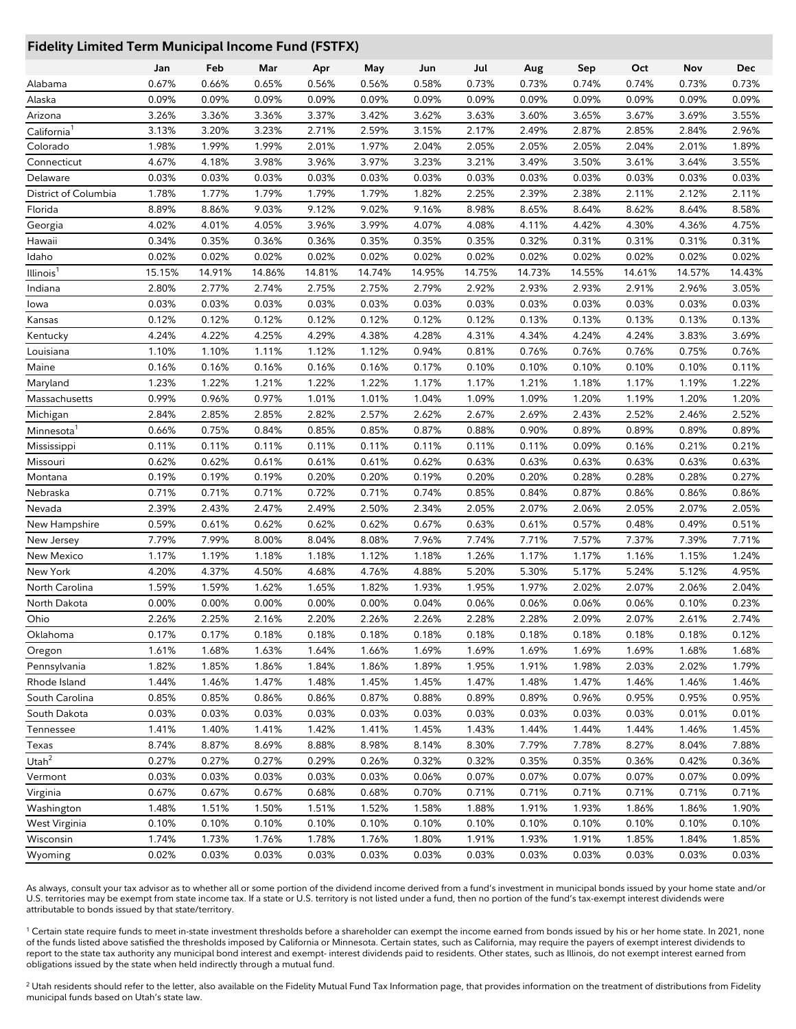## Fidelity Limited Term Municipal Income Fund (FSTFX)

| | Jan | Feb | Mar | Apr | May | Jun | Jul | Aug | Sep | Oct | Nov | Dec |
|---|---|---|---|---|---|---|---|---|---|---|---|---|
| Alabama | 0.67% | 0.66% | 0.65% | 0.56% | 0.56% | 0.58% | 0.73% | 0.73% | 0.74% | 0.74% | 0.73% | 0.73% |
| Alaska | 0.09% | 0.09% | 0.09% | 0.09% | 0.09% | 0.09% | 0.09% | 0.09% | 0.09% | 0.09% | 0.09% | 0.09% |
| Arizona | 3.26% | 3.36% | 3.36% | 3.37% | 3.42% | 3.62% | 3.63% | 3.60% | 3.65% | 3.67% | 3.69% | 3.55% |
| California[1] | 3.13% | 3.20% | 3.23% | 2.71% | 2.59% | 3.15% | 2.17% | 2.49% | 2.87% | 2.85% | 2.84% | 2.96% |
| Colorado | 1.98% | 1.99% | 1.99% | 2.01% | 1.97% | 2.04% | 2.05% | 2.05% | 2.05% | 2.04% | 2.01% | 1.89% |
| Connecticut | 4.67% | 4.18% | 3.98% | 3.96% | 3.97% | 3.23% | 3.21% | 3.49% | 3.50% | 3.61% | 3.64% | 3.55% |
| Delaware | 0.03% | 0.03% | 0.03% | 0.03% | 0.03% | 0.03% | 0.03% | 0.03% | 0.03% | 0.03% | 0.03% | 0.03% |
| District of Columbia | 1.78% | 1.77% | 1.79% | 1.79% | 1.79% | 1.82% | 2.25% | 2.39% | 2.38% | 2.11% | 2.12% | 2.11% |
| Florida | 8.89% | 8.86% | 9.03% | 9.12% | 9.02% | 9.16% | 8.98% | 8.65% | 8.64% | 8.62% | 8.64% | 8.58% |
| Georgia | 4.02% | 4.01% | 4.05% | 3.96% | 3.99% | 4.07% | 4.08% | 4.11% | 4.42% | 4.30% | 4.36% | 4.75% |
| Hawaii | 0.34% | 0.35% | 0.36% | 0.36% | 0.35% | 0.35% | 0.35% | 0.32% | 0.31% | 0.31% | 0.31% | 0.31% |
| Idaho | 0.02% | 0.02% | 0.02% | 0.02% | 0.02% | 0.02% | 0.02% | 0.02% | 0.02% | 0.02% | 0.02% | 0.02% |
| Illinois[1] | 15.15% | 14.91% | 14.86% | 14.81% | 14.74% | 14.95% | 14.75% | 14.73% | 14.55% | 14.61% | 14.57% | 14.43% |
| Indiana | 2.80% | 2.77% | 2.74% | 2.75% | 2.75% | 2.79% | 2.92% | 2.93% | 2.93% | 2.91% | 2.96% | 3.05% |
| Iowa | 0.03% | 0.03% | 0.03% | 0.03% | 0.03% | 0.03% | 0.03% | 0.03% | 0.03% | 0.03% | 0.03% | 0.03% |
| Kansas | 0.12% | 0.12% | 0.12% | 0.12% | 0.12% | 0.12% | 0.12% | 0.13% | 0.13% | 0.13% | 0.13% | 0.13% |
| Kentucky | 4.24% | 4.22% | 4.25% | 4.29% | 4.38% | 4.28% | 4.31% | 4.34% | 4.24% | 4.24% | 3.83% | 3.69% |
| Louisiana | 1.10% | 1.10% | 1.11% | 1.12% | 1.12% | 0.94% | 0.81% | 0.76% | 0.76% | 0.76% | 0.75% | 0.76% |
| Maine | 0.16% | 0.16% | 0.16% | 0.16% | 0.16% | 0.17% | 0.10% | 0.10% | 0.10% | 0.10% | 0.10% | 0.11% |
| Maryland | 1.23% | 1.22% | 1.21% | 1.22% | 1.22% | 1.17% | 1.17% | 1.21% | 1.18% | 1.17% | 1.19% | 1.22% |
| Massachusetts | 0.99% | 0.96% | 0.97% | 1.01% | 1.01% | 1.04% | 1.09% | 1.09% | 1.20% | 1.19% | 1.20% | 1.20% |
| Michigan | 2.84% | 2.85% | 2.85% | 2.82% | 2.57% | 2.62% | 2.67% | 2.69% | 2.43% | 2.52% | 2.46% | 2.52% |
| Minnesota[1] | 0.66% | 0.75% | 0.84% | 0.85% | 0.85% | 0.87% | 0.88% | 0.90% | 0.89% | 0.89% | 0.89% | 0.89% |
| Mississippi | 0.11% | 0.11% | 0.11% | 0.11% | 0.11% | 0.11% | 0.11% | 0.11% | 0.09% | 0.16% | 0.21% | 0.21% |
| Missouri | 0.62% | 0.62% | 0.61% | 0.61% | 0.61% | 0.62% | 0.63% | 0.63% | 0.63% | 0.63% | 0.63% | 0.63% |
| Montana | 0.19% | 0.19% | 0.19% | 0.20% | 0.20% | 0.19% | 0.20% | 0.20% | 0.28% | 0.28% | 0.28% | 0.27% |
| Nebraska | 0.71% | 0.71% | 0.71% | 0.72% | 0.71% | 0.74% | 0.85% | 0.84% | 0.87% | 0.86% | 0.86% | 0.86% |
| Nevada | 2.39% | 2.43% | 2.47% | 2.49% | 2.50% | 2.34% | 2.05% | 2.07% | 2.06% | 2.05% | 2.07% | 2.05% |
| New Hampshire | 0.59% | 0.61% | 0.62% | 0.62% | 0.62% | 0.67% | 0.63% | 0.61% | 0.57% | 0.48% | 0.49% | 0.51% |
| New Jersey | 7.79% | 7.99% | 8.00% | 8.04% | 8.08% | 7.96% | 7.74% | 7.71% | 7.57% | 7.37% | 7.39% | 7.71% |
| New Mexico | 1.17% | 1.19% | 1.18% | 1.18% | 1.12% | 1.18% | 1.26% | 1.17% | 1.17% | 1.16% | 1.15% | 1.24% |
| New York | 4.20% | 4.37% | 4.50% | 4.68% | 4.76% | 4.88% | 5.20% | 5.30% | 5.17% | 5.24% | 5.12% | 4.95% |
| North Carolina | 1.59% | 1.59% | 1.62% | 1.65% | 1.82% | 1.93% | 1.95% | 1.97% | 2.02% | 2.07% | 2.06% | 2.04% |
| North Dakota | 0.00% | 0.00% | 0.00% | 0.00% | 0.00% | 0.04% | 0.06% | 0.06% | 0.06% | 0.06% | 0.10% | 0.23% |
| Ohio | 2.26% | 2.25% | 2.16% | 2.20% | 2.26% | 2.26% | 2.28% | 2.28% | 2.09% | 2.07% | 2.61% | 2.74% |
| Oklahoma | 0.17% | 0.17% | 0.18% | 0.18% | 0.18% | 0.18% | 0.18% | 0.18% | 0.18% | 0.18% | 0.18% | 0.12% |
| Oregon | 1.61% | 1.68% | 1.63% | 1.64% | 1.66% | 1.69% | 1.69% | 1.69% | 1.69% | 1.69% | 1.68% | 1.68% |
| Pennsylvania | 1.82% | 1.85% | 1.86% | 1.84% | 1.86% | 1.89% | 1.95% | 1.91% | 1.98% | 2.03% | 2.02% | 1.79% |
| Rhode Island | 1.44% | 1.46% | 1.47% | 1.48% | 1.45% | 1.45% | 1.47% | 1.48% | 1.47% | 1.46% | 1.46% | 1.46% |
| South Carolina | 0.85% | 0.85% | 0.86% | 0.86% | 0.87% | 0.88% | 0.89% | 0.89% | 0.96% | 0.95% | 0.95% | 0.95% |
| South Dakota | 0.03% | 0.03% | 0.03% | 0.03% | 0.03% | 0.03% | 0.03% | 0.03% | 0.03% | 0.03% | 0.01% | 0.01% |
| Tennessee | 1.41% | 1.40% | 1.41% | 1.42% | 1.41% | 1.45% | 1.43% | 1.44% | 1.44% | 1.44% | 1.46% | 1.45% |
| Texas | 8.74% | 8.87% | 8.69% | 8.88% | 8.98% | 8.14% | 8.30% | 7.79% | 7.78% | 8.27% | 8.04% | 7.88% |
| Utah[2] | 0.27% | 0.27% | 0.27% | 0.29% | 0.26% | 0.32% | 0.32% | 0.35% | 0.35% | 0.36% | 0.42% | 0.36% |
| Vermont | 0.03% | 0.03% | 0.03% | 0.03% | 0.03% | 0.06% | 0.07% | 0.07% | 0.07% | 0.07% | 0.07% | 0.09% |
| Virginia | 0.67% | 0.67% | 0.67% | 0.68% | 0.68% | 0.70% | 0.71% | 0.71% | 0.71% | 0.71% | 0.71% | 0.71% |
| Washington | 1.48% | 1.51% | 1.50% | 1.51% | 1.52% | 1.58% | 1.88% | 1.91% | 1.93% | 1.86% | 1.86% | 1.90% |
| West Virginia | 0.10% | 0.10% | 0.10% | 0.10% | 0.10% | 0.10% | 0.10% | 0.10% | 0.10% | 0.10% | 0.10% | 0.10% |
| Wisconsin | 1.74% | 1.73% | 1.76% | 1.78% | 1.76% | 1.80% | 1.91% | 1.93% | 1.91% | 1.85% | 1.84% | 1.85% |
| Wyoming | 0.02% | 0.03% | 0.03% | 0.03% | 0.03% | 0.03% | 0.03% | 0.03% | 0.03% | 0.03% | 0.03% | 0.03% |

As always, consult your tax advisor as to whether all or some portion of the dividend income derived from a fund's investment in municipal bonds issued by your home state and/or U.S. territories may be exempt from state income tax. If a state or U.S. territory is not listed under a fund, then no portion of the fund's tax-exempt interest dividends were attributable to bonds issued by that state/territory.

[1] Certain state require funds to meet in-state investment thresholds before a shareholder can exempt the income earned from bonds issued by his or her home state. In 2021, none of the funds listed above satisfied the thresholds imposed by California or Minnesota. Certain states, such as California, may require the payers of exempt interest dividends to report to the state tax authority any municipal bond interest and exempt- interest dividends paid to residents. Other states, such as Illinois, do not exempt interest earned from obligations issued by the state when held indirectly through a mutual fund.

[2] Utah residents should refer to the letter, also available on the Fidelity Mutual Fund Tax Information page, that provides information on the treatment of distributions from Fidelity municipal funds based on Utah's state law.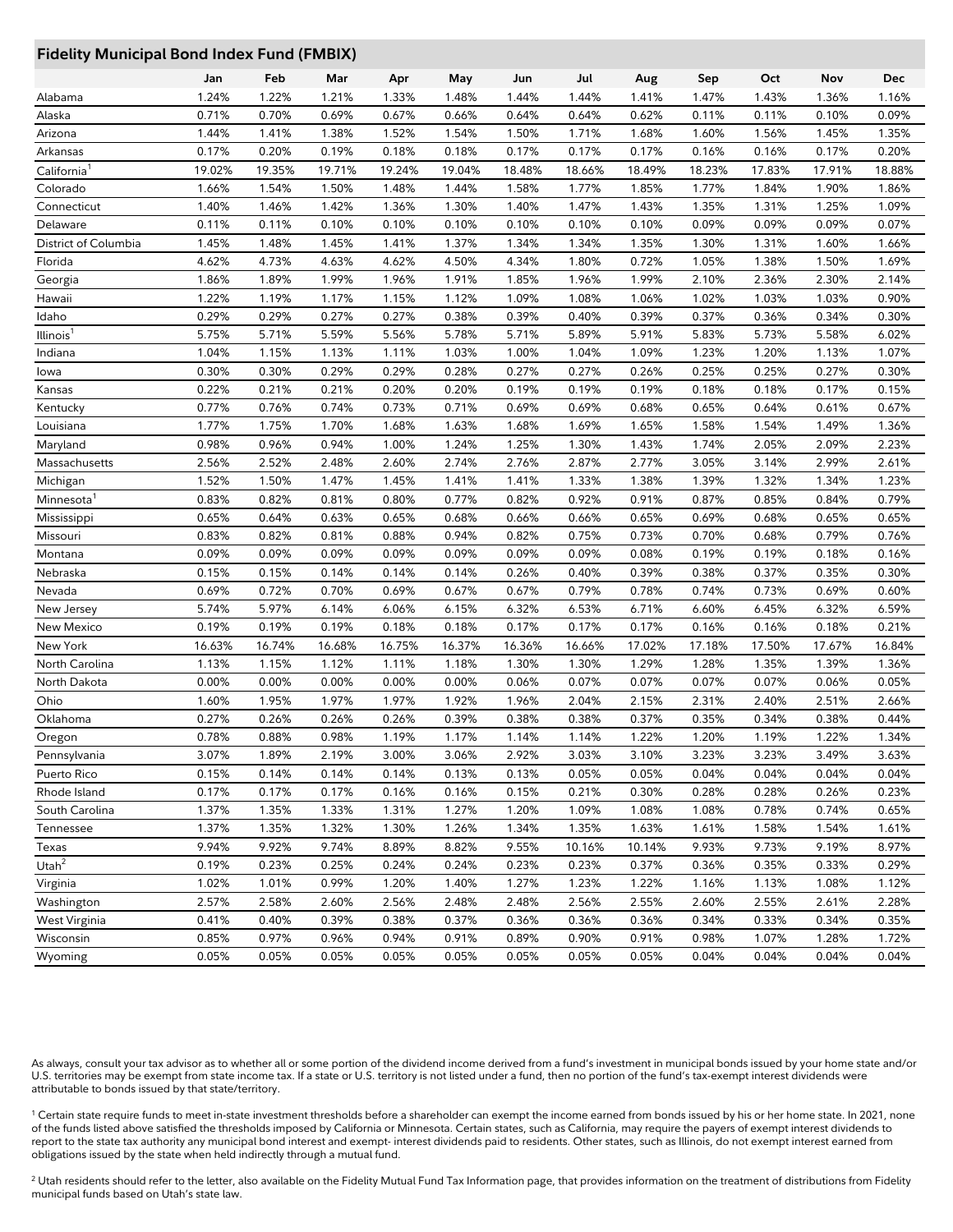## Fidelity Municipal Bond Index Fund (FMBIX)

| | Jan | Feb | Mar | Apr | May | Jun | Jul | Aug | Sep | Oct | Nov | Dec |
|---|---|---|---|---|---|---|---|---|---|---|---|---|
| Alabama | 1.24% | 1.22% | 1.21% | 1.33% | 1.48% | 1.44% | 1.44% | 1.41% | 1.47% | 1.43% | 1.36% | 1.16% |
| Alaska | 0.71% | 0.70% | 0.69% | 0.67% | 0.66% | 0.64% | 0.64% | 0.62% | 0.11% | 0.11% | 0.10% | 0.09% |
| Arizona | 1.44% | 1.41% | 1.38% | 1.52% | 1.54% | 1.50% | 1.71% | 1.68% | 1.60% | 1.56% | 1.45% | 1.35% |
| Arkansas | 0.17% | 0.20% | 0.19% | 0.18% | 0.18% | 0.17% | 0.17% | 0.17% | 0.16% | 0.16% | 0.17% | 0.20% |
| California[1] | 19.02% | 19.35% | 19.71% | 19.24% | 19.04% | 18.48% | 18.66% | 18.49% | 18.23% | 17.83% | 17.91% | 18.88% |
| Colorado | 1.66% | 1.54% | 1.50% | 1.48% | 1.44% | 1.58% | 1.77% | 1.85% | 1.77% | 1.84% | 1.90% | 1.86% |
| Connecticut | 1.40% | 1.46% | 1.42% | 1.36% | 1.30% | 1.40% | 1.47% | 1.43% | 1.35% | 1.31% | 1.25% | 1.09% |
| Delaware | 0.11% | 0.11% | 0.10% | 0.10% | 0.10% | 0.10% | 0.10% | 0.10% | 0.09% | 0.09% | 0.09% | 0.07% |
| District of Columbia | 1.45% | 1.48% | 1.45% | 1.41% | 1.37% | 1.34% | 1.34% | 1.35% | 1.30% | 1.31% | 1.60% | 1.66% |
| Florida | 4.62% | 4.73% | 4.63% | 4.62% | 4.50% | 4.34% | 1.80% | 0.72% | 1.05% | 1.38% | 1.50% | 1.69% |
| Georgia | 1.86% | 1.89% | 1.99% | 1.96% | 1.91% | 1.85% | 1.96% | 1.99% | 2.10% | 2.36% | 2.30% | 2.14% |
| Hawaii | 1.22% | 1.19% | 1.17% | 1.15% | 1.12% | 1.09% | 1.08% | 1.06% | 1.02% | 1.03% | 1.03% | 0.90% |
| Idaho | 0.29% | 0.29% | 0.27% | 0.27% | 0.38% | 0.39% | 0.40% | 0.39% | 0.37% | 0.36% | 0.34% | 0.30% |
| Illinois[1] | 5.75% | 5.71% | 5.59% | 5.56% | 5.78% | 5.71% | 5.89% | 5.91% | 5.83% | 5.73% | 5.58% | 6.02% |
| Indiana | 1.04% | 1.15% | 1.13% | 1.11% | 1.03% | 1.00% | 1.04% | 1.09% | 1.23% | 1.20% | 1.13% | 1.07% |
| Iowa | 0.30% | 0.30% | 0.29% | 0.29% | 0.28% | 0.27% | 0.27% | 0.26% | 0.25% | 0.25% | 0.27% | 0.30% |
| Kansas | 0.22% | 0.21% | 0.21% | 0.20% | 0.20% | 0.19% | 0.19% | 0.19% | 0.18% | 0.18% | 0.17% | 0.15% |
| Kentucky | 0.77% | 0.76% | 0.74% | 0.73% | 0.71% | 0.69% | 0.69% | 0.68% | 0.65% | 0.64% | 0.61% | 0.67% |
| Louisiana | 1.77% | 1.75% | 1.70% | 1.68% | 1.63% | 1.68% | 1.69% | 1.65% | 1.58% | 1.54% | 1.49% | 1.36% |
| Maryland | 0.98% | 0.96% | 0.94% | 1.00% | 1.24% | 1.25% | 1.30% | 1.43% | 1.74% | 2.05% | 2.09% | 2.23% |
| Massachusetts | 2.56% | 2.52% | 2.48% | 2.60% | 2.74% | 2.76% | 2.87% | 2.77% | 3.05% | 3.14% | 2.99% | 2.61% |
| Michigan | 1.52% | 1.50% | 1.47% | 1.45% | 1.41% | 1.41% | 1.33% | 1.38% | 1.39% | 1.32% | 1.34% | 1.23% |
| Minnesota[1] | 0.83% | 0.82% | 0.81% | 0.80% | 0.77% | 0.82% | 0.92% | 0.91% | 0.87% | 0.85% | 0.84% | 0.79% |
| Mississippi | 0.65% | 0.64% | 0.63% | 0.65% | 0.68% | 0.66% | 0.66% | 0.65% | 0.69% | 0.68% | 0.65% | 0.65% |
| Missouri | 0.83% | 0.82% | 0.81% | 0.88% | 0.94% | 0.82% | 0.75% | 0.73% | 0.70% | 0.68% | 0.79% | 0.76% |
| Montana | 0.09% | 0.09% | 0.09% | 0.09% | 0.09% | 0.09% | 0.09% | 0.08% | 0.19% | 0.19% | 0.18% | 0.16% |
| Nebraska | 0.15% | 0.15% | 0.14% | 0.14% | 0.14% | 0.26% | 0.40% | 0.39% | 0.38% | 0.37% | 0.35% | 0.30% |
| Nevada | 0.69% | 0.72% | 0.70% | 0.69% | 0.67% | 0.67% | 0.79% | 0.78% | 0.74% | 0.73% | 0.69% | 0.60% |
| New Jersey | 5.74% | 5.97% | 6.14% | 6.06% | 6.15% | 6.32% | 6.53% | 6.71% | 6.60% | 6.45% | 6.32% | 6.59% |
| New Mexico | 0.19% | 0.19% | 0.19% | 0.18% | 0.18% | 0.17% | 0.17% | 0.17% | 0.16% | 0.16% | 0.18% | 0.21% |
| New York | 16.63% | 16.74% | 16.68% | 16.75% | 16.37% | 16.36% | 16.66% | 17.02% | 17.18% | 17.50% | 17.67% | 16.84% |
| North Carolina | 1.13% | 1.15% | 1.12% | 1.11% | 1.18% | 1.30% | 1.30% | 1.29% | 1.28% | 1.35% | 1.39% | 1.36% |
| North Dakota | 0.00% | 0.00% | 0.00% | 0.00% | 0.00% | 0.06% | 0.07% | 0.07% | 0.07% | 0.07% | 0.06% | 0.05% |
| Ohio | 1.60% | 1.95% | 1.97% | 1.97% | 1.92% | 1.96% | 2.04% | 2.15% | 2.31% | 2.40% | 2.51% | 2.66% |
| Oklahoma | 0.27% | 0.26% | 0.26% | 0.26% | 0.39% | 0.38% | 0.38% | 0.37% | 0.35% | 0.34% | 0.38% | 0.44% |
| Oregon | 0.78% | 0.88% | 0.98% | 1.19% | 1.17% | 1.14% | 1.14% | 1.22% | 1.20% | 1.19% | 1.22% | 1.34% |
| Pennsylvania | 3.07% | 1.89% | 2.19% | 3.00% | 3.06% | 2.92% | 3.03% | 3.10% | 3.23% | 3.23% | 3.49% | 3.63% |
| Puerto Rico | 0.15% | 0.14% | 0.14% | 0.14% | 0.13% | 0.13% | 0.05% | 0.05% | 0.04% | 0.04% | 0.04% | 0.04% |
| Rhode Island | 0.17% | 0.17% | 0.17% | 0.16% | 0.16% | 0.15% | 0.21% | 0.30% | 0.28% | 0.28% | 0.26% | 0.23% |
| South Carolina | 1.37% | 1.35% | 1.33% | 1.31% | 1.27% | 1.20% | 1.09% | 1.08% | 1.08% | 0.78% | 0.74% | 0.65% |
| Tennessee | 1.37% | 1.35% | 1.32% | 1.30% | 1.26% | 1.34% | 1.35% | 1.63% | 1.61% | 1.58% | 1.54% | 1.61% |
| Texas | 9.94% | 9.92% | 9.74% | 8.89% | 8.82% | 9.55% | 10.16% | 10.14% | 9.93% | 9.73% | 9.19% | 8.97% |
| Utah[2] | 0.19% | 0.23% | 0.25% | 0.24% | 0.24% | 0.23% | 0.23% | 0.37% | 0.36% | 0.35% | 0.33% | 0.29% |
| Virginia | 1.02% | 1.01% | 0.99% | 1.20% | 1.40% | 1.27% | 1.23% | 1.22% | 1.16% | 1.13% | 1.08% | 1.12% |
| Washington | 2.57% | 2.58% | 2.60% | 2.56% | 2.48% | 2.48% | 2.56% | 2.55% | 2.60% | 2.55% | 2.61% | 2.28% |
| West Virginia | 0.41% | 0.40% | 0.39% | 0.38% | 0.37% | 0.36% | 0.36% | 0.36% | 0.34% | 0.33% | 0.34% | 0.35% |
| Wisconsin | 0.85% | 0.97% | 0.96% | 0.94% | 0.91% | 0.89% | 0.90% | 0.91% | 0.98% | 1.07% | 1.28% | 1.72% |
| Wyoming | 0.05% | 0.05% | 0.05% | 0.05% | 0.05% | 0.05% | 0.05% | 0.05% | 0.04% | 0.04% | 0.04% | 0.04% |

As always, consult your tax advisor as to whether all or some portion of the dividend income derived from a fund's investment in municipal bonds issued by your home state and/or U.S. territories may be exempt from state income tax. If a state or U.S. territory is not listed under a fund, then no portion of the fund's tax-exempt interest dividends were attributable to bonds issued by that state/territory.

[1] Certain state require funds to meet in-state investment thresholds before a shareholder can exempt the income earned from bonds issued by his or her home state. In 2021, none of the funds listed above satisfied the thresholds imposed by California or Minnesota. Certain states, such as California, may require the payers of exempt interest dividends to report to the state tax authority any municipal bond interest and exempt- interest dividends paid to residents. Other states, such as Illinois, do not exempt interest earned from obligations issued by the state when held indirectly through a mutual fund.

[2] Utah residents should refer to the letter, also available on the Fidelity Mutual Fund Tax Information page, that provides information on the treatment of distributions from Fidelity municipal funds based on Utah's state law.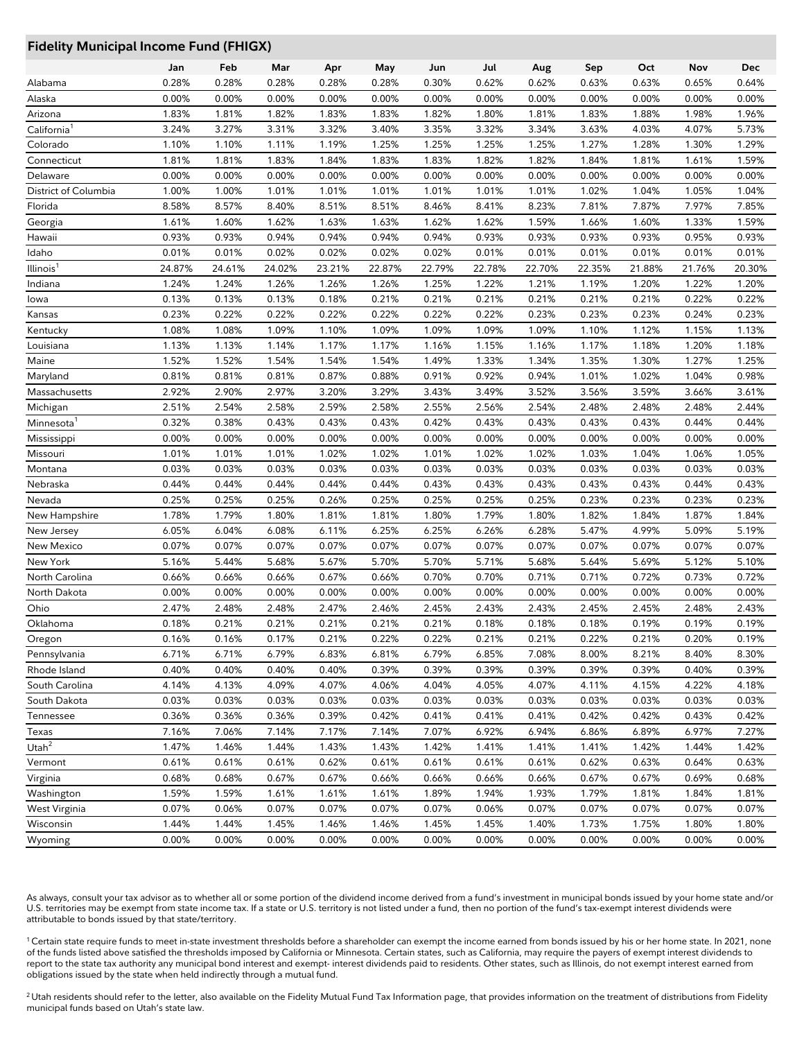## Fidelity Municipal Income Fund (FHIGX)

| | Jan | Feb | Mar | Apr | May | Jun | Jul | Aug | Sep | Oct | Nov | Dec |
|---|---|---|---|---|---|---|---|---|---|---|---|---|
| Alabama | 0.28% | 0.28% | 0.28% | 0.28% | 0.28% | 0.30% | 0.62% | 0.62% | 0.63% | 0.63% | 0.65% | 0.64% |
| Alaska | 0.00% | 0.00% | 0.00% | 0.00% | 0.00% | 0.00% | 0.00% | 0.00% | 0.00% | 0.00% | 0.00% | 0.00% |
| Arizona | 1.83% | 1.81% | 1.82% | 1.83% | 1.83% | 1.82% | 1.80% | 1.81% | 1.83% | 1.88% | 1.98% | 1.96% |
| California[1] | 3.24% | 3.27% | 3.31% | 3.32% | 3.40% | 3.35% | 3.32% | 3.34% | 3.63% | 4.03% | 4.07% | 5.73% |
| Colorado | 1.10% | 1.10% | 1.11% | 1.19% | 1.25% | 1.25% | 1.25% | 1.25% | 1.27% | 1.28% | 1.30% | 1.29% |
| Connecticut | 1.81% | 1.81% | 1.83% | 1.84% | 1.83% | 1.83% | 1.82% | 1.82% | 1.84% | 1.81% | 1.61% | 1.59% |
| Delaware | 0.00% | 0.00% | 0.00% | 0.00% | 0.00% | 0.00% | 0.00% | 0.00% | 0.00% | 0.00% | 0.00% | 0.00% |
| District of Columbia | 1.00% | 1.00% | 1.01% | 1.01% | 1.01% | 1.01% | 1.01% | 1.01% | 1.02% | 1.04% | 1.05% | 1.04% |
| Florida | 8.58% | 8.57% | 8.40% | 8.51% | 8.51% | 8.46% | 8.41% | 8.23% | 7.81% | 7.87% | 7.97% | 7.85% |
| Georgia | 1.61% | 1.60% | 1.62% | 1.63% | 1.63% | 1.62% | 1.62% | 1.59% | 1.66% | 1.60% | 1.33% | 1.59% |
| Hawaii | 0.93% | 0.93% | 0.94% | 0.94% | 0.94% | 0.94% | 0.93% | 0.93% | 0.93% | 0.93% | 0.95% | 0.93% |
| Idaho | 0.01% | 0.01% | 0.02% | 0.02% | 0.02% | 0.02% | 0.01% | 0.01% | 0.01% | 0.01% | 0.01% | 0.01% |
| Illinois[1] | 24.87% | 24.61% | 24.02% | 23.21% | 22.87% | 22.79% | 22.78% | 22.70% | 22.35% | 21.88% | 21.76% | 20.30% |
| Indiana | 1.24% | 1.24% | 1.26% | 1.26% | 1.26% | 1.25% | 1.22% | 1.21% | 1.19% | 1.20% | 1.22% | 1.20% |
| Iowa | 0.13% | 0.13% | 0.13% | 0.18% | 0.21% | 0.21% | 0.21% | 0.21% | 0.21% | 0.21% | 0.22% | 0.22% |
| Kansas | 0.23% | 0.22% | 0.22% | 0.22% | 0.22% | 0.22% | 0.22% | 0.23% | 0.23% | 0.23% | 0.24% | 0.23% |
| Kentucky | 1.08% | 1.08% | 1.09% | 1.10% | 1.09% | 1.09% | 1.09% | 1.09% | 1.10% | 1.12% | 1.15% | 1.13% |
| Louisiana | 1.13% | 1.13% | 1.14% | 1.17% | 1.17% | 1.16% | 1.15% | 1.16% | 1.17% | 1.18% | 1.20% | 1.18% |
| Maine | 1.52% | 1.52% | 1.54% | 1.54% | 1.54% | 1.49% | 1.33% | 1.34% | 1.35% | 1.30% | 1.27% | 1.25% |
| Maryland | 0.81% | 0.81% | 0.81% | 0.87% | 0.88% | 0.91% | 0.92% | 0.94% | 1.01% | 1.02% | 1.04% | 0.98% |
| Massachusetts | 2.92% | 2.90% | 2.97% | 3.20% | 3.29% | 3.43% | 3.49% | 3.52% | 3.56% | 3.59% | 3.66% | 3.61% |
| Michigan | 2.51% | 2.54% | 2.58% | 2.59% | 2.58% | 2.55% | 2.56% | 2.54% | 2.48% | 2.48% | 2.48% | 2.44% |
| Minnesota[1] | 0.32% | 0.38% | 0.43% | 0.43% | 0.43% | 0.42% | 0.43% | 0.43% | 0.43% | 0.43% | 0.44% | 0.44% |
| Mississippi | 0.00% | 0.00% | 0.00% | 0.00% | 0.00% | 0.00% | 0.00% | 0.00% | 0.00% | 0.00% | 0.00% | 0.00% |
| Missouri | 1.01% | 1.01% | 1.01% | 1.02% | 1.02% | 1.01% | 1.02% | 1.02% | 1.03% | 1.04% | 1.06% | 1.05% |
| Montana | 0.03% | 0.03% | 0.03% | 0.03% | 0.03% | 0.03% | 0.03% | 0.03% | 0.03% | 0.03% | 0.03% | 0.03% |
| Nebraska | 0.44% | 0.44% | 0.44% | 0.44% | 0.44% | 0.43% | 0.43% | 0.43% | 0.43% | 0.43% | 0.44% | 0.43% |
| Nevada | 0.25% | 0.25% | 0.25% | 0.26% | 0.25% | 0.25% | 0.25% | 0.25% | 0.23% | 0.23% | 0.23% | 0.23% |
| New Hampshire | 1.78% | 1.79% | 1.80% | 1.81% | 1.81% | 1.80% | 1.79% | 1.80% | 1.82% | 1.84% | 1.87% | 1.84% |
| New Jersey | 6.05% | 6.04% | 6.08% | 6.11% | 6.25% | 6.25% | 6.26% | 6.28% | 5.47% | 4.99% | 5.09% | 5.19% |
| New Mexico | 0.07% | 0.07% | 0.07% | 0.07% | 0.07% | 0.07% | 0.07% | 0.07% | 0.07% | 0.07% | 0.07% | 0.07% |
| New York | 5.16% | 5.44% | 5.68% | 5.67% | 5.70% | 5.70% | 5.71% | 5.68% | 5.64% | 5.69% | 5.12% | 5.10% |
| North Carolina | 0.66% | 0.66% | 0.66% | 0.67% | 0.66% | 0.70% | 0.70% | 0.71% | 0.71% | 0.72% | 0.73% | 0.72% |
| North Dakota | 0.00% | 0.00% | 0.00% | 0.00% | 0.00% | 0.00% | 0.00% | 0.00% | 0.00% | 0.00% | 0.00% | 0.00% |
| Ohio | 2.47% | 2.48% | 2.48% | 2.47% | 2.46% | 2.45% | 2.43% | 2.43% | 2.45% | 2.45% | 2.48% | 2.43% |
| Oklahoma | 0.18% | 0.21% | 0.21% | 0.21% | 0.21% | 0.21% | 0.18% | 0.18% | 0.18% | 0.19% | 0.19% | 0.19% |
| Oregon | 0.16% | 0.16% | 0.17% | 0.21% | 0.22% | 0.22% | 0.21% | 0.21% | 0.22% | 0.21% | 0.20% | 0.19% |
| Pennsylvania | 6.71% | 6.71% | 6.79% | 6.83% | 6.81% | 6.79% | 6.85% | 7.08% | 8.00% | 8.21% | 8.40% | 8.30% |
| Rhode Island | 0.40% | 0.40% | 0.40% | 0.40% | 0.39% | 0.39% | 0.39% | 0.39% | 0.39% | 0.39% | 0.40% | 0.39% |
| South Carolina | 4.14% | 4.13% | 4.09% | 4.07% | 4.06% | 4.04% | 4.05% | 4.07% | 4.11% | 4.15% | 4.22% | 4.18% |
| South Dakota | 0.03% | 0.03% | 0.03% | 0.03% | 0.03% | 0.03% | 0.03% | 0.03% | 0.03% | 0.03% | 0.03% | 0.03% |
| Tennessee | 0.36% | 0.36% | 0.36% | 0.39% | 0.42% | 0.41% | 0.41% | 0.41% | 0.42% | 0.42% | 0.43% | 0.42% |
| Texas | 7.16% | 7.06% | 7.14% | 7.17% | 7.14% | 7.07% | 6.92% | 6.94% | 6.86% | 6.89% | 6.97% | 7.27% |
| Utah[2] | 1.47% | 1.46% | 1.44% | 1.43% | 1.43% | 1.42% | 1.41% | 1.41% | 1.41% | 1.42% | 1.44% | 1.42% |
| Vermont | 0.61% | 0.61% | 0.61% | 0.62% | 0.61% | 0.61% | 0.61% | 0.61% | 0.62% | 0.63% | 0.64% | 0.63% |
| Virginia | 0.68% | 0.68% | 0.67% | 0.67% | 0.66% | 0.66% | 0.66% | 0.66% | 0.67% | 0.67% | 0.69% | 0.68% |
| Washington | 1.59% | 1.59% | 1.61% | 1.61% | 1.61% | 1.89% | 1.94% | 1.93% | 1.79% | 1.81% | 1.84% | 1.81% |
| West Virginia | 0.07% | 0.06% | 0.07% | 0.07% | 0.07% | 0.07% | 0.06% | 0.07% | 0.07% | 0.07% | 0.07% | 0.07% |
| Wisconsin | 1.44% | 1.44% | 1.45% | 1.46% | 1.46% | 1.45% | 1.45% | 1.40% | 1.73% | 1.75% | 1.80% | 1.80% |
| Wyoming | 0.00% | 0.00% | 0.00% | 0.00% | 0.00% | 0.00% | 0.00% | 0.00% | 0.00% | 0.00% | 0.00% | 0.00% |

As always, consult your tax advisor as to whether all or some portion of the dividend income derived from a fund's investment in municipal bonds issued by your home state and/or U.S. territories may be exempt from state income tax. If a state or U.S. territory is not listed under a fund, then no portion of the fund's tax-exempt interest dividends were attributable to bonds issued by that state/territory.

[1] Certain state require funds to meet in-state investment thresholds before a shareholder can exempt the income earned from bonds issued by his or her home state. In 2021, none of the funds listed above satisfied the thresholds imposed by California or Minnesota. Certain states, such as California, may require the payers of exempt interest dividends to report to the state tax authority any municipal bond interest and exempt- interest dividends paid to residents. Other states, such as Illinois, do not exempt interest earned from obligations issued by the state when held indirectly through a mutual fund.

[2] Utah residents should refer to the letter, also available on the Fidelity Mutual Fund Tax Information page, that provides information on the treatment of distributions from Fidelity municipal funds based on Utah's state law.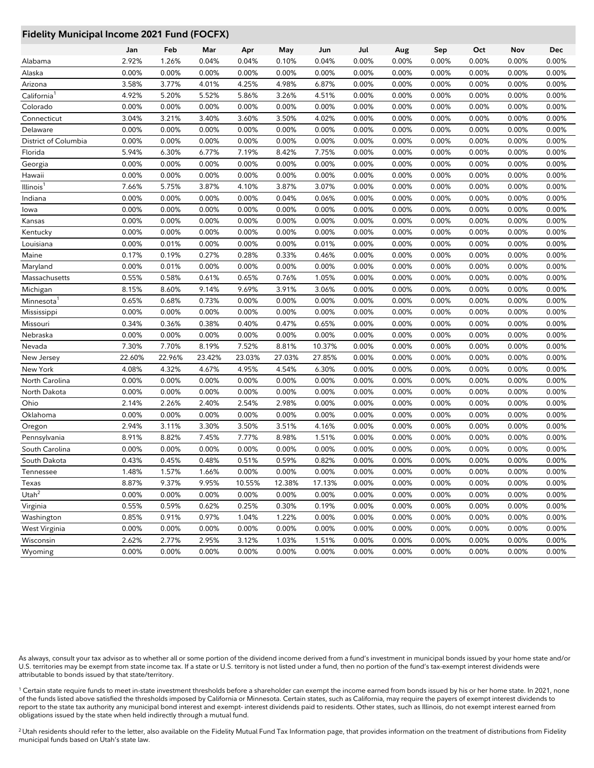## Fidelity Municipal Income 2021 Fund (FOCFX)

| | Jan | Feb | Mar | Apr | May | Jun | Jul | Aug | Sep | Oct | Nov | Dec |
|---|---|---|---|---|---|---|---|---|---|---|---|---|
| Alabama | 2.92% | 1.26% | 0.04% | 0.04% | 0.10% | 0.04% | 0.00% | 0.00% | 0.00% | 0.00% | 0.00% | 0.00% |
| Alaska | 0.00% | 0.00% | 0.00% | 0.00% | 0.00% | 0.00% | 0.00% | 0.00% | 0.00% | 0.00% | 0.00% | 0.00% |
| Arizona | 3.58% | 3.77% | 4.01% | 4.25% | 4.98% | 6.87% | 0.00% | 0.00% | 0.00% | 0.00% | 0.00% | 0.00% |
| California[1] | 4.92% | 5.20% | 5.52% | 5.86% | 3.26% | 4.51% | 0.00% | 0.00% | 0.00% | 0.00% | 0.00% | 0.00% |
| Colorado | 0.00% | 0.00% | 0.00% | 0.00% | 0.00% | 0.00% | 0.00% | 0.00% | 0.00% | 0.00% | 0.00% | 0.00% |
| Connecticut | 3.04% | 3.21% | 3.40% | 3.60% | 3.50% | 4.02% | 0.00% | 0.00% | 0.00% | 0.00% | 0.00% | 0.00% |
| Delaware | 0.00% | 0.00% | 0.00% | 0.00% | 0.00% | 0.00% | 0.00% | 0.00% | 0.00% | 0.00% | 0.00% | 0.00% |
| District of Columbia | 0.00% | 0.00% | 0.00% | 0.00% | 0.00% | 0.00% | 0.00% | 0.00% | 0.00% | 0.00% | 0.00% | 0.00% |
| Florida | 5.94% | 6.30% | 6.77% | 7.19% | 8.42% | 7.75% | 0.00% | 0.00% | 0.00% | 0.00% | 0.00% | 0.00% |
| Georgia | 0.00% | 0.00% | 0.00% | 0.00% | 0.00% | 0.00% | 0.00% | 0.00% | 0.00% | 0.00% | 0.00% | 0.00% |
| Hawaii | 0.00% | 0.00% | 0.00% | 0.00% | 0.00% | 0.00% | 0.00% | 0.00% | 0.00% | 0.00% | 0.00% | 0.00% |
| Illinois[1] | 7.66% | 5.75% | 3.87% | 4.10% | 3.87% | 3.07% | 0.00% | 0.00% | 0.00% | 0.00% | 0.00% | 0.00% |
| Indiana | 0.00% | 0.00% | 0.00% | 0.00% | 0.04% | 0.06% | 0.00% | 0.00% | 0.00% | 0.00% | 0.00% | 0.00% |
| Iowa | 0.00% | 0.00% | 0.00% | 0.00% | 0.00% | 0.00% | 0.00% | 0.00% | 0.00% | 0.00% | 0.00% | 0.00% |
| Kansas | 0.00% | 0.00% | 0.00% | 0.00% | 0.00% | 0.00% | 0.00% | 0.00% | 0.00% | 0.00% | 0.00% | 0.00% |
| Kentucky | 0.00% | 0.00% | 0.00% | 0.00% | 0.00% | 0.00% | 0.00% | 0.00% | 0.00% | 0.00% | 0.00% | 0.00% |
| Louisiana | 0.00% | 0.01% | 0.00% | 0.00% | 0.00% | 0.01% | 0.00% | 0.00% | 0.00% | 0.00% | 0.00% | 0.00% |
| Maine | 0.17% | 0.19% | 0.27% | 0.28% | 0.33% | 0.46% | 0.00% | 0.00% | 0.00% | 0.00% | 0.00% | 0.00% |
| Maryland | 0.00% | 0.01% | 0.00% | 0.00% | 0.00% | 0.00% | 0.00% | 0.00% | 0.00% | 0.00% | 0.00% | 0.00% |
| Massachusetts | 0.55% | 0.58% | 0.61% | 0.65% | 0.76% | 1.05% | 0.00% | 0.00% | 0.00% | 0.00% | 0.00% | 0.00% |
| Michigan | 8.15% | 8.60% | 9.14% | 9.69% | 3.91% | 3.06% | 0.00% | 0.00% | 0.00% | 0.00% | 0.00% | 0.00% |
| Minnesota[1] | 0.65% | 0.68% | 0.73% | 0.00% | 0.00% | 0.00% | 0.00% | 0.00% | 0.00% | 0.00% | 0.00% | 0.00% |
| Mississippi | 0.00% | 0.00% | 0.00% | 0.00% | 0.00% | 0.00% | 0.00% | 0.00% | 0.00% | 0.00% | 0.00% | 0.00% |
| Missouri | 0.34% | 0.36% | 0.38% | 0.40% | 0.47% | 0.65% | 0.00% | 0.00% | 0.00% | 0.00% | 0.00% | 0.00% |
| Nebraska | 0.00% | 0.00% | 0.00% | 0.00% | 0.00% | 0.00% | 0.00% | 0.00% | 0.00% | 0.00% | 0.00% | 0.00% |
| Nevada | 7.30% | 7.70% | 8.19% | 7.52% | 8.81% | 10.37% | 0.00% | 0.00% | 0.00% | 0.00% | 0.00% | 0.00% |
| New Jersey | 22.60% | 22.96% | 23.42% | 23.03% | 27.03% | 27.85% | 0.00% | 0.00% | 0.00% | 0.00% | 0.00% | 0.00% |
| New York | 4.08% | 4.32% | 4.67% | 4.95% | 4.54% | 6.30% | 0.00% | 0.00% | 0.00% | 0.00% | 0.00% | 0.00% |
| North Carolina | 0.00% | 0.00% | 0.00% | 0.00% | 0.00% | 0.00% | 0.00% | 0.00% | 0.00% | 0.00% | 0.00% | 0.00% |
| North Dakota | 0.00% | 0.00% | 0.00% | 0.00% | 0.00% | 0.00% | 0.00% | 0.00% | 0.00% | 0.00% | 0.00% | 0.00% |
| Ohio | 2.14% | 2.26% | 2.40% | 2.54% | 2.98% | 0.00% | 0.00% | 0.00% | 0.00% | 0.00% | 0.00% | 0.00% |
| Oklahoma | 0.00% | 0.00% | 0.00% | 0.00% | 0.00% | 0.00% | 0.00% | 0.00% | 0.00% | 0.00% | 0.00% | 0.00% |
| Oregon | 2.94% | 3.11% | 3.30% | 3.50% | 3.51% | 4.16% | 0.00% | 0.00% | 0.00% | 0.00% | 0.00% | 0.00% |
| Pennsylvania | 8.91% | 8.82% | 7.45% | 7.77% | 8.98% | 1.51% | 0.00% | 0.00% | 0.00% | 0.00% | 0.00% | 0.00% |
| South Carolina | 0.00% | 0.00% | 0.00% | 0.00% | 0.00% | 0.00% | 0.00% | 0.00% | 0.00% | 0.00% | 0.00% | 0.00% |
| South Dakota | 0.43% | 0.45% | 0.48% | 0.51% | 0.59% | 0.82% | 0.00% | 0.00% | 0.00% | 0.00% | 0.00% | 0.00% |
| Tennessee | 1.48% | 1.57% | 1.66% | 0.00% | 0.00% | 0.00% | 0.00% | 0.00% | 0.00% | 0.00% | 0.00% | 0.00% |
| Texas | 8.87% | 9.37% | 9.95% | 10.55% | 12.38% | 17.13% | 0.00% | 0.00% | 0.00% | 0.00% | 0.00% | 0.00% |
| Utah[2] | 0.00% | 0.00% | 0.00% | 0.00% | 0.00% | 0.00% | 0.00% | 0.00% | 0.00% | 0.00% | 0.00% | 0.00% |
| Virginia | 0.55% | 0.59% | 0.62% | 0.25% | 0.30% | 0.19% | 0.00% | 0.00% | 0.00% | 0.00% | 0.00% | 0.00% |
| Washington | 0.85% | 0.91% | 0.97% | 1.04% | 1.22% | 0.00% | 0.00% | 0.00% | 0.00% | 0.00% | 0.00% | 0.00% |
| West Virginia | 0.00% | 0.00% | 0.00% | 0.00% | 0.00% | 0.00% | 0.00% | 0.00% | 0.00% | 0.00% | 0.00% | 0.00% |
| Wisconsin | 2.62% | 2.77% | 2.95% | 3.12% | 1.03% | 1.51% | 0.00% | 0.00% | 0.00% | 0.00% | 0.00% | 0.00% |
| Wyoming | 0.00% | 0.00% | 0.00% | 0.00% | 0.00% | 0.00% | 0.00% | 0.00% | 0.00% | 0.00% | 0.00% | 0.00% |

As always, consult your tax advisor as to whether all or some portion of the dividend income derived from a fund's investment in municipal bonds issued by your home state and/or U.S. territories may be exempt from state income tax. If a state or U.S. territory is not listed under a fund, then no portion of the fund's tax-exempt interest dividends were attributable to bonds issued by that state/territory.

[1] Certain state require funds to meet in-state investment thresholds before a shareholder can exempt the income earned from bonds issued by his or her home state. In 2021, none of the funds listed above satisfied the thresholds imposed by California or Minnesota. Certain states, such as California, may require the payers of exempt interest dividends to report to the state tax authority any municipal bond interest and exempt- interest dividends paid to residents. Other states, such as Illinois, do not exempt interest earned from obligations issued by the state when held indirectly through a mutual fund.

[2] Utah residents should refer to the letter, also available on the Fidelity Mutual Fund Tax Information page, that provides information on the treatment of distributions from Fidelity municipal funds based on Utah's state law.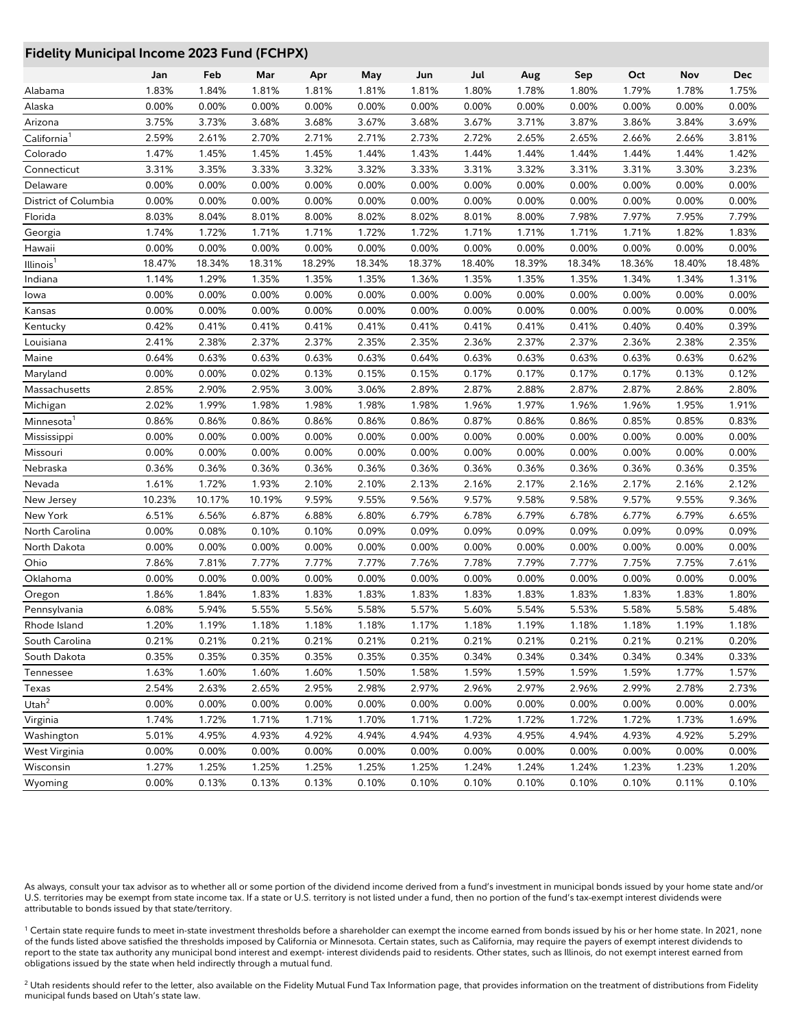## Fidelity Municipal Income 2023 Fund (FCHPX)

| | Jan | Feb | Mar | Apr | May | Jun | Jul | Aug | Sep | Oct | Nov | Dec |
|---|---|---|---|---|---|---|---|---|---|---|---|---|
| Alabama | 1.83% | 1.84% | 1.81% | 1.81% | 1.81% | 1.81% | 1.80% | 1.78% | 1.80% | 1.79% | 1.78% | 1.75% |
| Alaska | 0.00% | 0.00% | 0.00% | 0.00% | 0.00% | 0.00% | 0.00% | 0.00% | 0.00% | 0.00% | 0.00% | 0.00% |
| Arizona | 3.75% | 3.73% | 3.68% | 3.68% | 3.67% | 3.68% | 3.67% | 3.71% | 3.87% | 3.86% | 3.84% | 3.69% |
| California[1] | 2.59% | 2.61% | 2.70% | 2.71% | 2.71% | 2.73% | 2.72% | 2.65% | 2.65% | 2.66% | 2.66% | 3.81% |
| Colorado | 1.47% | 1.45% | 1.45% | 1.45% | 1.44% | 1.43% | 1.44% | 1.44% | 1.44% | 1.44% | 1.44% | 1.42% |
| Connecticut | 3.31% | 3.35% | 3.33% | 3.32% | 3.32% | 3.33% | 3.31% | 3.32% | 3.31% | 3.31% | 3.30% | 3.23% |
| Delaware | 0.00% | 0.00% | 0.00% | 0.00% | 0.00% | 0.00% | 0.00% | 0.00% | 0.00% | 0.00% | 0.00% | 0.00% |
| District of Columbia | 0.00% | 0.00% | 0.00% | 0.00% | 0.00% | 0.00% | 0.00% | 0.00% | 0.00% | 0.00% | 0.00% | 0.00% |
| Florida | 8.03% | 8.04% | 8.01% | 8.00% | 8.02% | 8.02% | 8.01% | 8.00% | 7.98% | 7.97% | 7.95% | 7.79% |
| Georgia | 1.74% | 1.72% | 1.71% | 1.71% | 1.72% | 1.72% | 1.71% | 1.71% | 1.71% | 1.71% | 1.82% | 1.83% |
| Hawaii | 0.00% | 0.00% | 0.00% | 0.00% | 0.00% | 0.00% | 0.00% | 0.00% | 0.00% | 0.00% | 0.00% | 0.00% |
| Illinois[1] | 18.47% | 18.34% | 18.31% | 18.29% | 18.34% | 18.37% | 18.40% | 18.39% | 18.34% | 18.36% | 18.40% | 18.48% |
| Indiana | 1.14% | 1.29% | 1.35% | 1.35% | 1.35% | 1.36% | 1.35% | 1.35% | 1.35% | 1.34% | 1.34% | 1.31% |
| Iowa | 0.00% | 0.00% | 0.00% | 0.00% | 0.00% | 0.00% | 0.00% | 0.00% | 0.00% | 0.00% | 0.00% | 0.00% |
| Kansas | 0.00% | 0.00% | 0.00% | 0.00% | 0.00% | 0.00% | 0.00% | 0.00% | 0.00% | 0.00% | 0.00% | 0.00% |
| Kentucky | 0.42% | 0.41% | 0.41% | 0.41% | 0.41% | 0.41% | 0.41% | 0.41% | 0.41% | 0.40% | 0.40% | 0.39% |
| Louisiana | 2.41% | 2.38% | 2.37% | 2.37% | 2.35% | 2.35% | 2.36% | 2.37% | 2.37% | 2.36% | 2.38% | 2.35% |
| Maine | 0.64% | 0.63% | 0.63% | 0.63% | 0.63% | 0.64% | 0.63% | 0.63% | 0.63% | 0.63% | 0.63% | 0.62% |
| Maryland | 0.00% | 0.00% | 0.02% | 0.13% | 0.15% | 0.15% | 0.17% | 0.17% | 0.17% | 0.17% | 0.13% | 0.12% |
| Massachusetts | 2.85% | 2.90% | 2.95% | 3.00% | 3.06% | 2.89% | 2.87% | 2.88% | 2.87% | 2.87% | 2.86% | 2.80% |
| Michigan | 2.02% | 1.99% | 1.98% | 1.98% | 1.98% | 1.98% | 1.96% | 1.97% | 1.96% | 1.96% | 1.95% | 1.91% |
| Minnesota[1] | 0.86% | 0.86% | 0.86% | 0.86% | 0.86% | 0.86% | 0.87% | 0.86% | 0.86% | 0.85% | 0.85% | 0.83% |
| Mississippi | 0.00% | 0.00% | 0.00% | 0.00% | 0.00% | 0.00% | 0.00% | 0.00% | 0.00% | 0.00% | 0.00% | 0.00% |
| Missouri | 0.00% | 0.00% | 0.00% | 0.00% | 0.00% | 0.00% | 0.00% | 0.00% | 0.00% | 0.00% | 0.00% | 0.00% |
| Nebraska | 0.36% | 0.36% | 0.36% | 0.36% | 0.36% | 0.36% | 0.36% | 0.36% | 0.36% | 0.36% | 0.36% | 0.35% |
| Nevada | 1.61% | 1.72% | 1.93% | 2.10% | 2.10% | 2.13% | 2.16% | 2.17% | 2.16% | 2.17% | 2.16% | 2.12% |
| New Jersey | 10.23% | 10.17% | 10.19% | 9.59% | 9.55% | 9.56% | 9.57% | 9.58% | 9.58% | 9.57% | 9.55% | 9.36% |
| New York | 6.51% | 6.56% | 6.87% | 6.88% | 6.80% | 6.79% | 6.78% | 6.79% | 6.78% | 6.77% | 6.79% | 6.65% |
| North Carolina | 0.00% | 0.08% | 0.10% | 0.10% | 0.09% | 0.09% | 0.09% | 0.09% | 0.09% | 0.09% | 0.09% | 0.09% |
| North Dakota | 0.00% | 0.00% | 0.00% | 0.00% | 0.00% | 0.00% | 0.00% | 0.00% | 0.00% | 0.00% | 0.00% | 0.00% |
| Ohio | 7.86% | 7.81% | 7.77% | 7.77% | 7.77% | 7.76% | 7.78% | 7.79% | 7.77% | 7.75% | 7.75% | 7.61% |
| Oklahoma | 0.00% | 0.00% | 0.00% | 0.00% | 0.00% | 0.00% | 0.00% | 0.00% | 0.00% | 0.00% | 0.00% | 0.00% |
| Oregon | 1.86% | 1.84% | 1.83% | 1.83% | 1.83% | 1.83% | 1.83% | 1.83% | 1.83% | 1.83% | 1.83% | 1.80% |
| Pennsylvania | 6.08% | 5.94% | 5.55% | 5.56% | 5.58% | 5.57% | 5.60% | 5.54% | 5.53% | 5.58% | 5.58% | 5.48% |
| Rhode Island | 1.20% | 1.19% | 1.18% | 1.18% | 1.18% | 1.17% | 1.18% | 1.19% | 1.18% | 1.18% | 1.19% | 1.18% |
| South Carolina | 0.21% | 0.21% | 0.21% | 0.21% | 0.21% | 0.21% | 0.21% | 0.21% | 0.21% | 0.21% | 0.21% | 0.20% |
| South Dakota | 0.35% | 0.35% | 0.35% | 0.35% | 0.35% | 0.35% | 0.34% | 0.34% | 0.34% | 0.34% | 0.34% | 0.33% |
| Tennessee | 1.63% | 1.60% | 1.60% | 1.60% | 1.50% | 1.58% | 1.59% | 1.59% | 1.59% | 1.59% | 1.77% | 1.57% |
| Texas | 2.54% | 2.63% | 2.65% | 2.95% | 2.98% | 2.97% | 2.96% | 2.97% | 2.96% | 2.99% | 2.78% | 2.73% |
| Utah[2] | 0.00% | 0.00% | 0.00% | 0.00% | 0.00% | 0.00% | 0.00% | 0.00% | 0.00% | 0.00% | 0.00% | 0.00% |
| Virginia | 1.74% | 1.72% | 1.71% | 1.71% | 1.70% | 1.71% | 1.72% | 1.72% | 1.72% | 1.72% | 1.73% | 1.69% |
| Washington | 5.01% | 4.95% | 4.93% | 4.92% | 4.94% | 4.94% | 4.93% | 4.95% | 4.94% | 4.93% | 4.92% | 5.29% |
| West Virginia | 0.00% | 0.00% | 0.00% | 0.00% | 0.00% | 0.00% | 0.00% | 0.00% | 0.00% | 0.00% | 0.00% | 0.00% |
| Wisconsin | 1.27% | 1.25% | 1.25% | 1.25% | 1.25% | 1.25% | 1.24% | 1.24% | 1.24% | 1.23% | 1.23% | 1.20% |
| Wyoming | 0.00% | 0.13% | 0.13% | 0.13% | 0.10% | 0.10% | 0.10% | 0.10% | 0.10% | 0.10% | 0.11% | 0.10% |

As always, consult your tax advisor as to whether all or some portion of the dividend income derived from a fund's investment in municipal bonds issued by your home state and/or U.S. territories may be exempt from state income tax. If a state or U.S. territory is not listed under a fund, then no portion of the fund's tax-exempt interest dividends were attributable to bonds issued by that state/territory.

[1] Certain state require funds to meet in-state investment thresholds before a shareholder can exempt the income earned from bonds issued by his or her home state. In 2021, none of the funds listed above satisfied the thresholds imposed by California or Minnesota. Certain states, such as California, may require the payers of exempt interest dividends to report to the state tax authority any municipal bond interest and exempt- interest dividends paid to residents. Other states, such as Illinois, do not exempt interest earned from obligations issued by the state when held indirectly through a mutual fund.

[2] Utah residents should refer to the letter, also available on the Fidelity Mutual Fund Tax Information page, that provides information on the treatment of distributions from Fidelity municipal funds based on Utah's state law.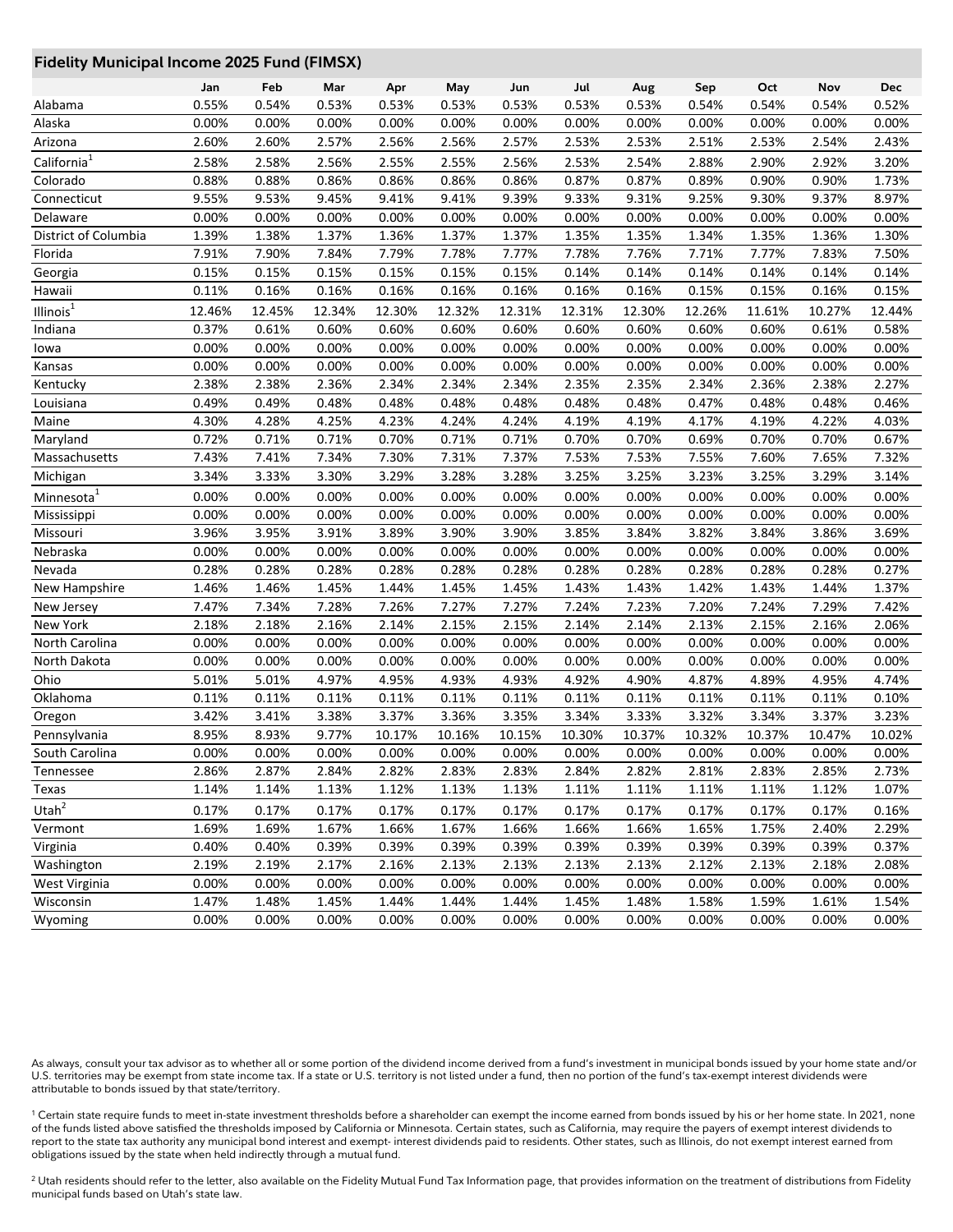## Fidelity Municipal Income 2025 Fund (FIMSX)

| | Jan | Feb | Mar | Apr | May | Jun | Jul | Aug | Sep | Oct | Nov | Dec |
|---|---|---|---|---|---|---|---|---|---|---|---|---|
| Alabama | 0.55% | 0.54% | 0.53% | 0.53% | 0.53% | 0.53% | 0.53% | 0.53% | 0.54% | 0.54% | 0.54% | 0.52% |
| Alaska | 0.00% | 0.00% | 0.00% | 0.00% | 0.00% | 0.00% | 0.00% | 0.00% | 0.00% | 0.00% | 0.00% | 0.00% |
| Arizona | 2.60% | 2.60% | 2.57% | 2.56% | 2.56% | 2.57% | 2.53% | 2.53% | 2.51% | 2.53% | 2.54% | 2.43% |
| California[1] | 2.58% | 2.58% | 2.56% | 2.55% | 2.55% | 2.56% | 2.53% | 2.54% | 2.88% | 2.90% | 2.92% | 3.20% |
| Colorado | 0.88% | 0.88% | 0.86% | 0.86% | 0.86% | 0.86% | 0.87% | 0.87% | 0.89% | 0.90% | 0.90% | 1.73% |
| Connecticut | 9.55% | 9.53% | 9.45% | 9.41% | 9.41% | 9.39% | 9.33% | 9.31% | 9.25% | 9.30% | 9.37% | 8.97% |
| Delaware | 0.00% | 0.00% | 0.00% | 0.00% | 0.00% | 0.00% | 0.00% | 0.00% | 0.00% | 0.00% | 0.00% | 0.00% |
| District of Columbia | 1.39% | 1.38% | 1.37% | 1.36% | 1.37% | 1.37% | 1.35% | 1.35% | 1.34% | 1.35% | 1.36% | 1.30% |
| Florida | 7.91% | 7.90% | 7.84% | 7.79% | 7.78% | 7.77% | 7.78% | 7.76% | 7.71% | 7.77% | 7.83% | 7.50% |
| Georgia | 0.15% | 0.15% | 0.15% | 0.15% | 0.15% | 0.15% | 0.14% | 0.14% | 0.14% | 0.14% | 0.14% | 0.14% |
| Hawaii | 0.11% | 0.16% | 0.16% | 0.16% | 0.16% | 0.16% | 0.16% | 0.16% | 0.15% | 0.15% | 0.16% | 0.15% |
| Illinois[1] | 12.46% | 12.45% | 12.34% | 12.30% | 12.32% | 12.31% | 12.31% | 12.30% | 12.26% | 11.61% | 10.27% | 12.44% |
| Indiana | 0.37% | 0.61% | 0.60% | 0.60% | 0.60% | 0.60% | 0.60% | 0.60% | 0.60% | 0.60% | 0.61% | 0.58% |
| Iowa | 0.00% | 0.00% | 0.00% | 0.00% | 0.00% | 0.00% | 0.00% | 0.00% | 0.00% | 0.00% | 0.00% | 0.00% |
| Kansas | 0.00% | 0.00% | 0.00% | 0.00% | 0.00% | 0.00% | 0.00% | 0.00% | 0.00% | 0.00% | 0.00% | 0.00% |
| Kentucky | 2.38% | 2.38% | 2.36% | 2.34% | 2.34% | 2.34% | 2.35% | 2.35% | 2.34% | 2.36% | 2.38% | 2.27% |
| Louisiana | 0.49% | 0.49% | 0.48% | 0.48% | 0.48% | 0.48% | 0.48% | 0.48% | 0.47% | 0.48% | 0.48% | 0.46% |
| Maine | 4.30% | 4.28% | 4.25% | 4.23% | 4.24% | 4.24% | 4.19% | 4.19% | 4.17% | 4.19% | 4.22% | 4.03% |
| Maryland | 0.72% | 0.71% | 0.71% | 0.70% | 0.71% | 0.71% | 0.70% | 0.70% | 0.69% | 0.70% | 0.70% | 0.67% |
| Massachusetts | 7.43% | 7.41% | 7.34% | 7.30% | 7.31% | 7.37% | 7.53% | 7.53% | 7.55% | 7.60% | 7.65% | 7.32% |
| Michigan | 3.34% | 3.33% | 3.30% | 3.29% | 3.28% | 3.28% | 3.25% | 3.25% | 3.23% | 3.25% | 3.29% | 3.14% |
| Minnesota[1] | 0.00% | 0.00% | 0.00% | 0.00% | 0.00% | 0.00% | 0.00% | 0.00% | 0.00% | 0.00% | 0.00% | 0.00% |
| Mississippi | 0.00% | 0.00% | 0.00% | 0.00% | 0.00% | 0.00% | 0.00% | 0.00% | 0.00% | 0.00% | 0.00% | 0.00% |
| Missouri | 3.96% | 3.95% | 3.91% | 3.89% | 3.90% | 3.90% | 3.85% | 3.84% | 3.82% | 3.84% | 3.86% | 3.69% |
| Nebraska | 0.00% | 0.00% | 0.00% | 0.00% | 0.00% | 0.00% | 0.00% | 0.00% | 0.00% | 0.00% | 0.00% | 0.00% |
| Nevada | 0.28% | 0.28% | 0.28% | 0.28% | 0.28% | 0.28% | 0.28% | 0.28% | 0.28% | 0.28% | 0.28% | 0.27% |
| New Hampshire | 1.46% | 1.46% | 1.45% | 1.44% | 1.45% | 1.45% | 1.43% | 1.43% | 1.42% | 1.43% | 1.44% | 1.37% |
| New Jersey | 7.47% | 7.34% | 7.28% | 7.26% | 7.27% | 7.27% | 7.24% | 7.23% | 7.20% | 7.24% | 7.29% | 7.42% |
| New York | 2.18% | 2.18% | 2.16% | 2.14% | 2.15% | 2.15% | 2.14% | 2.14% | 2.13% | 2.15% | 2.16% | 2.06% |
| North Carolina | 0.00% | 0.00% | 0.00% | 0.00% | 0.00% | 0.00% | 0.00% | 0.00% | 0.00% | 0.00% | 0.00% | 0.00% |
| North Dakota | 0.00% | 0.00% | 0.00% | 0.00% | 0.00% | 0.00% | 0.00% | 0.00% | 0.00% | 0.00% | 0.00% | 0.00% |
| Ohio | 5.01% | 5.01% | 4.97% | 4.95% | 4.93% | 4.93% | 4.92% | 4.90% | 4.87% | 4.89% | 4.95% | 4.74% |
| Oklahoma | 0.11% | 0.11% | 0.11% | 0.11% | 0.11% | 0.11% | 0.11% | 0.11% | 0.11% | 0.11% | 0.11% | 0.10% |
| Oregon | 3.42% | 3.41% | 3.38% | 3.37% | 3.36% | 3.35% | 3.34% | 3.33% | 3.32% | 3.34% | 3.37% | 3.23% |
| Pennsylvania | 8.95% | 8.93% | 9.77% | 10.17% | 10.16% | 10.15% | 10.30% | 10.37% | 10.32% | 10.37% | 10.47% | 10.02% |
| South Carolina | 0.00% | 0.00% | 0.00% | 0.00% | 0.00% | 0.00% | 0.00% | 0.00% | 0.00% | 0.00% | 0.00% | 0.00% |
| Tennessee | 2.86% | 2.87% | 2.84% | 2.82% | 2.83% | 2.83% | 2.84% | 2.82% | 2.81% | 2.83% | 2.85% | 2.73% |
| Texas | 1.14% | 1.14% | 1.13% | 1.12% | 1.13% | 1.13% | 1.11% | 1.11% | 1.11% | 1.11% | 1.12% | 1.07% |
| Utah[2] | 0.17% | 0.17% | 0.17% | 0.17% | 0.17% | 0.17% | 0.17% | 0.17% | 0.17% | 0.17% | 0.17% | 0.16% |
| Vermont | 1.69% | 1.69% | 1.67% | 1.66% | 1.67% | 1.66% | 1.66% | 1.66% | 1.65% | 1.75% | 2.40% | 2.29% |
| Virginia | 0.40% | 0.40% | 0.39% | 0.39% | 0.39% | 0.39% | 0.39% | 0.39% | 0.39% | 0.39% | 0.39% | 0.37% |
| Washington | 2.19% | 2.19% | 2.17% | 2.16% | 2.13% | 2.13% | 2.13% | 2.13% | 2.12% | 2.13% | 2.18% | 2.08% |
| West Virginia | 0.00% | 0.00% | 0.00% | 0.00% | 0.00% | 0.00% | 0.00% | 0.00% | 0.00% | 0.00% | 0.00% | 0.00% |
| Wisconsin | 1.47% | 1.48% | 1.45% | 1.44% | 1.44% | 1.44% | 1.45% | 1.48% | 1.58% | 1.59% | 1.61% | 1.54% |
| Wyoming | 0.00% | 0.00% | 0.00% | 0.00% | 0.00% | 0.00% | 0.00% | 0.00% | 0.00% | 0.00% | 0.00% | 0.00% |

As always, consult your tax advisor as to whether all or some portion of the dividend income derived from a fund's investment in municipal bonds issued by your home state and/or U.S. territories may be exempt from state income tax. If a state or U.S. territory is not listed under a fund, then no portion of the fund's tax-exempt interest dividends were attributable to bonds issued by that state/territory.

[1] Certain state require funds to meet in-state investment thresholds before a shareholder can exempt the income earned from bonds issued by his or her home state. In 2021, none of the funds listed above satisfied the thresholds imposed by California or Minnesota. Certain states, such as California, may require the payers of exempt interest dividends to report to the state tax authority any municipal bond interest and exempt- interest dividends paid to residents. Other states, such as Illinois, do not exempt interest earned from obligations issued by the state when held indirectly through a mutual fund.

[2] Utah residents should refer to the letter, also available on the Fidelity Mutual Fund Tax Information page, that provides information on the treatment of distributions from Fidelity municipal funds based on Utah's state law.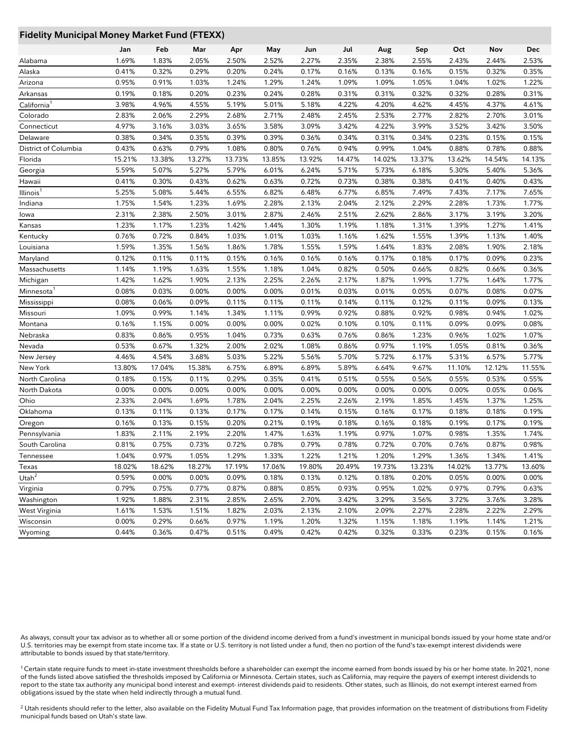## Fidelity Municipal Money Market Fund (FTEXX)

| | Jan | Feb | Mar | Apr | May | Jun | Jul | Aug | Sep | Oct | Nov | Dec |
|---|---|---|---|---|---|---|---|---|---|---|---|---|
| Alabama | 1.69% | 1.83% | 2.05% | 2.50% | 2.52% | 2.27% | 2.35% | 2.38% | 2.55% | 2.43% | 2.44% | 2.53% |
| Alaska | 0.41% | 0.32% | 0.29% | 0.20% | 0.24% | 0.17% | 0.16% | 0.13% | 0.16% | 0.15% | 0.32% | 0.35% |
| Arizona | 0.95% | 0.91% | 1.03% | 1.24% | 1.29% | 1.24% | 1.09% | 1.09% | 1.05% | 1.04% | 1.02% | 1.22% |
| Arkansas | 0.19% | 0.18% | 0.20% | 0.23% | 0.24% | 0.28% | 0.31% | 0.31% | 0.32% | 0.32% | 0.28% | 0.31% |
| California[1] | 3.98% | 4.96% | 4.55% | 5.19% | 5.01% | 5.18% | 4.22% | 4.20% | 4.62% | 4.45% | 4.37% | 4.61% |
| Colorado | 2.83% | 2.06% | 2.29% | 2.68% | 2.71% | 2.48% | 2.45% | 2.53% | 2.77% | 2.82% | 2.70% | 3.01% |
| Connecticut | 4.97% | 3.16% | 3.03% | 3.65% | 3.58% | 3.09% | 3.42% | 4.22% | 3.99% | 3.52% | 3.42% | 3.50% |
| Delaware | 0.38% | 0.34% | 0.35% | 0.39% | 0.39% | 0.36% | 0.34% | 0.31% | 0.34% | 0.23% | 0.15% | 0.15% |
| District of Columbia | 0.43% | 0.63% | 0.79% | 1.08% | 0.80% | 0.76% | 0.94% | 0.99% | 1.04% | 0.88% | 0.78% | 0.88% |
| Florida | 15.21% | 13.38% | 13.27% | 13.73% | 13.85% | 13.92% | 14.47% | 14.02% | 13.37% | 13.62% | 14.54% | 14.13% |
| Georgia | 5.59% | 5.07% | 5.27% | 5.79% | 6.01% | 6.24% | 5.71% | 5.73% | 6.18% | 5.30% | 5.40% | 5.36% |
| Hawaii | 0.41% | 0.30% | 0.43% | 0.62% | 0.63% | 0.72% | 0.73% | 0.38% | 0.38% | 0.41% | 0.40% | 0.43% |
| Illinois[1] | 5.25% | 5.08% | 5.44% | 6.55% | 6.82% | 6.48% | 6.77% | 6.85% | 7.49% | 7.43% | 7.17% | 7.65% |
| Indiana | 1.75% | 1.54% | 1.23% | 1.69% | 2.28% | 2.13% | 2.04% | 2.12% | 2.29% | 2.28% | 1.73% | 1.77% |
| Iowa | 2.31% | 2.38% | 2.50% | 3.01% | 2.87% | 2.46% | 2.51% | 2.62% | 2.86% | 3.17% | 3.19% | 3.20% |
| Kansas | 1.23% | 1.17% | 1.23% | 1.42% | 1.44% | 1.30% | 1.19% | 1.18% | 1.31% | 1.39% | 1.27% | 1.41% |
| Kentucky | 0.76% | 0.72% | 0.84% | 1.03% | 1.01% | 1.03% | 1.16% | 1.62% | 1.55% | 1.39% | 1.13% | 1.40% |
| Louisiana | 1.59% | 1.35% | 1.56% | 1.86% | 1.78% | 1.55% | 1.59% | 1.64% | 1.83% | 2.08% | 1.90% | 2.18% |
| Maryland | 0.12% | 0.11% | 0.11% | 0.15% | 0.16% | 0.16% | 0.16% | 0.17% | 0.18% | 0.17% | 0.09% | 0.23% |
| Massachusetts | 1.14% | 1.19% | 1.63% | 1.55% | 1.18% | 1.04% | 0.82% | 0.50% | 0.66% | 0.82% | 0.66% | 0.36% |
| Michigan | 1.42% | 1.62% | 1.90% | 2.13% | 2.25% | 2.26% | 2.17% | 1.87% | 1.99% | 1.77% | 1.64% | 1.77% |
| Minnesota[1] | 0.08% | 0.03% | 0.00% | 0.00% | 0.00% | 0.01% | 0.03% | 0.01% | 0.05% | 0.07% | 0.08% | 0.07% |
| Mississippi | 0.08% | 0.06% | 0.09% | 0.11% | 0.11% | 0.11% | 0.14% | 0.11% | 0.12% | 0.11% | 0.09% | 0.13% |
| Missouri | 1.09% | 0.99% | 1.14% | 1.34% | 1.11% | 0.99% | 0.92% | 0.88% | 0.92% | 0.98% | 0.94% | 1.02% |
| Montana | 0.16% | 1.15% | 0.00% | 0.00% | 0.00% | 0.02% | 0.10% | 0.10% | 0.11% | 0.09% | 0.09% | 0.08% |
| Nebraska | 0.83% | 0.86% | 0.95% | 1.04% | 0.73% | 0.63% | 0.76% | 0.86% | 1.23% | 0.96% | 1.02% | 1.07% |
| Nevada | 0.53% | 0.67% | 1.32% | 2.00% | 2.02% | 1.08% | 0.86% | 0.97% | 1.19% | 1.05% | 0.81% | 0.36% |
| New Jersey | 4.46% | 4.54% | 3.68% | 5.03% | 5.22% | 5.56% | 5.70% | 5.72% | 6.17% | 5.31% | 6.57% | 5.77% |
| New York | 13.80% | 17.04% | 15.38% | 6.75% | 6.89% | 6.89% | 5.89% | 6.64% | 9.67% | 11.10% | 12.12% | 11.55% |
| North Carolina | 0.18% | 0.15% | 0.11% | 0.29% | 0.35% | 0.41% | 0.51% | 0.55% | 0.56% | 0.55% | 0.53% | 0.55% |
| North Dakota | 0.00% | 0.00% | 0.00% | 0.00% | 0.00% | 0.00% | 0.00% | 0.00% | 0.00% | 0.00% | 0.05% | 0.06% |
| Ohio | 2.33% | 2.04% | 1.69% | 1.78% | 2.04% | 2.25% | 2.26% | 2.19% | 1.85% | 1.45% | 1.37% | 1.25% |
| Oklahoma | 0.13% | 0.11% | 0.13% | 0.17% | 0.17% | 0.14% | 0.15% | 0.16% | 0.17% | 0.18% | 0.18% | 0.19% |
| Oregon | 0.16% | 0.13% | 0.15% | 0.20% | 0.21% | 0.19% | 0.18% | 0.16% | 0.18% | 0.19% | 0.17% | 0.19% |
| Pennsylvania | 1.83% | 2.11% | 2.19% | 2.20% | 1.47% | 1.63% | 1.19% | 0.97% | 1.07% | 0.98% | 1.35% | 1.74% |
| South Carolina | 0.81% | 0.75% | 0.73% | 0.72% | 0.78% | 0.79% | 0.78% | 0.72% | 0.70% | 0.76% | 0.87% | 0.98% |
| Tennessee | 1.04% | 0.97% | 1.05% | 1.29% | 1.33% | 1.22% | 1.21% | 1.20% | 1.29% | 1.36% | 1.34% | 1.41% |
| Texas | 18.02% | 18.62% | 18.27% | 17.19% | 17.06% | 19.80% | 20.49% | 19.73% | 13.23% | 14.02% | 13.77% | 13.60% |
| Utah[2] | 0.59% | 0.00% | 0.00% | 0.09% | 0.18% | 0.13% | 0.12% | 0.18% | 0.20% | 0.05% | 0.00% | 0.00% |
| Virginia | 0.79% | 0.75% | 0.77% | 0.87% | 0.88% | 0.85% | 0.93% | 0.95% | 1.02% | 0.97% | 0.79% | 0.63% |
| Washington | 1.92% | 1.88% | 2.31% | 2.85% | 2.65% | 2.70% | 3.42% | 3.29% | 3.56% | 3.72% | 3.76% | 3.28% |
| West Virginia | 1.61% | 1.53% | 1.51% | 1.82% | 2.03% | 2.13% | 2.10% | 2.09% | 2.27% | 2.28% | 2.22% | 2.29% |
| Wisconsin | 0.00% | 0.29% | 0.66% | 0.97% | 1.19% | 1.20% | 1.32% | 1.15% | 1.18% | 1.19% | 1.14% | 1.21% |
| Wyoming | 0.44% | 0.36% | 0.47% | 0.51% | 0.49% | 0.42% | 0.42% | 0.32% | 0.33% | 0.23% | 0.15% | 0.16% |

As always, consult your tax advisor as to whether all or some portion of the dividend income derived from a fund's investment in municipal bonds issued by your home state and/or U.S. territories may be exempt from state income tax. If a state or U.S. territory is not listed under a fund, then no portion of the fund's tax-exempt interest dividends were attributable to bonds issued by that state/territory.

[1] Certain state require funds to meet in-state investment thresholds before a shareholder can exempt the income earned from bonds issued by his or her home state. In 2021, none of the funds listed above satisfied the thresholds imposed by California or Minnesota. Certain states, such as California, may require the payers of exempt interest dividends to report to the state tax authority any municipal bond interest and exempt- interest dividends paid to residents. Other states, such as Illinois, do not exempt interest earned from obligations issued by the state when held indirectly through a mutual fund.

[2] Utah residents should refer to the letter, also available on the Fidelity Mutual Fund Tax Information page, that provides information on the treatment of distributions from Fidelity municipal funds based on Utah's state law.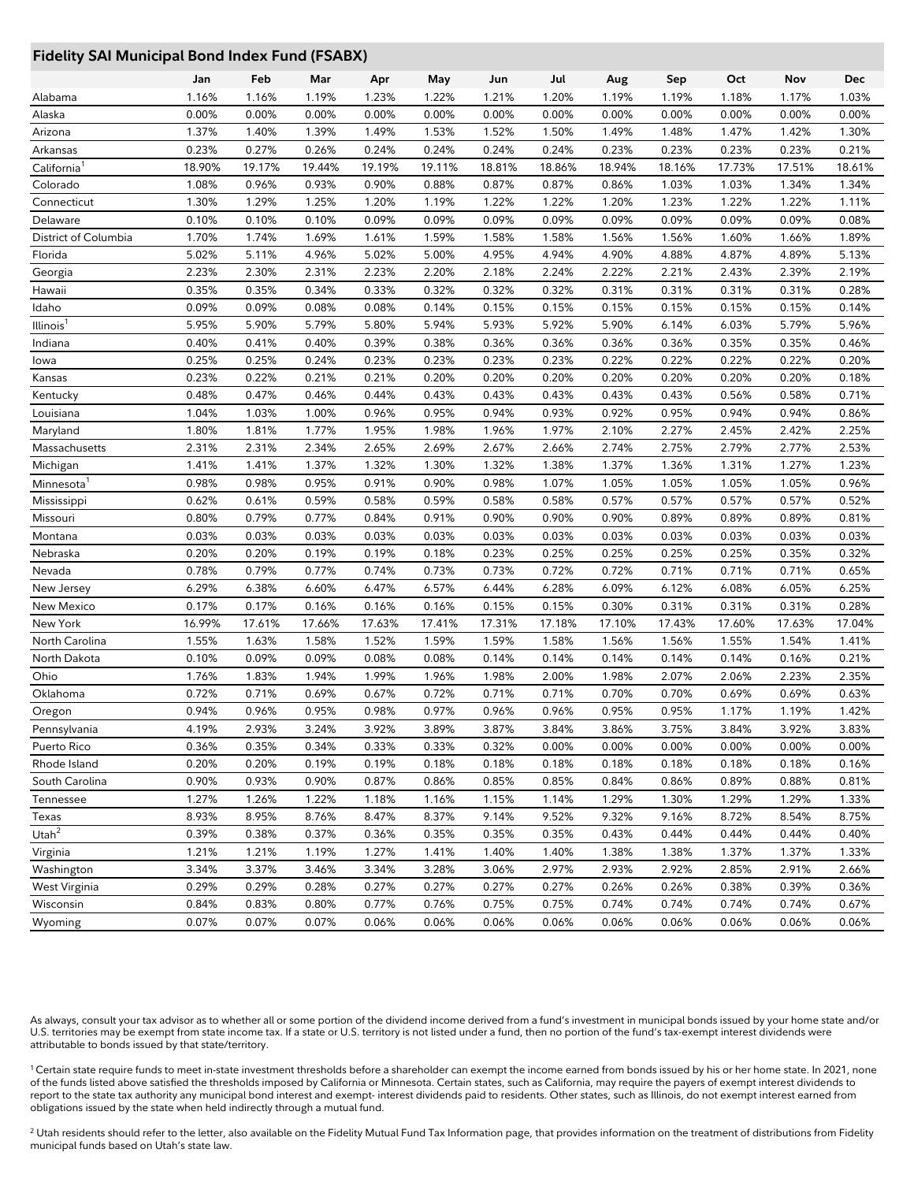## Fidelity SAI Municipal Bond Index Fund (FSABX)

| | Jan | Feb | Mar | Apr | May | Jun | Jul | Aug | Sep | Oct | Nov | Dec |
|---|---|---|---|---|---|---|---|---|---|---|---|---|
| Alabama | 1.16% | 1.16% | 1.19% | 1.23% | 1.22% | 1.21% | 1.20% | 1.19% | 1.19% | 1.18% | 1.17% | 1.03% |
| Alaska | 0.00% | 0.00% | 0.00% | 0.00% | 0.00% | 0.00% | 0.00% | 0.00% | 0.00% | 0.00% | 0.00% | 0.00% |
| Arizona | 1.37% | 1.40% | 1.39% | 1.49% | 1.53% | 1.52% | 1.50% | 1.49% | 1.48% | 1.47% | 1.42% | 1.30% |
| Arkansas | 0.23% | 0.27% | 0.26% | 0.24% | 0.24% | 0.24% | 0.24% | 0.23% | 0.23% | 0.23% | 0.23% | 0.21% |
| California[1] | 18.90% | 19.17% | 19.44% | 19.19% | 19.11% | 18.81% | 18.86% | 18.94% | 18.16% | 17.73% | 17.51% | 18.61% |
| Colorado | 1.08% | 0.96% | 0.93% | 0.90% | 0.88% | 0.87% | 0.87% | 0.86% | 1.03% | 1.03% | 1.34% | 1.34% |
| Connecticut | 1.30% | 1.29% | 1.25% | 1.20% | 1.19% | 1.22% | 1.22% | 1.20% | 1.23% | 1.22% | 1.22% | 1.11% |
| Delaware | 0.10% | 0.10% | 0.10% | 0.09% | 0.09% | 0.09% | 0.09% | 0.09% | 0.09% | 0.09% | 0.09% | 0.08% |
| District of Columbia | 1.70% | 1.74% | 1.69% | 1.61% | 1.59% | 1.58% | 1.58% | 1.56% | 1.56% | 1.60% | 1.66% | 1.89% |
| Florida | 5.02% | 5.11% | 4.96% | 5.02% | 5.00% | 4.95% | 4.94% | 4.90% | 4.88% | 4.87% | 4.89% | 5.13% |
| Georgia | 2.23% | 2.30% | 2.31% | 2.23% | 2.20% | 2.18% | 2.24% | 2.22% | 2.21% | 2.43% | 2.39% | 2.19% |
| Hawaii | 0.35% | 0.35% | 0.34% | 0.33% | 0.32% | 0.32% | 0.32% | 0.31% | 0.31% | 0.31% | 0.31% | 0.28% |
| Idaho | 0.09% | 0.09% | 0.08% | 0.08% | 0.14% | 0.15% | 0.15% | 0.15% | 0.15% | 0.15% | 0.15% | 0.14% |
| Illinois[1] | 5.95% | 5.90% | 5.79% | 5.80% | 5.94% | 5.93% | 5.92% | 5.90% | 6.14% | 6.03% | 5.79% | 5.96% |
| Indiana | 0.40% | 0.41% | 0.40% | 0.39% | 0.38% | 0.36% | 0.36% | 0.36% | 0.36% | 0.35% | 0.35% | 0.46% |
| Iowa | 0.25% | 0.25% | 0.24% | 0.23% | 0.23% | 0.23% | 0.23% | 0.22% | 0.22% | 0.22% | 0.22% | 0.20% |
| Kansas | 0.23% | 0.22% | 0.21% | 0.21% | 0.20% | 0.20% | 0.20% | 0.20% | 0.20% | 0.20% | 0.20% | 0.18% |
| Kentucky | 0.48% | 0.47% | 0.46% | 0.44% | 0.43% | 0.43% | 0.43% | 0.43% | 0.43% | 0.56% | 0.58% | 0.71% |
| Louisiana | 1.04% | 1.03% | 1.00% | 0.96% | 0.95% | 0.94% | 0.93% | 0.92% | 0.95% | 0.94% | 0.94% | 0.86% |
| Maryland | 1.80% | 1.81% | 1.77% | 1.95% | 1.98% | 1.96% | 1.97% | 2.10% | 2.27% | 2.45% | 2.42% | 2.25% |
| Massachusetts | 2.31% | 2.31% | 2.34% | 2.65% | 2.69% | 2.67% | 2.66% | 2.74% | 2.75% | 2.79% | 2.77% | 2.53% |
| Michigan | 1.41% | 1.41% | 1.37% | 1.32% | 1.30% | 1.32% | 1.38% | 1.37% | 1.36% | 1.31% | 1.27% | 1.23% |
| Minnesota[1] | 0.98% | 0.98% | 0.95% | 0.91% | 0.90% | 0.98% | 1.07% | 1.05% | 1.05% | 1.05% | 1.05% | 0.96% |
| Mississippi | 0.62% | 0.61% | 0.59% | 0.58% | 0.59% | 0.58% | 0.58% | 0.57% | 0.57% | 0.57% | 0.57% | 0.52% |
| Missouri | 0.80% | 0.79% | 0.77% | 0.84% | 0.91% | 0.90% | 0.90% | 0.90% | 0.89% | 0.89% | 0.89% | 0.81% |
| Montana | 0.03% | 0.03% | 0.03% | 0.03% | 0.03% | 0.03% | 0.03% | 0.03% | 0.03% | 0.03% | 0.03% | 0.03% |
| Nebraska | 0.20% | 0.20% | 0.19% | 0.19% | 0.18% | 0.23% | 0.25% | 0.25% | 0.25% | 0.25% | 0.35% | 0.32% |
| Nevada | 0.78% | 0.79% | 0.77% | 0.74% | 0.73% | 0.73% | 0.72% | 0.72% | 0.71% | 0.71% | 0.71% | 0.65% |
| New Jersey | 6.29% | 6.38% | 6.60% | 6.47% | 6.57% | 6.44% | 6.28% | 6.09% | 6.12% | 6.08% | 6.05% | 6.25% |
| New Mexico | 0.17% | 0.17% | 0.16% | 0.16% | 0.16% | 0.15% | 0.15% | 0.30% | 0.31% | 0.31% | 0.31% | 0.28% |
| New York | 16.99% | 17.61% | 17.66% | 17.63% | 17.41% | 17.31% | 17.18% | 17.10% | 17.43% | 17.60% | 17.63% | 17.04% |
| North Carolina | 1.55% | 1.63% | 1.58% | 1.52% | 1.59% | 1.59% | 1.58% | 1.56% | 1.56% | 1.55% | 1.54% | 1.41% |
| North Dakota | 0.10% | 0.09% | 0.09% | 0.08% | 0.08% | 0.14% | 0.14% | 0.14% | 0.14% | 0.14% | 0.16% | 0.21% |
| Ohio | 1.76% | 1.83% | 1.94% | 1.99% | 1.96% | 1.98% | 2.00% | 1.98% | 2.07% | 2.06% | 2.23% | 2.35% |
| Oklahoma | 0.72% | 0.71% | 0.69% | 0.67% | 0.72% | 0.71% | 0.71% | 0.70% | 0.70% | 0.69% | 0.69% | 0.63% |
| Oregon | 0.94% | 0.96% | 0.95% | 0.98% | 0.97% | 0.96% | 0.96% | 0.95% | 0.95% | 1.17% | 1.19% | 1.42% |
| Pennsylvania | 4.19% | 2.93% | 3.24% | 3.92% | 3.89% | 3.87% | 3.84% | 3.86% | 3.75% | 3.84% | 3.92% | 3.83% |
| Puerto Rico | 0.36% | 0.35% | 0.34% | 0.33% | 0.33% | 0.32% | 0.00% | 0.00% | 0.00% | 0.00% | 0.00% | 0.00% |
| Rhode Island | 0.20% | 0.20% | 0.19% | 0.19% | 0.18% | 0.18% | 0.18% | 0.18% | 0.18% | 0.18% | 0.18% | 0.16% |
| South Carolina | 0.90% | 0.93% | 0.90% | 0.87% | 0.86% | 0.85% | 0.85% | 0.84% | 0.86% | 0.89% | 0.88% | 0.81% |
| Tennessee | 1.27% | 1.26% | 1.22% | 1.18% | 1.16% | 1.15% | 1.14% | 1.29% | 1.30% | 1.29% | 1.29% | 1.33% |
| Texas | 8.93% | 8.95% | 8.76% | 8.47% | 8.37% | 9.14% | 9.52% | 9.32% | 9.16% | 8.72% | 8.54% | 8.75% |
| Utah[2] | 0.39% | 0.38% | 0.37% | 0.36% | 0.35% | 0.35% | 0.35% | 0.43% | 0.44% | 0.44% | 0.44% | 0.40% |
| Virginia | 1.21% | 1.21% | 1.19% | 1.27% | 1.41% | 1.40% | 1.40% | 1.38% | 1.38% | 1.37% | 1.37% | 1.33% |
| Washington | 3.34% | 3.37% | 3.46% | 3.34% | 3.28% | 3.06% | 2.97% | 2.93% | 2.92% | 2.85% | 2.91% | 2.66% |
| West Virginia | 0.29% | 0.29% | 0.28% | 0.27% | 0.27% | 0.27% | 0.27% | 0.26% | 0.26% | 0.38% | 0.39% | 0.36% |
| Wisconsin | 0.84% | 0.83% | 0.80% | 0.77% | 0.76% | 0.75% | 0.75% | 0.74% | 0.74% | 0.74% | 0.74% | 0.67% |
| Wyoming | 0.07% | 0.07% | 0.07% | 0.06% | 0.06% | 0.06% | 0.06% | 0.06% | 0.06% | 0.06% | 0.06% | 0.06% |

As always, consult your tax advisor as to whether all or some portion of the dividend income derived from a fund's investment in municipal bonds issued by your home state and/or U.S. territories may be exempt from state income tax. If a state or U.S. territory is not listed under a fund, then no portion of the fund's tax-exempt interest dividends were attributable to bonds issued by that state/territory.

[1] Certain state require funds to meet in-state investment thresholds before a shareholder can exempt the income earned from bonds issued by his or her home state. In 2021, none of the funds listed above satisfied the thresholds imposed by California or Minnesota. Certain states, such as California, may require the payers of exempt interest dividends to report to the state tax authority any municipal bond interest and exempt- interest dividends paid to residents. Other states, such as Illinois, do not exempt interest earned from obligations issued by the state when held indirectly through a mutual fund.

[2] Utah residents should refer to the letter, also available on the Fidelity Mutual Fund Tax Information page, that provides information on the treatment of distributions from Fidelity municipal funds based on Utah's state law.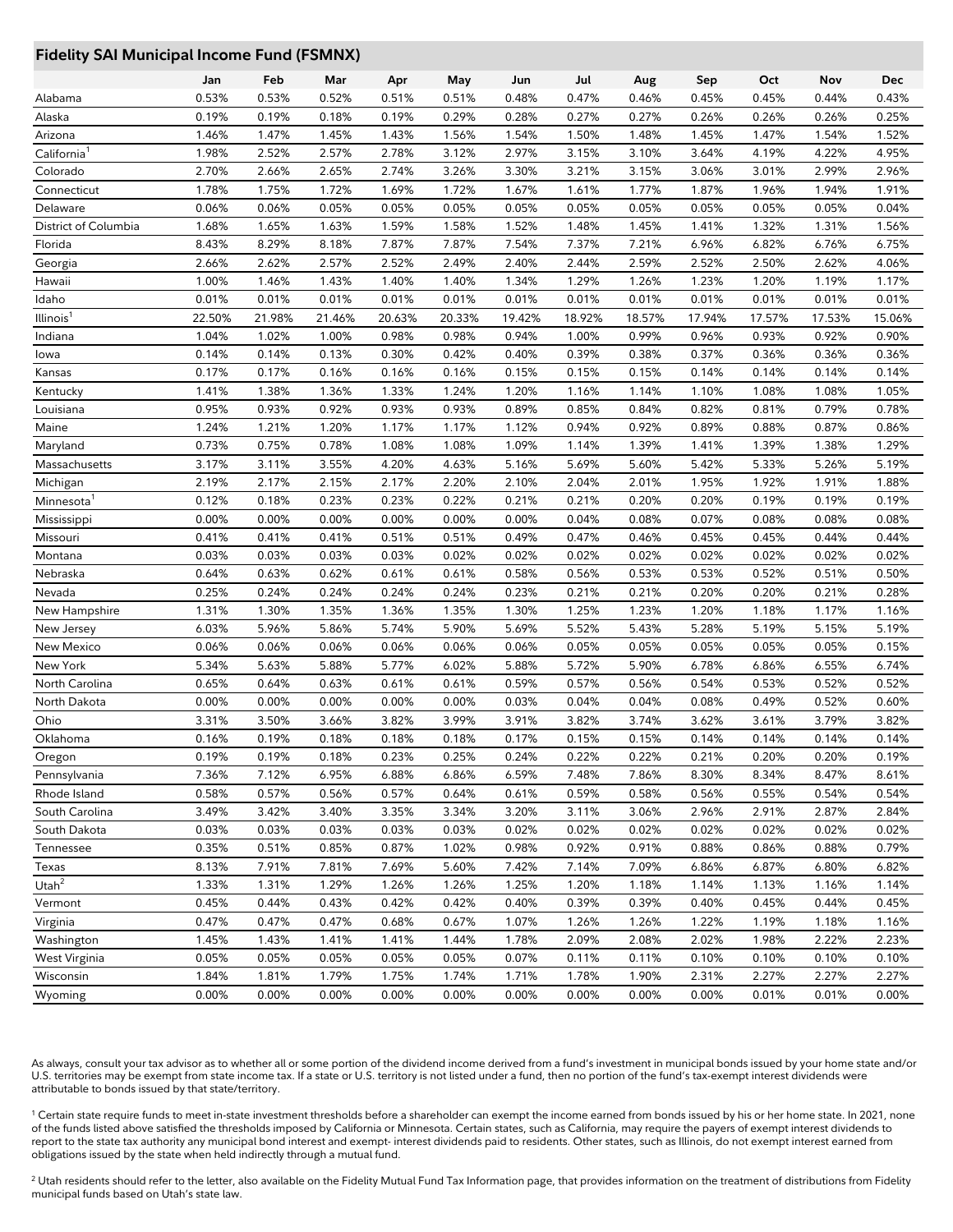## Fidelity SAI Municipal Income Fund (FSMNX)

| | Jan | Feb | Mar | Apr | May | Jun | Jul | Aug | Sep | Oct | Nov | Dec |
|---|---|---|---|---|---|---|---|---|---|---|---|---|
| Alabama | 0.53% | 0.53% | 0.52% | 0.51% | 0.51% | 0.48% | 0.47% | 0.46% | 0.45% | 0.45% | 0.44% | 0.43% |
| Alaska | 0.19% | 0.19% | 0.18% | 0.19% | 0.29% | 0.28% | 0.27% | 0.27% | 0.26% | 0.26% | 0.26% | 0.25% |
| Arizona | 1.46% | 1.47% | 1.45% | 1.43% | 1.56% | 1.54% | 1.50% | 1.48% | 1.45% | 1.47% | 1.54% | 1.52% |
| California[1] | 1.98% | 2.52% | 2.57% | 2.78% | 3.12% | 2.97% | 3.15% | 3.10% | 3.64% | 4.19% | 4.22% | 4.95% |
| Colorado | 2.70% | 2.66% | 2.65% | 2.74% | 3.26% | 3.30% | 3.21% | 3.15% | 3.06% | 3.01% | 2.99% | 2.96% |
| Connecticut | 1.78% | 1.75% | 1.72% | 1.69% | 1.72% | 1.67% | 1.61% | 1.77% | 1.87% | 1.96% | 1.94% | 1.91% |
| Delaware | 0.06% | 0.06% | 0.05% | 0.05% | 0.05% | 0.05% | 0.05% | 0.05% | 0.05% | 0.05% | 0.05% | 0.04% |
| District of Columbia | 1.68% | 1.65% | 1.63% | 1.59% | 1.58% | 1.52% | 1.48% | 1.45% | 1.41% | 1.32% | 1.31% | 1.56% |
| Florida | 8.43% | 8.29% | 8.18% | 7.87% | 7.87% | 7.54% | 7.37% | 7.21% | 6.96% | 6.82% | 6.76% | 6.75% |
| Georgia | 2.66% | 2.62% | 2.57% | 2.52% | 2.49% | 2.40% | 2.44% | 2.59% | 2.52% | 2.50% | 2.62% | 4.06% |
| Hawaii | 1.00% | 1.46% | 1.43% | 1.40% | 1.40% | 1.34% | 1.29% | 1.26% | 1.23% | 1.20% | 1.19% | 1.17% |
| Idaho | 0.01% | 0.01% | 0.01% | 0.01% | 0.01% | 0.01% | 0.01% | 0.01% | 0.01% | 0.01% | 0.01% | 0.01% |
| Illinois[1] | 22.50% | 21.98% | 21.46% | 20.63% | 20.33% | 19.42% | 18.92% | 18.57% | 17.94% | 17.57% | 17.53% | 15.06% |
| Indiana | 1.04% | 1.02% | 1.00% | 0.98% | 0.98% | 0.94% | 1.00% | 0.99% | 0.96% | 0.93% | 0.92% | 0.90% |
| Iowa | 0.14% | 0.14% | 0.13% | 0.30% | 0.42% | 0.40% | 0.39% | 0.38% | 0.37% | 0.36% | 0.36% | 0.36% |
| Kansas | 0.17% | 0.17% | 0.16% | 0.16% | 0.16% | 0.15% | 0.15% | 0.15% | 0.14% | 0.14% | 0.14% | 0.14% |
| Kentucky | 1.41% | 1.38% | 1.36% | 1.33% | 1.24% | 1.20% | 1.16% | 1.14% | 1.10% | 1.08% | 1.08% | 1.05% |
| Louisiana | 0.95% | 0.93% | 0.92% | 0.93% | 0.93% | 0.89% | 0.85% | 0.84% | 0.82% | 0.81% | 0.79% | 0.78% |
| Maine | 1.24% | 1.21% | 1.20% | 1.17% | 1.17% | 1.12% | 0.94% | 0.92% | 0.89% | 0.88% | 0.87% | 0.86% |
| Maryland | 0.73% | 0.75% | 0.78% | 1.08% | 1.08% | 1.09% | 1.14% | 1.39% | 1.41% | 1.39% | 1.38% | 1.29% |
| Massachusetts | 3.17% | 3.11% | 3.55% | 4.20% | 4.63% | 5.16% | 5.69% | 5.60% | 5.42% | 5.33% | 5.26% | 5.19% |
| Michigan | 2.19% | 2.17% | 2.15% | 2.17% | 2.20% | 2.10% | 2.04% | 2.01% | 1.95% | 1.92% | 1.91% | 1.88% |
| Minnesota[1] | 0.12% | 0.18% | 0.23% | 0.23% | 0.22% | 0.21% | 0.21% | 0.20% | 0.20% | 0.19% | 0.19% | 0.19% |
| Mississippi | 0.00% | 0.00% | 0.00% | 0.00% | 0.00% | 0.00% | 0.04% | 0.08% | 0.07% | 0.08% | 0.08% | 0.08% |
| Missouri | 0.41% | 0.41% | 0.41% | 0.51% | 0.51% | 0.49% | 0.47% | 0.46% | 0.45% | 0.45% | 0.44% | 0.44% |
| Montana | 0.03% | 0.03% | 0.03% | 0.03% | 0.02% | 0.02% | 0.02% | 0.02% | 0.02% | 0.02% | 0.02% | 0.02% |
| Nebraska | 0.64% | 0.63% | 0.62% | 0.61% | 0.61% | 0.58% | 0.56% | 0.53% | 0.53% | 0.52% | 0.51% | 0.50% |
| Nevada | 0.25% | 0.24% | 0.24% | 0.24% | 0.24% | 0.23% | 0.21% | 0.21% | 0.20% | 0.20% | 0.21% | 0.28% |
| New Hampshire | 1.31% | 1.30% | 1.35% | 1.36% | 1.35% | 1.30% | 1.25% | 1.23% | 1.20% | 1.18% | 1.17% | 1.16% |
| New Jersey | 6.03% | 5.96% | 5.86% | 5.74% | 5.90% | 5.69% | 5.52% | 5.43% | 5.28% | 5.19% | 5.15% | 5.19% |
| New Mexico | 0.06% | 0.06% | 0.06% | 0.06% | 0.06% | 0.06% | 0.05% | 0.05% | 0.05% | 0.05% | 0.05% | 0.15% |
| New York | 5.34% | 5.63% | 5.88% | 5.77% | 6.02% | 5.88% | 5.72% | 5.90% | 6.78% | 6.86% | 6.55% | 6.74% |
| North Carolina | 0.65% | 0.64% | 0.63% | 0.61% | 0.61% | 0.59% | 0.57% | 0.56% | 0.54% | 0.53% | 0.52% | 0.52% |
| North Dakota | 0.00% | 0.00% | 0.00% | 0.00% | 0.00% | 0.03% | 0.04% | 0.04% | 0.08% | 0.49% | 0.52% | 0.60% |
| Ohio | 3.31% | 3.50% | 3.66% | 3.82% | 3.99% | 3.91% | 3.82% | 3.74% | 3.62% | 3.61% | 3.79% | 3.82% |
| Oklahoma | 0.16% | 0.19% | 0.18% | 0.18% | 0.18% | 0.17% | 0.15% | 0.15% | 0.14% | 0.14% | 0.14% | 0.14% |
| Oregon | 0.19% | 0.19% | 0.18% | 0.23% | 0.25% | 0.24% | 0.22% | 0.22% | 0.21% | 0.20% | 0.20% | 0.19% |
| Pennsylvania | 7.36% | 7.12% | 6.95% | 6.88% | 6.86% | 6.59% | 7.48% | 7.86% | 8.30% | 8.34% | 8.47% | 8.61% |
| Rhode Island | 0.58% | 0.57% | 0.56% | 0.57% | 0.64% | 0.61% | 0.59% | 0.58% | 0.56% | 0.55% | 0.54% | 0.54% |
| South Carolina | 3.49% | 3.42% | 3.40% | 3.35% | 3.34% | 3.20% | 3.11% | 3.06% | 2.96% | 2.91% | 2.87% | 2.84% |
| South Dakota | 0.03% | 0.03% | 0.03% | 0.03% | 0.03% | 0.02% | 0.02% | 0.02% | 0.02% | 0.02% | 0.02% | 0.02% |
| Tennessee | 0.35% | 0.51% | 0.85% | 0.87% | 1.02% | 0.98% | 0.92% | 0.91% | 0.88% | 0.86% | 0.88% | 0.79% |
| Texas | 8.13% | 7.91% | 7.81% | 7.69% | 5.60% | 7.42% | 7.14% | 7.09% | 6.86% | 6.87% | 6.80% | 6.82% |
| Utah[2] | 1.33% | 1.31% | 1.29% | 1.26% | 1.26% | 1.25% | 1.20% | 1.18% | 1.14% | 1.13% | 1.16% | 1.14% |
| Vermont | 0.45% | 0.44% | 0.43% | 0.42% | 0.42% | 0.40% | 0.39% | 0.39% | 0.40% | 0.45% | 0.44% | 0.45% |
| Virginia | 0.47% | 0.47% | 0.47% | 0.68% | 0.67% | 1.07% | 1.26% | 1.26% | 1.22% | 1.19% | 1.18% | 1.16% |
| Washington | 1.45% | 1.43% | 1.41% | 1.41% | 1.44% | 1.78% | 2.09% | 2.08% | 2.02% | 1.98% | 2.22% | 2.23% |
| West Virginia | 0.05% | 0.05% | 0.05% | 0.05% | 0.05% | 0.07% | 0.11% | 0.11% | 0.10% | 0.10% | 0.10% | 0.10% |
| Wisconsin | 1.84% | 1.81% | 1.79% | 1.75% | 1.74% | 1.71% | 1.78% | 1.90% | 2.31% | 2.27% | 2.27% | 2.27% |
| Wyoming | 0.00% | 0.00% | 0.00% | 0.00% | 0.00% | 0.00% | 0.00% | 0.00% | 0.00% | 0.01% | 0.01% | 0.00% |

As always, consult your tax advisor as to whether all or some portion of the dividend income derived from a fund's investment in municipal bonds issued by your home state and/or U.S. territories may be exempt from state income tax. If a state or U.S. territory is not listed under a fund, then no portion of the fund's tax-exempt interest dividends were attributable to bonds issued by that state/territory.

[1] Certain state require funds to meet in-state investment thresholds before a shareholder can exempt the income earned from bonds issued by his or her home state. In 2021, none of the funds listed above satisfied the thresholds imposed by California or Minnesota. Certain states, such as California, may require the payers of exempt interest dividends to report to the state tax authority any municipal bond interest and exempt- interest dividends paid to residents. Other states, such as Illinois, do not exempt interest earned from obligations issued by the state when held indirectly through a mutual fund.

[2] Utah residents should refer to the letter, also available on the Fidelity Mutual Fund Tax Information page, that provides information on the treatment of distributions from Fidelity municipal funds based on Utah's state law.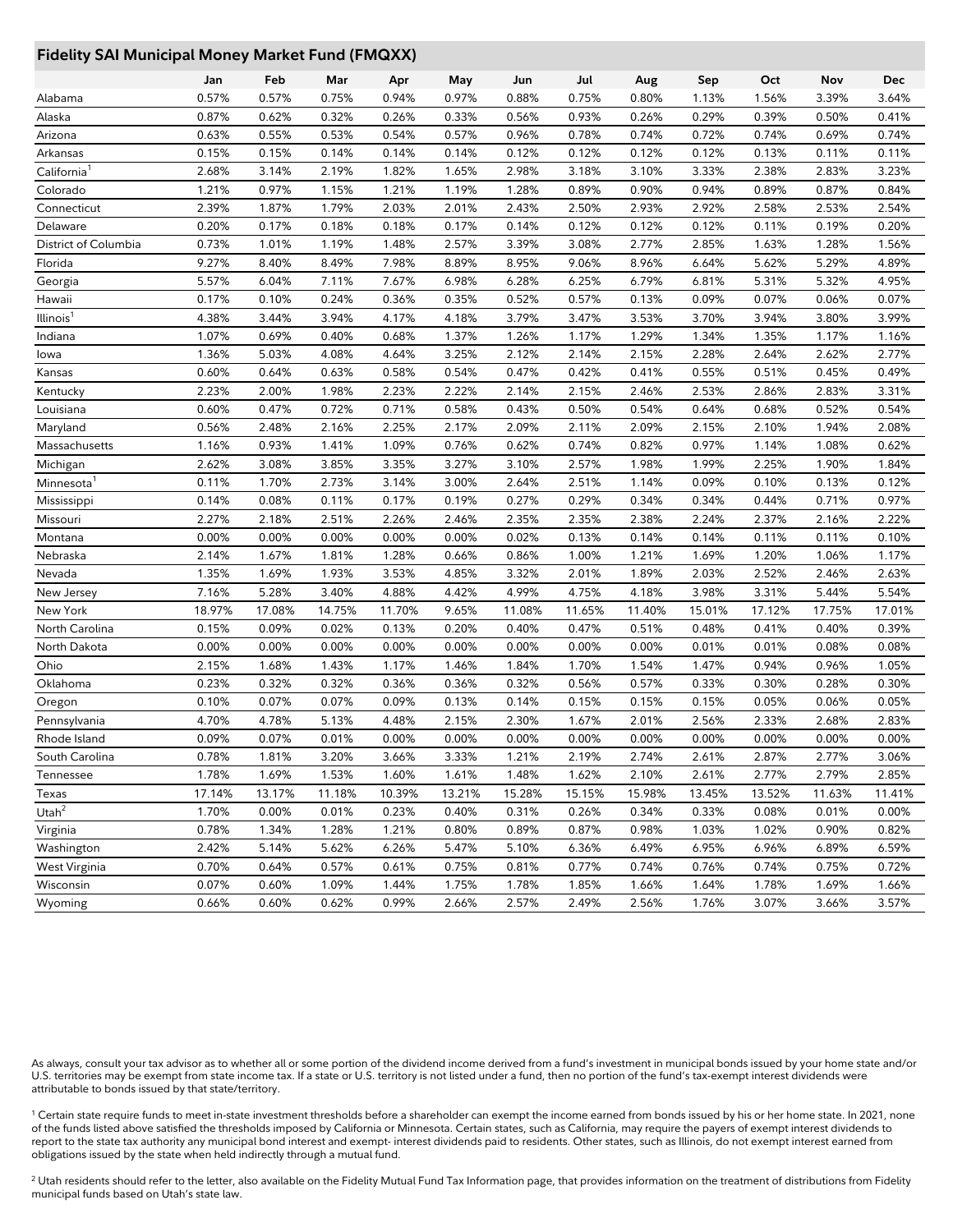## Fidelity SAI Municipal Money Market Fund (FMQXX)

| | Jan | Feb | Mar | Apr | May | Jun | Jul | Aug | Sep | Oct | Nov | Dec |
|---|---|---|---|---|---|---|---|---|---|---|---|---|
| Alabama | 0.57% | 0.57% | 0.75% | 0.94% | 0.97% | 0.88% | 0.75% | 0.80% | 1.13% | 1.56% | 3.39% | 3.64% |
| Alaska | 0.87% | 0.62% | 0.32% | 0.26% | 0.33% | 0.56% | 0.93% | 0.26% | 0.29% | 0.39% | 0.50% | 0.41% |
| Arizona | 0.63% | 0.55% | 0.53% | 0.54% | 0.57% | 0.96% | 0.78% | 0.74% | 0.72% | 0.74% | 0.69% | 0.74% |
| Arkansas | 0.15% | 0.15% | 0.14% | 0.14% | 0.14% | 0.12% | 0.12% | 0.12% | 0.12% | 0.13% | 0.11% | 0.11% |
| California[1] | 2.68% | 3.14% | 2.19% | 1.82% | 1.65% | 2.98% | 3.18% | 3.10% | 3.33% | 2.38% | 2.83% | 3.23% |
| Colorado | 1.21% | 0.97% | 1.15% | 1.21% | 1.19% | 1.28% | 0.89% | 0.90% | 0.94% | 0.89% | 0.87% | 0.84% |
| Connecticut | 2.39% | 1.87% | 1.79% | 2.03% | 2.01% | 2.43% | 2.50% | 2.93% | 2.92% | 2.58% | 2.53% | 2.54% |
| Delaware | 0.20% | 0.17% | 0.18% | 0.18% | 0.17% | 0.14% | 0.12% | 0.12% | 0.12% | 0.11% | 0.19% | 0.20% |
| District of Columbia | 0.73% | 1.01% | 1.19% | 1.48% | 2.57% | 3.39% | 3.08% | 2.77% | 2.85% | 1.63% | 1.28% | 1.56% |
| Florida | 9.27% | 8.40% | 8.49% | 7.98% | 8.89% | 8.95% | 9.06% | 8.96% | 6.64% | 5.62% | 5.29% | 4.89% |
| Georgia | 5.57% | 6.04% | 7.11% | 7.67% | 6.98% | 6.28% | 6.25% | 6.79% | 6.81% | 5.31% | 5.32% | 4.95% |
| Hawaii | 0.17% | 0.10% | 0.24% | 0.36% | 0.35% | 0.52% | 0.57% | 0.13% | 0.09% | 0.07% | 0.06% | 0.07% |
| Illinois[1] | 4.38% | 3.44% | 3.94% | 4.17% | 4.18% | 3.79% | 3.47% | 3.53% | 3.70% | 3.94% | 3.80% | 3.99% |
| Indiana | 1.07% | 0.69% | 0.40% | 0.68% | 1.37% | 1.26% | 1.17% | 1.29% | 1.34% | 1.35% | 1.17% | 1.16% |
| Iowa | 1.36% | 5.03% | 4.08% | 4.64% | 3.25% | 2.12% | 2.14% | 2.15% | 2.28% | 2.64% | 2.62% | 2.77% |
| Kansas | 0.60% | 0.64% | 0.63% | 0.58% | 0.54% | 0.47% | 0.42% | 0.41% | 0.55% | 0.51% | 0.45% | 0.49% |
| Kentucky | 2.23% | 2.00% | 1.98% | 2.23% | 2.22% | 2.14% | 2.15% | 2.46% | 2.53% | 2.86% | 2.83% | 3.31% |
| Louisiana | 0.60% | 0.47% | 0.72% | 0.71% | 0.58% | 0.43% | 0.50% | 0.54% | 0.64% | 0.68% | 0.52% | 0.54% |
| Maryland | 0.56% | 2.48% | 2.16% | 2.25% | 2.17% | 2.09% | 2.11% | 2.09% | 2.15% | 2.10% | 1.94% | 2.08% |
| Massachusetts | 1.16% | 0.93% | 1.41% | 1.09% | 0.76% | 0.62% | 0.74% | 0.82% | 0.97% | 1.14% | 1.08% | 0.62% |
| Michigan | 2.62% | 3.08% | 3.85% | 3.35% | 3.27% | 3.10% | 2.57% | 1.98% | 1.99% | 2.25% | 1.90% | 1.84% |
| Minnesota[1] | 0.11% | 1.70% | 2.73% | 3.14% | 3.00% | 2.64% | 2.51% | 1.14% | 0.09% | 0.10% | 0.13% | 0.12% |
| Mississippi | 0.14% | 0.08% | 0.11% | 0.17% | 0.19% | 0.27% | 0.29% | 0.34% | 0.34% | 0.44% | 0.71% | 0.97% |
| Missouri | 2.27% | 2.18% | 2.51% | 2.26% | 2.46% | 2.35% | 2.35% | 2.38% | 2.24% | 2.37% | 2.16% | 2.22% |
| Montana | 0.00% | 0.00% | 0.00% | 0.00% | 0.00% | 0.02% | 0.13% | 0.14% | 0.14% | 0.11% | 0.11% | 0.10% |
| Nebraska | 2.14% | 1.67% | 1.81% | 1.28% | 0.66% | 0.86% | 1.00% | 1.21% | 1.69% | 1.20% | 1.06% | 1.17% |
| Nevada | 1.35% | 1.69% | 1.93% | 3.53% | 4.85% | 3.32% | 2.01% | 1.89% | 2.03% | 2.52% | 2.46% | 2.63% |
| New Jersey | 7.16% | 5.28% | 3.40% | 4.88% | 4.42% | 4.99% | 4.75% | 4.18% | 3.98% | 3.31% | 5.44% | 5.54% |
| New York | 18.97% | 17.08% | 14.75% | 11.70% | 9.65% | 11.08% | 11.65% | 11.40% | 15.01% | 17.12% | 17.75% | 17.01% |
| North Carolina | 0.15% | 0.09% | 0.02% | 0.13% | 0.20% | 0.40% | 0.47% | 0.51% | 0.48% | 0.41% | 0.40% | 0.39% |
| North Dakota | 0.00% | 0.00% | 0.00% | 0.00% | 0.00% | 0.00% | 0.00% | 0.00% | 0.01% | 0.01% | 0.08% | 0.08% |
| Ohio | 2.15% | 1.68% | 1.43% | 1.17% | 1.46% | 1.84% | 1.70% | 1.54% | 1.47% | 0.94% | 0.96% | 1.05% |
| Oklahoma | 0.23% | 0.32% | 0.32% | 0.36% | 0.36% | 0.32% | 0.56% | 0.57% | 0.33% | 0.30% | 0.28% | 0.30% |
| Oregon | 0.10% | 0.07% | 0.07% | 0.09% | 0.13% | 0.14% | 0.15% | 0.15% | 0.15% | 0.05% | 0.06% | 0.05% |
| Pennsylvania | 4.70% | 4.78% | 5.13% | 4.48% | 2.15% | 2.30% | 1.67% | 2.01% | 2.56% | 2.33% | 2.68% | 2.83% |
| Rhode Island | 0.09% | 0.07% | 0.01% | 0.00% | 0.00% | 0.00% | 0.00% | 0.00% | 0.00% | 0.00% | 0.00% | 0.00% |
| South Carolina | 0.78% | 1.81% | 3.20% | 3.66% | 3.33% | 1.21% | 2.19% | 2.74% | 2.61% | 2.87% | 2.77% | 3.06% |
| Tennessee | 1.78% | 1.69% | 1.53% | 1.60% | 1.61% | 1.48% | 1.62% | 2.10% | 2.61% | 2.77% | 2.79% | 2.85% |
| Texas | 17.14% | 13.17% | 11.18% | 10.39% | 13.21% | 15.28% | 15.15% | 15.98% | 13.45% | 13.52% | 11.63% | 11.41% |
| Utah[2] | 1.70% | 0.00% | 0.01% | 0.23% | 0.40% | 0.31% | 0.26% | 0.34% | 0.33% | 0.08% | 0.01% | 0.00% |
| Virginia | 0.78% | 1.34% | 1.28% | 1.21% | 0.80% | 0.89% | 0.87% | 0.98% | 1.03% | 1.02% | 0.90% | 0.82% |
| Washington | 2.42% | 5.14% | 5.62% | 6.26% | 5.47% | 5.10% | 6.36% | 6.49% | 6.95% | 6.96% | 6.89% | 6.59% |
| West Virginia | 0.70% | 0.64% | 0.57% | 0.61% | 0.75% | 0.81% | 0.77% | 0.74% | 0.76% | 0.74% | 0.75% | 0.72% |
| Wisconsin | 0.07% | 0.60% | 1.09% | 1.44% | 1.75% | 1.78% | 1.85% | 1.66% | 1.64% | 1.78% | 1.69% | 1.66% |
| Wyoming | 0.66% | 0.60% | 0.62% | 0.99% | 2.66% | 2.57% | 2.49% | 2.56% | 1.76% | 3.07% | 3.66% | 3.57% |

As always, consult your tax advisor as to whether all or some portion of the dividend income derived from a fund's investment in municipal bonds issued by your home state and/or U.S. territories may be exempt from state income tax. If a state or U.S. territory is not listed under a fund, then no portion of the fund's tax-exempt interest dividends were attributable to bonds issued by that state/territory.

[1] Certain state require funds to meet in-state investment thresholds before a shareholder can exempt the income earned from bonds issued by his or her home state. In 2021, none of the funds listed above satisfied the thresholds imposed by California or Minnesota. Certain states, such as California, may require the payers of exempt interest dividends to report to the state tax authority any municipal bond interest and exempt- interest dividends paid to residents. Other states, such as Illinois, do not exempt interest earned from obligations issued by the state when held indirectly through a mutual fund.

[2] Utah residents should refer to the letter, also available on the Fidelity Mutual Fund Tax Information page, that provides information on the treatment of distributions from Fidelity municipal funds based on Utah's state law.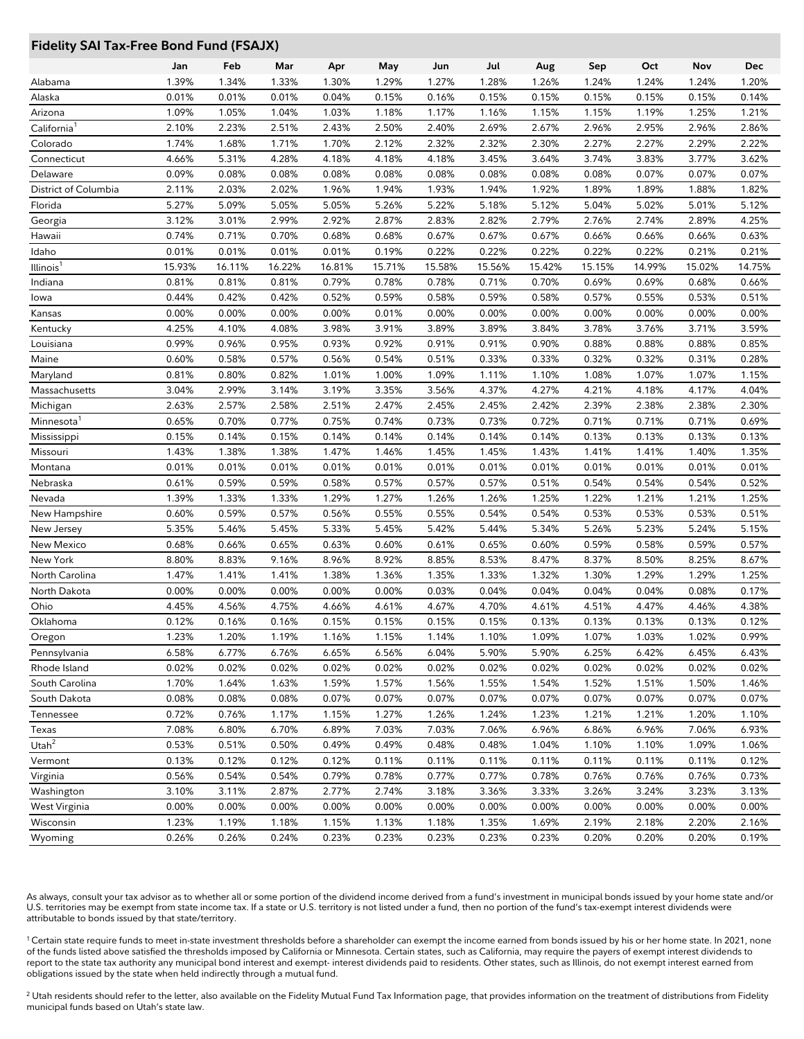## Fidelity SAI Tax-Free Bond Fund (FSAJX)

| | Jan | Feb | Mar | Apr | May | Jun | Jul | Aug | Sep | Oct | Nov | Dec |
|---|---|---|---|---|---|---|---|---|---|---|---|---|
| Alabama | 1.39% | 1.34% | 1.33% | 1.30% | 1.29% | 1.27% | 1.28% | 1.26% | 1.24% | 1.24% | 1.24% | 1.20% |
| Alaska | 0.01% | 0.01% | 0.01% | 0.04% | 0.15% | 0.16% | 0.15% | 0.15% | 0.15% | 0.15% | 0.15% | 0.14% |
| Arizona | 1.09% | 1.05% | 1.04% | 1.03% | 1.18% | 1.17% | 1.16% | 1.15% | 1.15% | 1.19% | 1.25% | 1.21% |
| California[1] | 2.10% | 2.23% | 2.51% | 2.43% | 2.50% | 2.40% | 2.69% | 2.67% | 2.96% | 2.95% | 2.96% | 2.86% |
| Colorado | 1.74% | 1.68% | 1.71% | 1.70% | 2.12% | 2.32% | 2.32% | 2.30% | 2.27% | 2.27% | 2.29% | 2.22% |
| Connecticut | 4.66% | 5.31% | 4.28% | 4.18% | 4.18% | 4.18% | 3.45% | 3.64% | 3.74% | 3.83% | 3.77% | 3.62% |
| Delaware | 0.09% | 0.08% | 0.08% | 0.08% | 0.08% | 0.08% | 0.08% | 0.08% | 0.08% | 0.07% | 0.07% | 0.07% |
| District of Columbia | 2.11% | 2.03% | 2.02% | 1.96% | 1.94% | 1.93% | 1.94% | 1.92% | 1.89% | 1.89% | 1.88% | 1.82% |
| Florida | 5.27% | 5.09% | 5.05% | 5.05% | 5.26% | 5.22% | 5.18% | 5.12% | 5.04% | 5.02% | 5.01% | 5.12% |
| Georgia | 3.12% | 3.01% | 2.99% | 2.92% | 2.87% | 2.83% | 2.82% | 2.79% | 2.76% | 2.74% | 2.89% | 4.25% |
| Hawaii | 0.74% | 0.71% | 0.70% | 0.68% | 0.68% | 0.67% | 0.67% | 0.67% | 0.66% | 0.66% | 0.66% | 0.63% |
| Idaho | 0.01% | 0.01% | 0.01% | 0.01% | 0.19% | 0.22% | 0.22% | 0.22% | 0.22% | 0.22% | 0.21% | 0.21% |
| Illinois[1] | 15.93% | 16.11% | 16.22% | 16.81% | 15.71% | 15.58% | 15.56% | 15.42% | 15.15% | 14.99% | 15.02% | 14.75% |
| Indiana | 0.81% | 0.81% | 0.81% | 0.79% | 0.78% | 0.78% | 0.71% | 0.70% | 0.69% | 0.69% | 0.68% | 0.66% |
| Iowa | 0.44% | 0.42% | 0.42% | 0.52% | 0.59% | 0.58% | 0.59% | 0.58% | 0.57% | 0.55% | 0.53% | 0.51% |
| Kansas | 0.00% | 0.00% | 0.00% | 0.00% | 0.01% | 0.00% | 0.00% | 0.00% | 0.00% | 0.00% | 0.00% | 0.00% |
| Kentucky | 4.25% | 4.10% | 4.08% | 3.98% | 3.91% | 3.89% | 3.89% | 3.84% | 3.78% | 3.76% | 3.71% | 3.59% |
| Louisiana | 0.99% | 0.96% | 0.95% | 0.93% | 0.92% | 0.91% | 0.91% | 0.90% | 0.88% | 0.88% | 0.88% | 0.85% |
| Maine | 0.60% | 0.58% | 0.57% | 0.56% | 0.54% | 0.51% | 0.33% | 0.33% | 0.32% | 0.32% | 0.31% | 0.28% |
| Maryland | 0.81% | 0.80% | 0.82% | 1.01% | 1.00% | 1.09% | 1.11% | 1.10% | 1.08% | 1.07% | 1.07% | 1.15% |
| Massachusetts | 3.04% | 2.99% | 3.14% | 3.19% | 3.35% | 3.56% | 4.37% | 4.27% | 4.21% | 4.18% | 4.17% | 4.04% |
| Michigan | 2.63% | 2.57% | 2.58% | 2.51% | 2.47% | 2.45% | 2.45% | 2.42% | 2.39% | 2.38% | 2.38% | 2.30% |
| Minnesota[1] | 0.65% | 0.70% | 0.77% | 0.75% | 0.74% | 0.73% | 0.73% | 0.72% | 0.71% | 0.71% | 0.71% | 0.69% |
| Mississippi | 0.15% | 0.14% | 0.15% | 0.14% | 0.14% | 0.14% | 0.14% | 0.14% | 0.13% | 0.13% | 0.13% | 0.13% |
| Missouri | 1.43% | 1.38% | 1.38% | 1.47% | 1.46% | 1.45% | 1.45% | 1.43% | 1.41% | 1.41% | 1.40% | 1.35% |
| Montana | 0.01% | 0.01% | 0.01% | 0.01% | 0.01% | 0.01% | 0.01% | 0.01% | 0.01% | 0.01% | 0.01% | 0.01% |
| Nebraska | 0.61% | 0.59% | 0.59% | 0.58% | 0.57% | 0.57% | 0.57% | 0.51% | 0.54% | 0.54% | 0.54% | 0.52% |
| Nevada | 1.39% | 1.33% | 1.33% | 1.29% | 1.27% | 1.26% | 1.26% | 1.25% | 1.22% | 1.21% | 1.21% | 1.25% |
| New Hampshire | 0.60% | 0.59% | 0.57% | 0.56% | 0.55% | 0.55% | 0.54% | 0.54% | 0.53% | 0.53% | 0.53% | 0.51% |
| New Jersey | 5.35% | 5.46% | 5.45% | 5.33% | 5.45% | 5.42% | 5.44% | 5.34% | 5.26% | 5.23% | 5.24% | 5.15% |
| New Mexico | 0.68% | 0.66% | 0.65% | 0.63% | 0.60% | 0.61% | 0.65% | 0.60% | 0.59% | 0.58% | 0.59% | 0.57% |
| New York | 8.80% | 8.83% | 9.16% | 8.96% | 8.92% | 8.85% | 8.53% | 8.47% | 8.37% | 8.50% | 8.25% | 8.67% |
| North Carolina | 1.47% | 1.41% | 1.41% | 1.38% | 1.36% | 1.35% | 1.33% | 1.32% | 1.30% | 1.29% | 1.29% | 1.25% |
| North Dakota | 0.00% | 0.00% | 0.00% | 0.00% | 0.00% | 0.03% | 0.04% | 0.04% | 0.04% | 0.04% | 0.08% | 0.17% |
| Ohio | 4.45% | 4.56% | 4.75% | 4.66% | 4.61% | 4.67% | 4.70% | 4.61% | 4.51% | 4.47% | 4.46% | 4.38% |
| Oklahoma | 0.12% | 0.16% | 0.16% | 0.15% | 0.15% | 0.15% | 0.15% | 0.15% | 0.13% | 0.13% | 0.13% | 0.12% |
| Oregon | 1.23% | 1.20% | 1.19% | 1.16% | 1.15% | 1.14% | 1.10% | 1.09% | 1.07% | 1.03% | 1.02% | 0.99% |
| Pennsylvania | 6.58% | 6.77% | 6.76% | 6.65% | 6.56% | 6.04% | 5.90% | 5.90% | 6.25% | 6.42% | 6.45% | 6.43% |
| Rhode Island | 0.02% | 0.02% | 0.02% | 0.02% | 0.02% | 0.02% | 0.02% | 0.02% | 0.02% | 0.02% | 0.02% | 0.02% |
| South Carolina | 1.70% | 1.64% | 1.63% | 1.59% | 1.57% | 1.56% | 1.55% | 1.54% | 1.52% | 1.51% | 1.50% | 1.46% |
| South Dakota | 0.08% | 0.08% | 0.08% | 0.07% | 0.07% | 0.07% | 0.07% | 0.07% | 0.07% | 0.07% | 0.07% | 0.07% |
| Tennessee | 0.72% | 0.76% | 1.17% | 1.15% | 1.27% | 1.26% | 1.24% | 1.23% | 1.21% | 1.21% | 1.20% | 1.10% |
| Texas | 7.08% | 6.80% | 6.70% | 6.89% | 7.03% | 7.03% | 7.06% | 6.96% | 6.86% | 6.96% | 7.06% | 6.93% |
| Utah[2] | 0.53% | 0.51% | 0.50% | 0.49% | 0.49% | 0.48% | 0.48% | 1.04% | 1.10% | 1.10% | 1.09% | 1.06% |
| Vermont | 0.13% | 0.12% | 0.12% | 0.12% | 0.11% | 0.11% | 0.11% | 0.11% | 0.11% | 0.11% | 0.11% | 0.12% |
| Virginia | 0.56% | 0.54% | 0.54% | 0.79% | 0.78% | 0.77% | 0.77% | 0.78% | 0.76% | 0.76% | 0.76% | 0.73% |
| Washington | 3.10% | 3.11% | 2.87% | 2.77% | 2.74% | 3.18% | 3.36% | 3.33% | 3.26% | 3.24% | 3.23% | 3.13% |
| West Virginia | 0.00% | 0.00% | 0.00% | 0.00% | 0.00% | 0.00% | 0.00% | 0.00% | 0.00% | 0.00% | 0.00% | 0.00% |
| Wisconsin | 1.23% | 1.19% | 1.18% | 1.15% | 1.13% | 1.18% | 1.35% | 1.69% | 2.19% | 2.18% | 2.20% | 2.16% |
| Wyoming | 0.26% | 0.26% | 0.24% | 0.23% | 0.23% | 0.23% | 0.23% | 0.23% | 0.20% | 0.20% | 0.20% | 0.19% |

As always, consult your tax advisor as to whether all or some portion of the dividend income derived from a fund's investment in municipal bonds issued by your home state and/or U.S. territories may be exempt from state income tax. If a state or U.S. territory is not listed under a fund, then no portion of the fund's tax-exempt interest dividends were attributable to bonds issued by that state/territory.

[1] Certain state require funds to meet in-state investment thresholds before a shareholder can exempt the income earned from bonds issued by his or her home state. In 2021, none of the funds listed above satisfied the thresholds imposed by California or Minnesota. Certain states, such as California, may require the payers of exempt interest dividends to report to the state tax authority any municipal bond interest and exempt- interest dividends paid to residents. Other states, such as Illinois, do not exempt interest earned from obligations issued by the state when held indirectly through a mutual fund.

[2] Utah residents should refer to the letter, also available on the Fidelity Mutual Fund Tax Information page, that provides information on the treatment of distributions from Fidelity municipal funds based on Utah's state law.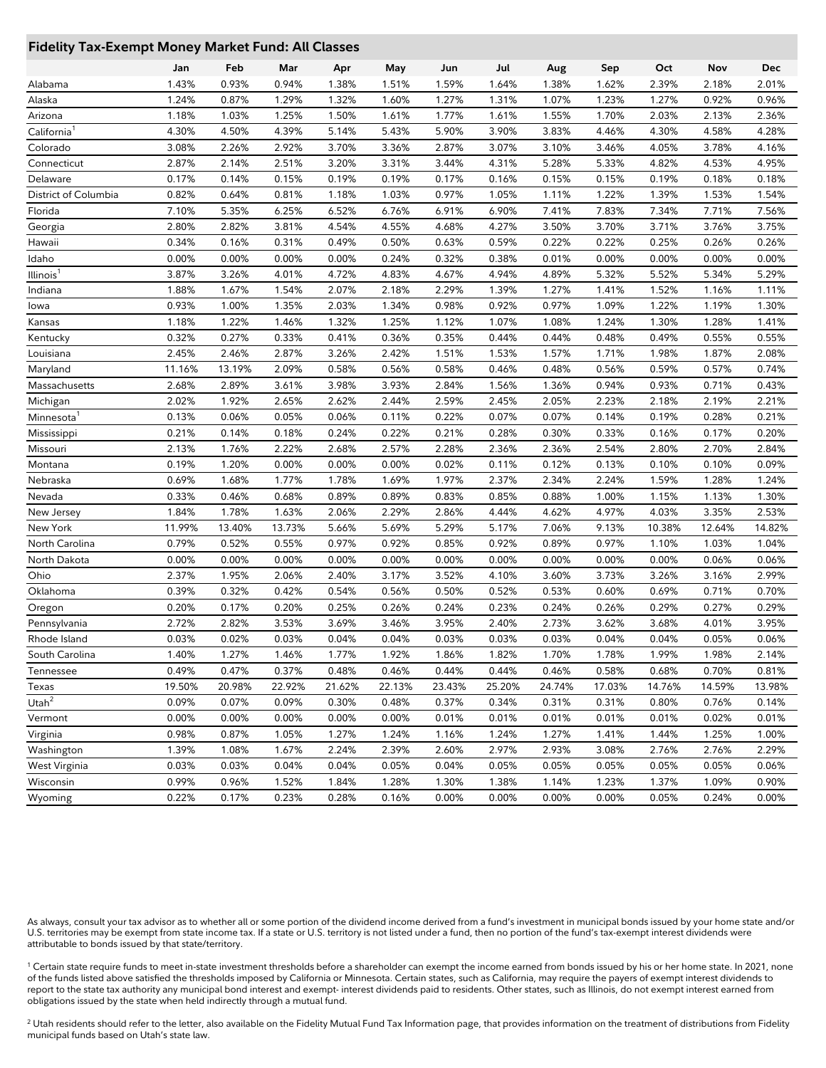## Fidelity Tax-Exempt Money Market Fund: All Classes

| | Jan | Feb | Mar | Apr | May | Jun | Jul | Aug | Sep | Oct | Nov | Dec |
|---|---|---|---|---|---|---|---|---|---|---|---|---|
| Alabama | 1.43% | 0.93% | 0.94% | 1.38% | 1.51% | 1.59% | 1.64% | 1.38% | 1.62% | 2.39% | 2.18% | 2.01% |
| Alaska | 1.24% | 0.87% | 1.29% | 1.32% | 1.60% | 1.27% | 1.31% | 1.07% | 1.23% | 1.27% | 0.92% | 0.96% |
| Arizona | 1.18% | 1.03% | 1.25% | 1.50% | 1.61% | 1.77% | 1.61% | 1.55% | 1.70% | 2.03% | 2.13% | 2.36% |
| California[1] | 4.30% | 4.50% | 4.39% | 5.14% | 5.43% | 5.90% | 3.90% | 3.83% | 4.46% | 4.30% | 4.58% | 4.28% |
| Colorado | 3.08% | 2.26% | 2.92% | 3.70% | 3.36% | 2.87% | 3.07% | 3.10% | 3.46% | 4.05% | 3.78% | 4.16% |
| Connecticut | 2.87% | 2.14% | 2.51% | 3.20% | 3.31% | 3.44% | 4.31% | 5.28% | 5.33% | 4.82% | 4.53% | 4.95% |
| Delaware | 0.17% | 0.14% | 0.15% | 0.19% | 0.19% | 0.17% | 0.16% | 0.15% | 0.15% | 0.19% | 0.18% | 0.18% |
| District of Columbia | 0.82% | 0.64% | 0.81% | 1.18% | 1.03% | 0.97% | 1.05% | 1.11% | 1.22% | 1.39% | 1.53% | 1.54% |
| Florida | 7.10% | 5.35% | 6.25% | 6.52% | 6.76% | 6.91% | 6.90% | 7.41% | 7.83% | 7.34% | 7.71% | 7.56% |
| Georgia | 2.80% | 2.82% | 3.81% | 4.54% | 4.55% | 4.68% | 4.27% | 3.50% | 3.70% | 3.71% | 3.76% | 3.75% |
| Hawaii | 0.34% | 0.16% | 0.31% | 0.49% | 0.50% | 0.63% | 0.59% | 0.22% | 0.22% | 0.25% | 0.26% | 0.26% |
| Idaho | 0.00% | 0.00% | 0.00% | 0.00% | 0.24% | 0.32% | 0.38% | 0.01% | 0.00% | 0.00% | 0.00% | 0.00% |
| Illinois[1] | 3.87% | 3.26% | 4.01% | 4.72% | 4.83% | 4.67% | 4.94% | 4.89% | 5.32% | 5.52% | 5.34% | 5.29% |
| Indiana | 1.88% | 1.67% | 1.54% | 2.07% | 2.18% | 2.29% | 1.39% | 1.27% | 1.41% | 1.52% | 1.16% | 1.11% |
| Iowa | 0.93% | 1.00% | 1.35% | 2.03% | 1.34% | 0.98% | 0.92% | 0.97% | 1.09% | 1.22% | 1.19% | 1.30% |
| Kansas | 1.18% | 1.22% | 1.46% | 1.32% | 1.25% | 1.12% | 1.07% | 1.08% | 1.24% | 1.30% | 1.28% | 1.41% |
| Kentucky | 0.32% | 0.27% | 0.33% | 0.41% | 0.36% | 0.35% | 0.44% | 0.44% | 0.48% | 0.49% | 0.55% | 0.55% |
| Louisiana | 2.45% | 2.46% | 2.87% | 3.26% | 2.42% | 1.51% | 1.53% | 1.57% | 1.71% | 1.98% | 1.87% | 2.08% |
| Maryland | 11.16% | 13.19% | 2.09% | 0.58% | 0.56% | 0.58% | 0.46% | 0.48% | 0.56% | 0.59% | 0.57% | 0.74% |
| Massachusetts | 2.68% | 2.89% | 3.61% | 3.98% | 3.93% | 2.84% | 1.56% | 1.36% | 0.94% | 0.93% | 0.71% | 0.43% |
| Michigan | 2.02% | 1.92% | 2.65% | 2.62% | 2.44% | 2.59% | 2.45% | 2.05% | 2.23% | 2.18% | 2.19% | 2.21% |
| Minnesota[1] | 0.13% | 0.06% | 0.05% | 0.06% | 0.11% | 0.22% | 0.07% | 0.07% | 0.14% | 0.19% | 0.28% | 0.21% |
| Mississippi | 0.21% | 0.14% | 0.18% | 0.24% | 0.22% | 0.21% | 0.28% | 0.30% | 0.33% | 0.16% | 0.17% | 0.20% |
| Missouri | 2.13% | 1.76% | 2.22% | 2.68% | 2.57% | 2.28% | 2.36% | 2.36% | 2.54% | 2.80% | 2.70% | 2.84% |
| Montana | 0.19% | 1.20% | 0.00% | 0.00% | 0.00% | 0.02% | 0.11% | 0.12% | 0.13% | 0.10% | 0.10% | 0.09% |
| Nebraska | 0.69% | 1.68% | 1.77% | 1.78% | 1.69% | 1.97% | 2.37% | 2.34% | 2.24% | 1.59% | 1.28% | 1.24% |
| Nevada | 0.33% | 0.46% | 0.68% | 0.89% | 0.89% | 0.83% | 0.85% | 0.88% | 1.00% | 1.15% | 1.13% | 1.30% |
| New Jersey | 1.84% | 1.78% | 1.63% | 2.06% | 2.29% | 2.86% | 4.44% | 4.62% | 4.97% | 4.03% | 3.35% | 2.53% |
| New York | 11.99% | 13.40% | 13.73% | 5.66% | 5.69% | 5.29% | 5.17% | 7.06% | 9.13% | 10.38% | 12.64% | 14.82% |
| North Carolina | 0.79% | 0.52% | 0.55% | 0.97% | 0.92% | 0.85% | 0.92% | 0.89% | 0.97% | 1.10% | 1.03% | 1.04% |
| North Dakota | 0.00% | 0.00% | 0.00% | 0.00% | 0.00% | 0.00% | 0.00% | 0.00% | 0.00% | 0.00% | 0.06% | 0.06% |
| Ohio | 2.37% | 1.95% | 2.06% | 2.40% | 3.17% | 3.52% | 4.10% | 3.60% | 3.73% | 3.26% | 3.16% | 2.99% |
| Oklahoma | 0.39% | 0.32% | 0.42% | 0.54% | 0.56% | 0.50% | 0.52% | 0.53% | 0.60% | 0.69% | 0.71% | 0.70% |
| Oregon | 0.20% | 0.17% | 0.20% | 0.25% | 0.26% | 0.24% | 0.23% | 0.24% | 0.26% | 0.29% | 0.27% | 0.29% |
| Pennsylvania | 2.72% | 2.82% | 3.53% | 3.69% | 3.46% | 3.95% | 2.40% | 2.73% | 3.62% | 3.68% | 4.01% | 3.95% |
| Rhode Island | 0.03% | 0.02% | 0.03% | 0.04% | 0.04% | 0.03% | 0.03% | 0.03% | 0.04% | 0.04% | 0.05% | 0.06% |
| South Carolina | 1.40% | 1.27% | 1.46% | 1.77% | 1.92% | 1.86% | 1.82% | 1.70% | 1.78% | 1.99% | 1.98% | 2.14% |
| Tennessee | 0.49% | 0.47% | 0.37% | 0.48% | 0.46% | 0.44% | 0.44% | 0.46% | 0.58% | 0.68% | 0.70% | 0.81% |
| Texas | 19.50% | 20.98% | 22.92% | 21.62% | 22.13% | 23.43% | 25.20% | 24.74% | 17.03% | 14.76% | 14.59% | 13.98% |
| Utah[2] | 0.09% | 0.07% | 0.09% | 0.30% | 0.48% | 0.37% | 0.34% | 0.31% | 0.31% | 0.80% | 0.76% | 0.14% |
| Vermont | 0.00% | 0.00% | 0.00% | 0.00% | 0.00% | 0.01% | 0.01% | 0.01% | 0.01% | 0.01% | 0.02% | 0.01% |
| Virginia | 0.98% | 0.87% | 1.05% | 1.27% | 1.24% | 1.16% | 1.24% | 1.27% | 1.41% | 1.44% | 1.25% | 1.00% |
| Washington | 1.39% | 1.08% | 1.67% | 2.24% | 2.39% | 2.60% | 2.97% | 2.93% | 3.08% | 2.76% | 2.76% | 2.29% |
| West Virginia | 0.03% | 0.03% | 0.04% | 0.04% | 0.05% | 0.04% | 0.05% | 0.05% | 0.05% | 0.05% | 0.05% | 0.06% |
| Wisconsin | 0.99% | 0.96% | 1.52% | 1.84% | 1.28% | 1.30% | 1.38% | 1.14% | 1.23% | 1.37% | 1.09% | 0.90% |
| Wyoming | 0.22% | 0.17% | 0.23% | 0.28% | 0.16% | 0.00% | 0.00% | 0.00% | 0.00% | 0.05% | 0.24% | 0.00% |

As always, consult your tax advisor as to whether all or some portion of the dividend income derived from a fund's investment in municipal bonds issued by your home state and/or U.S. territories may be exempt from state income tax. If a state or U.S. territory is not listed under a fund, then no portion of the fund's tax-exempt interest dividends were attributable to bonds issued by that state/territory.

[1] Certain state require funds to meet in-state investment thresholds before a shareholder can exempt the income earned from bonds issued by his or her home state. In 2021, none of the funds listed above satisfied the thresholds imposed by California or Minnesota. Certain states, such as California, may require the payers of exempt interest dividends to report to the state tax authority any municipal bond interest and exempt- interest dividends paid to residents. Other states, such as Illinois, do not exempt interest earned from obligations issued by the state when held indirectly through a mutual fund.

[2] Utah residents should refer to the letter, also available on the Fidelity Mutual Fund Tax Information page, that provides information on the treatment of distributions from Fidelity municipal funds based on Utah's state law.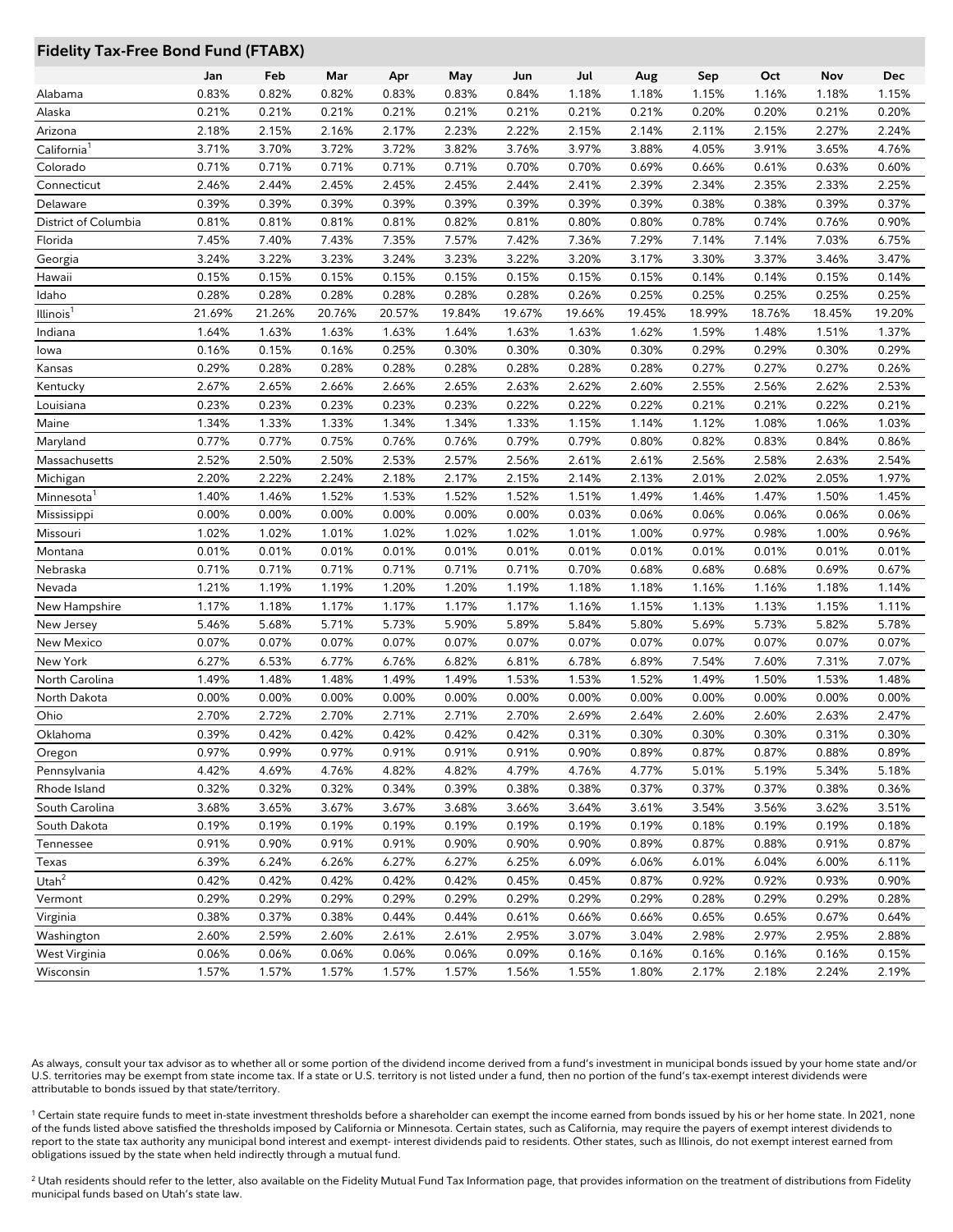## Fidelity Tax-Free Bond Fund (FTABX)

| | Jan | Feb | Mar | Apr | May | Jun | Jul | Aug | Sep | Oct | Nov | Dec |
|---|---|---|---|---|---|---|---|---|---|---|---|---|
| Alabama | 0.83% | 0.82% | 0.82% | 0.83% | 0.83% | 0.84% | 1.18% | 1.18% | 1.15% | 1.16% | 1.18% | 1.15% |
| Alaska | 0.21% | 0.21% | 0.21% | 0.21% | 0.21% | 0.21% | 0.21% | 0.21% | 0.20% | 0.20% | 0.21% | 0.20% |
| Arizona | 2.18% | 2.15% | 2.16% | 2.17% | 2.23% | 2.22% | 2.15% | 2.14% | 2.11% | 2.15% | 2.27% | 2.24% |
| California[1] | 3.71% | 3.70% | 3.72% | 3.72% | 3.82% | 3.76% | 3.97% | 3.88% | 4.05% | 3.91% | 3.65% | 4.76% |
| Colorado | 0.71% | 0.71% | 0.71% | 0.71% | 0.71% | 0.70% | 0.70% | 0.69% | 0.66% | 0.61% | 0.63% | 0.60% |
| Connecticut | 2.46% | 2.44% | 2.45% | 2.45% | 2.45% | 2.44% | 2.41% | 2.39% | 2.34% | 2.35% | 2.33% | 2.25% |
| Delaware | 0.39% | 0.39% | 0.39% | 0.39% | 0.39% | 0.39% | 0.39% | 0.39% | 0.38% | 0.38% | 0.39% | 0.37% |
| District of Columbia | 0.81% | 0.81% | 0.81% | 0.81% | 0.82% | 0.81% | 0.80% | 0.80% | 0.78% | 0.74% | 0.76% | 0.90% |
| Florida | 7.45% | 7.40% | 7.43% | 7.35% | 7.57% | 7.42% | 7.36% | 7.29% | 7.14% | 7.14% | 7.03% | 6.75% |
| Georgia | 3.24% | 3.22% | 3.23% | 3.24% | 3.23% | 3.22% | 3.20% | 3.17% | 3.30% | 3.37% | 3.46% | 3.47% |
| Hawaii | 0.15% | 0.15% | 0.15% | 0.15% | 0.15% | 0.15% | 0.15% | 0.15% | 0.14% | 0.14% | 0.15% | 0.14% |
| Idaho | 0.28% | 0.28% | 0.28% | 0.28% | 0.28% | 0.28% | 0.26% | 0.25% | 0.25% | 0.25% | 0.25% | 0.25% |
| Illinois[1] | 21.69% | 21.26% | 20.76% | 20.57% | 19.84% | 19.67% | 19.66% | 19.45% | 18.99% | 18.76% | 18.45% | 19.20% |
| Indiana | 1.64% | 1.63% | 1.63% | 1.63% | 1.64% | 1.63% | 1.63% | 1.62% | 1.59% | 1.48% | 1.51% | 1.37% |
| Iowa | 0.16% | 0.15% | 0.16% | 0.25% | 0.30% | 0.30% | 0.30% | 0.30% | 0.29% | 0.29% | 0.30% | 0.29% |
| Kansas | 0.29% | 0.28% | 0.28% | 0.28% | 0.28% | 0.28% | 0.28% | 0.28% | 0.27% | 0.27% | 0.27% | 0.26% |
| Kentucky | 2.67% | 2.65% | 2.66% | 2.66% | 2.65% | 2.63% | 2.62% | 2.60% | 2.55% | 2.56% | 2.62% | 2.53% |
| Louisiana | 0.23% | 0.23% | 0.23% | 0.23% | 0.23% | 0.22% | 0.22% | 0.22% | 0.21% | 0.21% | 0.22% | 0.21% |
| Maine | 1.34% | 1.33% | 1.33% | 1.34% | 1.34% | 1.33% | 1.15% | 1.14% | 1.12% | 1.08% | 1.06% | 1.03% |
| Maryland | 0.77% | 0.77% | 0.75% | 0.76% | 0.76% | 0.79% | 0.79% | 0.80% | 0.82% | 0.83% | 0.84% | 0.86% |
| Massachusetts | 2.52% | 2.50% | 2.50% | 2.53% | 2.57% | 2.56% | 2.61% | 2.61% | 2.56% | 2.58% | 2.63% | 2.54% |
| Michigan | 2.20% | 2.22% | 2.24% | 2.18% | 2.17% | 2.15% | 2.14% | 2.13% | 2.01% | 2.02% | 2.05% | 1.97% |
| Minnesota[1] | 1.40% | 1.46% | 1.52% | 1.53% | 1.52% | 1.52% | 1.51% | 1.49% | 1.46% | 1.47% | 1.50% | 1.45% |
| Mississippi | 0.00% | 0.00% | 0.00% | 0.00% | 0.00% | 0.00% | 0.03% | 0.06% | 0.06% | 0.06% | 0.06% | 0.06% |
| Missouri | 1.02% | 1.02% | 1.01% | 1.02% | 1.02% | 1.02% | 1.01% | 1.00% | 0.97% | 0.98% | 1.00% | 0.96% |
| Montana | 0.01% | 0.01% | 0.01% | 0.01% | 0.01% | 0.01% | 0.01% | 0.01% | 0.01% | 0.01% | 0.01% | 0.01% |
| Nebraska | 0.71% | 0.71% | 0.71% | 0.71% | 0.71% | 0.71% | 0.70% | 0.68% | 0.68% | 0.68% | 0.69% | 0.67% |
| Nevada | 1.21% | 1.19% | 1.19% | 1.20% | 1.20% | 1.19% | 1.18% | 1.18% | 1.16% | 1.16% | 1.18% | 1.14% |
| New Hampshire | 1.17% | 1.18% | 1.17% | 1.17% | 1.17% | 1.17% | 1.16% | 1.15% | 1.13% | 1.13% | 1.15% | 1.11% |
| New Jersey | 5.46% | 5.68% | 5.71% | 5.73% | 5.90% | 5.89% | 5.84% | 5.80% | 5.69% | 5.73% | 5.82% | 5.78% |
| New Mexico | 0.07% | 0.07% | 0.07% | 0.07% | 0.07% | 0.07% | 0.07% | 0.07% | 0.07% | 0.07% | 0.07% | 0.07% |
| New York | 6.27% | 6.53% | 6.77% | 6.76% | 6.82% | 6.81% | 6.78% | 6.89% | 7.54% | 7.60% | 7.31% | 7.07% |
| North Carolina | 1.49% | 1.48% | 1.48% | 1.49% | 1.49% | 1.53% | 1.53% | 1.52% | 1.49% | 1.50% | 1.53% | 1.48% |
| North Dakota | 0.00% | 0.00% | 0.00% | 0.00% | 0.00% | 0.00% | 0.00% | 0.00% | 0.00% | 0.00% | 0.00% | 0.00% |
| Ohio | 2.70% | 2.72% | 2.70% | 2.71% | 2.71% | 2.70% | 2.69% | 2.64% | 2.60% | 2.60% | 2.63% | 2.47% |
| Oklahoma | 0.39% | 0.42% | 0.42% | 0.42% | 0.42% | 0.42% | 0.31% | 0.30% | 0.30% | 0.30% | 0.31% | 0.30% |
| Oregon | 0.97% | 0.99% | 0.97% | 0.91% | 0.91% | 0.91% | 0.90% | 0.89% | 0.87% | 0.87% | 0.88% | 0.89% |
| Pennsylvania | 4.42% | 4.69% | 4.76% | 4.82% | 4.82% | 4.79% | 4.76% | 4.77% | 5.01% | 5.19% | 5.34% | 5.18% |
| Rhode Island | 0.32% | 0.32% | 0.32% | 0.34% | 0.39% | 0.38% | 0.38% | 0.37% | 0.37% | 0.37% | 0.38% | 0.36% |
| South Carolina | 3.68% | 3.65% | 3.67% | 3.67% | 3.68% | 3.66% | 3.64% | 3.61% | 3.54% | 3.56% | 3.62% | 3.51% |
| South Dakota | 0.19% | 0.19% | 0.19% | 0.19% | 0.19% | 0.19% | 0.19% | 0.19% | 0.18% | 0.19% | 0.19% | 0.18% |
| Tennessee | 0.91% | 0.90% | 0.91% | 0.91% | 0.90% | 0.90% | 0.90% | 0.89% | 0.87% | 0.88% | 0.91% | 0.87% |
| Texas | 6.39% | 6.24% | 6.26% | 6.27% | 6.27% | 6.25% | 6.09% | 6.06% | 6.01% | 6.04% | 6.00% | 6.11% |
| Utah[2] | 0.42% | 0.42% | 0.42% | 0.42% | 0.42% | 0.45% | 0.45% | 0.87% | 0.92% | 0.92% | 0.93% | 0.90% |
| Vermont | 0.29% | 0.29% | 0.29% | 0.29% | 0.29% | 0.29% | 0.29% | 0.29% | 0.28% | 0.29% | 0.29% | 0.28% |
| Virginia | 0.38% | 0.37% | 0.38% | 0.44% | 0.44% | 0.61% | 0.66% | 0.66% | 0.65% | 0.65% | 0.67% | 0.64% |
| Washington | 2.60% | 2.59% | 2.60% | 2.61% | 2.61% | 2.95% | 3.07% | 3.04% | 2.98% | 2.97% | 2.95% | 2.88% |
| West Virginia | 0.06% | 0.06% | 0.06% | 0.06% | 0.06% | 0.09% | 0.16% | 0.16% | 0.16% | 0.16% | 0.16% | 0.15% |
| Wisconsin | 1.57% | 1.57% | 1.57% | 1.57% | 1.57% | 1.56% | 1.55% | 1.80% | 2.17% | 2.18% | 2.24% | 2.19% |

As always, consult your tax advisor as to whether all or some portion of the dividend income derived from a fund's investment in municipal bonds issued by your home state and/or U.S. territories may be exempt from state income tax. If a state or U.S. territory is not listed under a fund, then no portion of the fund's tax-exempt interest dividends were attributable to bonds issued by that state/territory.

[1] Certain state require funds to meet in-state investment thresholds before a shareholder can exempt the income earned from bonds issued by his or her home state. In 2021, none of the funds listed above satisfied the thresholds imposed by California or Minnesota. Certain states, such as California, may require the payers of exempt interest dividends to report to the state tax authority any municipal bond interest and exempt- interest dividends paid to residents. Other states, such as Illinois, do not exempt interest earned from obligations issued by the state when held indirectly through a mutual fund.

[2] Utah residents should refer to the letter, also available on the Fidelity Mutual Fund Tax Information page, that provides information on the treatment of distributions from Fidelity municipal funds based on Utah's state law.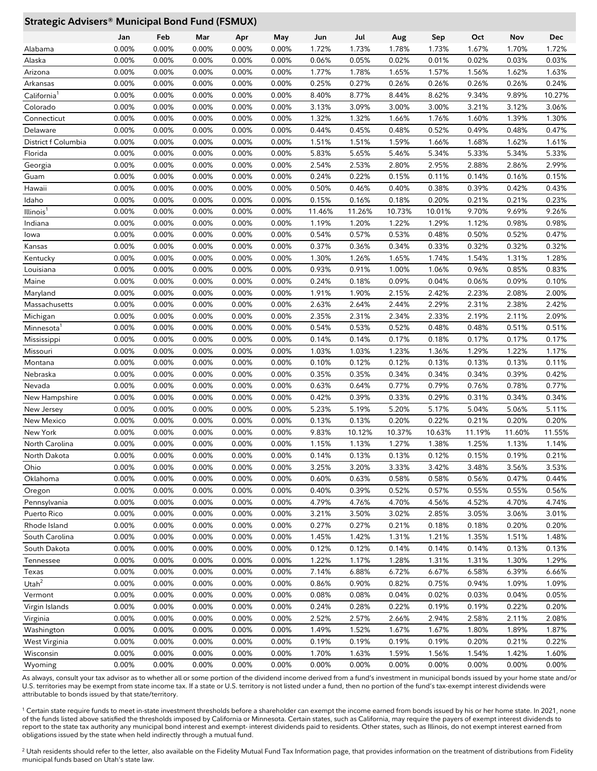## Strategic Advisers® Municipal Bond Fund (FSMUX)

| | Jan | Feb | Mar | Apr | May | Jun | Jul | Aug | Sep | Oct | Nov | Dec |
|---|---|---|---|---|---|---|---|---|---|---|---|---|
| Alabama | 0.00% | 0.00% | 0.00% | 0.00% | 0.00% | 1.72% | 1.73% | 1.78% | 1.73% | 1.67% | 1.70% | 1.72% |
| Alaska | 0.00% | 0.00% | 0.00% | 0.00% | 0.00% | 0.06% | 0.05% | 0.02% | 0.01% | 0.02% | 0.03% | 0.03% |
| Arizona | 0.00% | 0.00% | 0.00% | 0.00% | 0.00% | 1.77% | 1.78% | 1.65% | 1.57% | 1.56% | 1.62% | 1.63% |
| Arkansas | 0.00% | 0.00% | 0.00% | 0.00% | 0.00% | 0.25% | 0.27% | 0.26% | 0.26% | 0.26% | 0.26% | 0.24% |
| California[1] | 0.00% | 0.00% | 0.00% | 0.00% | 0.00% | 8.40% | 8.77% | 8.44% | 8.62% | 9.34% | 9.89% | 10.27% |
| Colorado | 0.00% | 0.00% | 0.00% | 0.00% | 0.00% | 3.13% | 3.09% | 3.00% | 3.00% | 3.21% | 3.12% | 3.06% |
| Connecticut | 0.00% | 0.00% | 0.00% | 0.00% | 0.00% | 1.32% | 1.32% | 1.66% | 1.76% | 1.60% | 1.39% | 1.30% |
| Delaware | 0.00% | 0.00% | 0.00% | 0.00% | 0.00% | 0.44% | 0.45% | 0.48% | 0.52% | 0.49% | 0.48% | 0.47% |
| District f Columbia | 0.00% | 0.00% | 0.00% | 0.00% | 0.00% | 1.51% | 1.51% | 1.59% | 1.66% | 1.68% | 1.62% | 1.61% |
| Florida | 0.00% | 0.00% | 0.00% | 0.00% | 0.00% | 5.83% | 5.65% | 5.46% | 5.34% | 5.33% | 5.34% | 5.33% |
| Georgia | 0.00% | 0.00% | 0.00% | 0.00% | 0.00% | 2.54% | 2.53% | 2.80% | 2.95% | 2.88% | 2.86% | 2.99% |
| Guam | 0.00% | 0.00% | 0.00% | 0.00% | 0.00% | 0.24% | 0.22% | 0.15% | 0.11% | 0.14% | 0.16% | 0.15% |
| Hawaii | 0.00% | 0.00% | 0.00% | 0.00% | 0.00% | 0.50% | 0.46% | 0.40% | 0.38% | 0.39% | 0.42% | 0.43% |
| Idaho | 0.00% | 0.00% | 0.00% | 0.00% | 0.00% | 0.15% | 0.16% | 0.18% | 0.20% | 0.21% | 0.21% | 0.23% |
| Illinois[1] | 0.00% | 0.00% | 0.00% | 0.00% | 0.00% | 11.46% | 11.26% | 10.73% | 10.01% | 9.70% | 9.69% | 9.26% |
| Indiana | 0.00% | 0.00% | 0.00% | 0.00% | 0.00% | 1.19% | 1.20% | 1.22% | 1.29% | 1.12% | 0.98% | 0.98% |
| Iowa | 0.00% | 0.00% | 0.00% | 0.00% | 0.00% | 0.54% | 0.57% | 0.53% | 0.48% | 0.50% | 0.52% | 0.47% |
| Kansas | 0.00% | 0.00% | 0.00% | 0.00% | 0.00% | 0.37% | 0.36% | 0.34% | 0.33% | 0.32% | 0.32% | 0.32% |
| Kentucky | 0.00% | 0.00% | 0.00% | 0.00% | 0.00% | 1.30% | 1.26% | 1.65% | 1.74% | 1.54% | 1.31% | 1.28% |
| Louisiana | 0.00% | 0.00% | 0.00% | 0.00% | 0.00% | 0.93% | 0.91% | 1.00% | 1.06% | 0.96% | 0.85% | 0.83% |
| Maine | 0.00% | 0.00% | 0.00% | 0.00% | 0.00% | 0.24% | 0.18% | 0.09% | 0.04% | 0.06% | 0.09% | 0.10% |
| Maryland | 0.00% | 0.00% | 0.00% | 0.00% | 0.00% | 1.91% | 1.90% | 2.15% | 2.42% | 2.23% | 2.08% | 2.00% |
| Massachusetts | 0.00% | 0.00% | 0.00% | 0.00% | 0.00% | 2.63% | 2.64% | 2.44% | 2.29% | 2.31% | 2.38% | 2.42% |
| Michigan | 0.00% | 0.00% | 0.00% | 0.00% | 0.00% | 2.35% | 2.31% | 2.34% | 2.33% | 2.19% | 2.11% | 2.09% |
| Minnesota[1] | 0.00% | 0.00% | 0.00% | 0.00% | 0.00% | 0.54% | 0.53% | 0.52% | 0.48% | 0.48% | 0.51% | 0.51% |
| Mississippi | 0.00% | 0.00% | 0.00% | 0.00% | 0.00% | 0.14% | 0.14% | 0.17% | 0.18% | 0.17% | 0.17% | 0.17% |
| Missouri | 0.00% | 0.00% | 0.00% | 0.00% | 0.00% | 1.03% | 1.03% | 1.23% | 1.36% | 1.29% | 1.22% | 1.17% |
| Montana | 0.00% | 0.00% | 0.00% | 0.00% | 0.00% | 0.10% | 0.12% | 0.12% | 0.13% | 0.13% | 0.13% | 0.11% |
| Nebraska | 0.00% | 0.00% | 0.00% | 0.00% | 0.00% | 0.35% | 0.35% | 0.34% | 0.34% | 0.34% | 0.39% | 0.42% |
| Nevada | 0.00% | 0.00% | 0.00% | 0.00% | 0.00% | 0.63% | 0.64% | 0.77% | 0.79% | 0.76% | 0.78% | 0.77% |
| New Hampshire | 0.00% | 0.00% | 0.00% | 0.00% | 0.00% | 0.42% | 0.39% | 0.33% | 0.29% | 0.31% | 0.34% | 0.34% |
| New Jersey | 0.00% | 0.00% | 0.00% | 0.00% | 0.00% | 5.23% | 5.19% | 5.20% | 5.17% | 5.04% | 5.06% | 5.11% |
| New Mexico | 0.00% | 0.00% | 0.00% | 0.00% | 0.00% | 0.13% | 0.13% | 0.20% | 0.22% | 0.21% | 0.20% | 0.20% |
| New York | 0.00% | 0.00% | 0.00% | 0.00% | 0.00% | 9.83% | 10.12% | 10.37% | 10.63% | 11.19% | 11.60% | 11.55% |
| North Carolina | 0.00% | 0.00% | 0.00% | 0.00% | 0.00% | 1.15% | 1.13% | 1.27% | 1.38% | 1.25% | 1.13% | 1.14% |
| North Dakota | 0.00% | 0.00% | 0.00% | 0.00% | 0.00% | 0.14% | 0.13% | 0.13% | 0.12% | 0.15% | 0.19% | 0.21% |
| Ohio | 0.00% | 0.00% | 0.00% | 0.00% | 0.00% | 3.25% | 3.20% | 3.33% | 3.42% | 3.48% | 3.56% | 3.53% |
| Oklahoma | 0.00% | 0.00% | 0.00% | 0.00% | 0.00% | 0.60% | 0.63% | 0.58% | 0.58% | 0.56% | 0.47% | 0.44% |
| Oregon | 0.00% | 0.00% | 0.00% | 0.00% | 0.00% | 0.40% | 0.39% | 0.52% | 0.57% | 0.55% | 0.55% | 0.56% |
| Pennsylvania | 0.00% | 0.00% | 0.00% | 0.00% | 0.00% | 4.79% | 4.76% | 4.70% | 4.56% | 4.52% | 4.70% | 4.74% |
| Puerto Rico | 0.00% | 0.00% | 0.00% | 0.00% | 0.00% | 3.21% | 3.50% | 3.02% | 2.85% | 3.05% | 3.06% | 3.01% |
| Rhode Island | 0.00% | 0.00% | 0.00% | 0.00% | 0.00% | 0.27% | 0.27% | 0.21% | 0.18% | 0.18% | 0.20% | 0.20% |
| South Carolina | 0.00% | 0.00% | 0.00% | 0.00% | 0.00% | 1.45% | 1.42% | 1.31% | 1.21% | 1.35% | 1.51% | 1.48% |
| South Dakota | 0.00% | 0.00% | 0.00% | 0.00% | 0.00% | 0.12% | 0.12% | 0.14% | 0.14% | 0.14% | 0.13% | 0.13% |
| Tennessee | 0.00% | 0.00% | 0.00% | 0.00% | 0.00% | 1.22% | 1.17% | 1.28% | 1.31% | 1.31% | 1.30% | 1.29% |
| Texas | 0.00% | 0.00% | 0.00% | 0.00% | 0.00% | 7.14% | 6.88% | 6.72% | 6.67% | 6.58% | 6.39% | 6.66% |
| Utah[2] | 0.00% | 0.00% | 0.00% | 0.00% | 0.00% | 0.86% | 0.90% | 0.82% | 0.75% | 0.94% | 1.09% | 1.09% |
| Vermont | 0.00% | 0.00% | 0.00% | 0.00% | 0.00% | 0.08% | 0.08% | 0.04% | 0.02% | 0.03% | 0.04% | 0.05% |
| Virgin Islands | 0.00% | 0.00% | 0.00% | 0.00% | 0.00% | 0.24% | 0.28% | 0.22% | 0.19% | 0.19% | 0.22% | 0.20% |
| Virginia | 0.00% | 0.00% | 0.00% | 0.00% | 0.00% | 2.52% | 2.57% | 2.66% | 2.94% | 2.58% | 2.11% | 2.08% |
| Washington | 0.00% | 0.00% | 0.00% | 0.00% | 0.00% | 1.49% | 1.52% | 1.67% | 1.67% | 1.80% | 1.89% | 1.87% |
| West Virginia | 0.00% | 0.00% | 0.00% | 0.00% | 0.00% | 0.19% | 0.19% | 0.19% | 0.19% | 0.20% | 0.21% | 0.22% |
| Wisconsin | 0.00% | 0.00% | 0.00% | 0.00% | 0.00% | 1.70% | 1.63% | 1.59% | 1.56% | 1.54% | 1.42% | 1.60% |
| Wyoming | 0.00% | 0.00% | 0.00% | 0.00% | 0.00% | 0.00% | 0.00% | 0.00% | 0.00% | 0.00% | 0.00% | 0.00% |

As always, consult your tax advisor as to whether all or some portion of the dividend income derived from a fund's investment in municipal bonds issued by your home state and/or U.S. territories may be exempt from state income tax. If a state or U.S. territory is not listed under a fund, then no portion of the fund's tax-exempt interest dividends were attributable to bonds issued by that state/territory.

[1] Certain state require funds to meet in-state investment thresholds before a shareholder can exempt the income earned from bonds issued by his or her home state. In 2021, none of the funds listed above satisfied the thresholds imposed by California or Minnesota. Certain states, such as California, may require the payers of exempt interest dividends to report to the state tax authority any municipal bond interest and exempt- interest dividends paid to residents. Other states, such as Illinois, do not exempt interest earned from obligations issued by the state when held indirectly through a mutual fund.

[2] Utah residents should refer to the letter, also available on the Fidelity Mutual Fund Tax Information page, that provides information on the treatment of distributions from Fidelity municipal funds based on Utah's state law.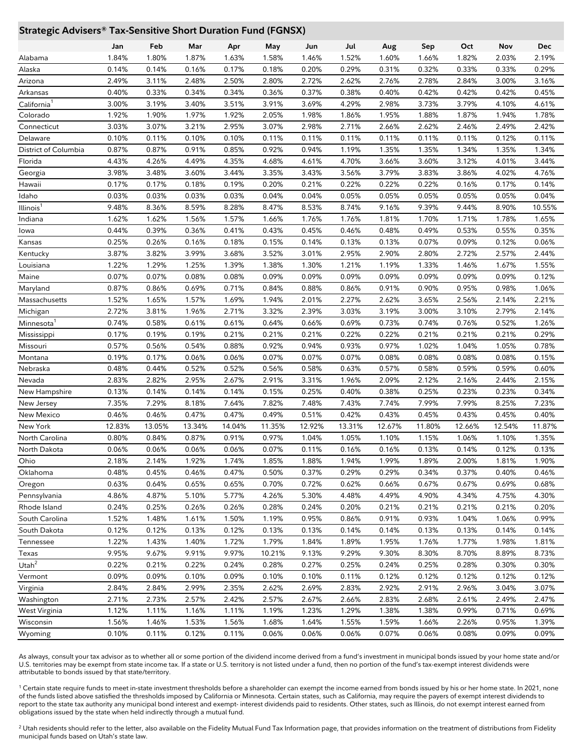## Strategic Advisers® Tax-Sensitive Short Duration Fund (FGNSX)

| | Jan | Feb | Mar | Apr | May | Jun | Jul | Aug | Sep | Oct | Nov | Dec |
|---|---|---|---|---|---|---|---|---|---|---|---|---|
| Alabama | 1.84% | 1.80% | 1.87% | 1.63% | 1.58% | 1.46% | 1.52% | 1.60% | 1.66% | 1.82% | 2.03% | 2.19% |
| Alaska | 0.14% | 0.14% | 0.16% | 0.17% | 0.18% | 0.20% | 0.29% | 0.31% | 0.32% | 0.33% | 0.33% | 0.29% |
| Arizona | 2.49% | 3.11% | 2.48% | 2.50% | 2.80% | 2.72% | 2.62% | 2.76% | 2.78% | 2.84% | 3.00% | 3.16% |
| Arkansas | 0.40% | 0.33% | 0.34% | 0.34% | 0.36% | 0.37% | 0.38% | 0.40% | 0.42% | 0.42% | 0.42% | 0.45% |
| California[1] | 3.00% | 3.19% | 3.40% | 3.51% | 3.91% | 3.69% | 4.29% | 2.98% | 3.73% | 3.79% | 4.10% | 4.61% |
| Colorado | 1.92% | 1.90% | 1.97% | 1.92% | 2.05% | 1.98% | 1.86% | 1.95% | 1.88% | 1.87% | 1.94% | 1.78% |
| Connecticut | 3.03% | 3.07% | 3.21% | 2.95% | 3.07% | 2.98% | 2.71% | 2.66% | 2.62% | 2.46% | 2.49% | 2.42% |
| Delaware | 0.10% | 0.11% | 0.10% | 0.10% | 0.11% | 0.11% | 0.11% | 0.11% | 0.11% | 0.11% | 0.12% | 0.11% |
| District of Columbia | 0.87% | 0.87% | 0.91% | 0.85% | 0.92% | 0.94% | 1.19% | 1.35% | 1.35% | 1.34% | 1.35% | 1.34% |
| Florida | 4.43% | 4.26% | 4.49% | 4.35% | 4.68% | 4.61% | 4.70% | 3.66% | 3.60% | 3.12% | 4.01% | 3.44% |
| Georgia | 3.98% | 3.48% | 3.60% | 3.44% | 3.35% | 3.43% | 3.56% | 3.79% | 3.83% | 3.86% | 4.02% | 4.76% |
| Hawaii | 0.17% | 0.17% | 0.18% | 0.19% | 0.20% | 0.21% | 0.22% | 0.22% | 0.22% | 0.16% | 0.17% | 0.14% |
| Idaho | 0.03% | 0.03% | 0.03% | 0.03% | 0.04% | 0.04% | 0.05% | 0.05% | 0.05% | 0.05% | 0.05% | 0.04% |
| Illinois[1] | 9.48% | 8.36% | 8.59% | 8.28% | 8.47% | 8.53% | 8.74% | 9.16% | 9.39% | 9.44% | 8.90% | 10.55% |
| Indiana | 1.62% | 1.62% | 1.56% | 1.57% | 1.66% | 1.76% | 1.76% | 1.81% | 1.70% | 1.71% | 1.78% | 1.65% |
| Iowa | 0.44% | 0.39% | 0.36% | 0.41% | 0.43% | 0.45% | 0.46% | 0.48% | 0.49% | 0.53% | 0.55% | 0.35% |
| Kansas | 0.25% | 0.26% | 0.16% | 0.18% | 0.15% | 0.14% | 0.13% | 0.13% | 0.07% | 0.09% | 0.12% | 0.06% |
| Kentucky | 3.87% | 3.82% | 3.99% | 3.68% | 3.52% | 3.01% | 2.95% | 2.90% | 2.80% | 2.72% | 2.57% | 2.44% |
| Louisiana | 1.22% | 1.29% | 1.25% | 1.39% | 1.38% | 1.30% | 1.21% | 1.19% | 1.33% | 1.46% | 1.67% | 1.55% |
| Maine | 0.07% | 0.07% | 0.08% | 0.08% | 0.09% | 0.09% | 0.09% | 0.09% | 0.09% | 0.09% | 0.09% | 0.12% |
| Maryland | 0.87% | 0.86% | 0.69% | 0.71% | 0.84% | 0.88% | 0.86% | 0.91% | 0.90% | 0.95% | 0.98% | 1.06% |
| Massachusetts | 1.52% | 1.65% | 1.57% | 1.69% | 1.94% | 2.01% | 2.27% | 2.62% | 3.65% | 2.56% | 2.14% | 2.21% |
| Michigan | 2.72% | 3.81% | 1.96% | 2.71% | 3.32% | 2.39% | 3.03% | 3.19% | 3.00% | 3.10% | 2.79% | 2.14% |
| Minnesota[1] | 0.74% | 0.58% | 0.61% | 0.61% | 0.64% | 0.66% | 0.69% | 0.73% | 0.74% | 0.76% | 0.52% | 1.26% |
| Mississippi | 0.17% | 0.19% | 0.19% | 0.21% | 0.21% | 0.21% | 0.22% | 0.22% | 0.21% | 0.21% | 0.21% | 0.29% |
| Missouri | 0.57% | 0.56% | 0.54% | 0.88% | 0.92% | 0.94% | 0.93% | 0.97% | 1.02% | 1.04% | 1.05% | 0.78% |
| Montana | 0.19% | 0.17% | 0.06% | 0.06% | 0.07% | 0.07% | 0.07% | 0.08% | 0.08% | 0.08% | 0.08% | 0.15% |
| Nebraska | 0.48% | 0.44% | 0.52% | 0.52% | 0.56% | 0.58% | 0.63% | 0.57% | 0.58% | 0.59% | 0.59% | 0.60% |
| Nevada | 2.83% | 2.82% | 2.95% | 2.67% | 2.91% | 3.31% | 1.96% | 2.09% | 2.12% | 2.16% | 2.44% | 2.15% |
| New Hampshire | 0.13% | 0.14% | 0.14% | 0.14% | 0.15% | 0.25% | 0.40% | 0.38% | 0.25% | 0.23% | 0.23% | 0.34% |
| New Jersey | 7.35% | 7.29% | 8.18% | 7.64% | 7.82% | 7.48% | 7.43% | 7.74% | 7.99% | 7.99% | 8.25% | 7.23% |
| New Mexico | 0.46% | 0.46% | 0.47% | 0.47% | 0.49% | 0.51% | 0.42% | 0.43% | 0.45% | 0.43% | 0.45% | 0.40% |
| New York | 12.83% | 13.05% | 13.34% | 14.04% | 11.35% | 12.92% | 13.31% | 12.67% | 11.80% | 12.66% | 12.54% | 11.87% |
| North Carolina | 0.80% | 0.84% | 0.87% | 0.91% | 0.97% | 1.04% | 1.05% | 1.10% | 1.15% | 1.06% | 1.10% | 1.35% |
| North Dakota | 0.06% | 0.06% | 0.06% | 0.06% | 0.07% | 0.11% | 0.16% | 0.16% | 0.13% | 0.14% | 0.12% | 0.13% |
| Ohio | 2.18% | 2.14% | 1.92% | 1.74% | 1.85% | 1.88% | 1.94% | 1.99% | 1.89% | 2.00% | 1.81% | 1.90% |
| Oklahoma | 0.48% | 0.45% | 0.46% | 0.47% | 0.50% | 0.37% | 0.29% | 0.29% | 0.34% | 0.37% | 0.40% | 0.46% |
| Oregon | 0.63% | 0.64% | 0.65% | 0.65% | 0.70% | 0.72% | 0.62% | 0.66% | 0.67% | 0.67% | 0.69% | 0.68% |
| Pennsylvania | 4.86% | 4.87% | 5.10% | 5.77% | 4.26% | 5.30% | 4.48% | 4.49% | 4.90% | 4.34% | 4.75% | 4.30% |
| Rhode Island | 0.24% | 0.25% | 0.26% | 0.26% | 0.28% | 0.24% | 0.20% | 0.21% | 0.21% | 0.21% | 0.21% | 0.20% |
| South Carolina | 1.52% | 1.48% | 1.61% | 1.50% | 1.19% | 0.95% | 0.86% | 0.91% | 0.93% | 1.04% | 1.06% | 0.99% |
| South Dakota | 0.12% | 0.12% | 0.13% | 0.12% | 0.13% | 0.13% | 0.14% | 0.14% | 0.13% | 0.13% | 0.14% | 0.14% |
| Tennessee | 1.22% | 1.43% | 1.40% | 1.72% | 1.79% | 1.84% | 1.89% | 1.95% | 1.76% | 1.77% | 1.98% | 1.81% |
| Texas | 9.95% | 9.67% | 9.91% | 9.97% | 10.21% | 9.13% | 9.29% | 9.30% | 8.30% | 8.70% | 8.89% | 8.73% |
| Utah[2] | 0.22% | 0.21% | 0.22% | 0.24% | 0.28% | 0.27% | 0.25% | 0.24% | 0.25% | 0.28% | 0.30% | 0.30% |
| Vermont | 0.09% | 0.09% | 0.10% | 0.09% | 0.10% | 0.10% | 0.11% | 0.12% | 0.12% | 0.12% | 0.12% | 0.12% |
| Virginia | 2.84% | 2.84% | 2.99% | 2.35% | 2.62% | 2.69% | 2.83% | 2.92% | 2.91% | 2.96% | 3.04% | 3.07% |
| Washington | 2.71% | 2.73% | 2.57% | 2.42% | 2.57% | 2.67% | 2.66% | 2.83% | 2.68% | 2.61% | 2.49% | 2.47% |
| West Virginia | 1.12% | 1.11% | 1.16% | 1.11% | 1.19% | 1.23% | 1.29% | 1.38% | 1.38% | 0.99% | 0.71% | 0.69% |
| Wisconsin | 1.56% | 1.46% | 1.53% | 1.56% | 1.68% | 1.64% | 1.55% | 1.59% | 1.66% | 2.26% | 0.95% | 1.39% |
| Wyoming | 0.10% | 0.11% | 0.12% | 0.11% | 0.06% | 0.06% | 0.06% | 0.07% | 0.06% | 0.08% | 0.09% | 0.09% |

As always, consult your tax advisor as to whether all or some portion of the dividend income derived from a fund's investment in municipal bonds issued by your home state and/or U.S. territories may be exempt from state income tax. If a state or U.S. territory is not listed under a fund, then no portion of the fund's tax-exempt interest dividends were attributable to bonds issued by that state/territory.

[1] Certain state require funds to meet in-state investment thresholds before a shareholder can exempt the income earned from bonds issued by his or her home state. In 2021, none of the funds listed above satisfied the thresholds imposed by California or Minnesota. Certain states, such as California, may require the payers of exempt interest dividends to report to the state tax authority any municipal bond interest and exempt- interest dividends paid to residents. Other states, such as Illinois, do not exempt interest earned from obligations issued by the state when held indirectly through a mutual fund.

[2] Utah residents should refer to the letter, also available on the Fidelity Mutual Fund Tax Information page, that provides information on the treatment of distributions from Fidelity municipal funds based on Utah's state law.